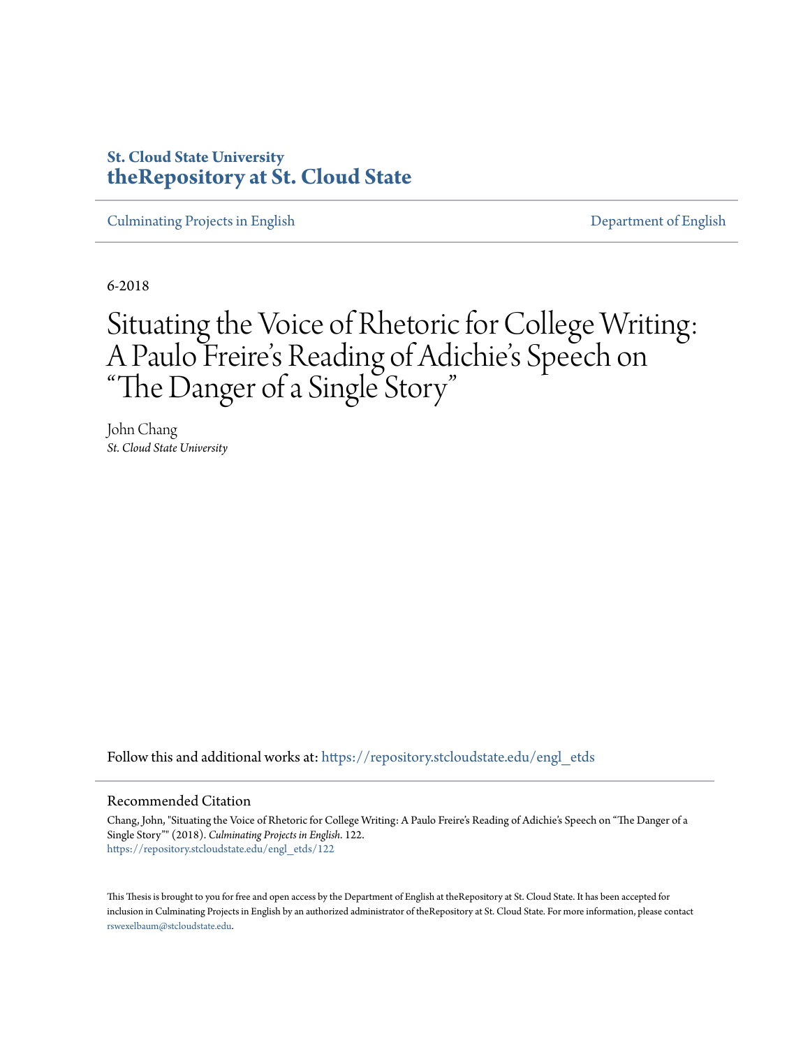St. Cloud State University
**theRepository at St. Cloud State**

Culminating Projects in English | Department of English

6-2018

# Situating the Voice of Rhetoric for College Writing: A Paulo Freire's Reading of Adichie's Speech on "The Danger of a Single Story"

John Chang
*St. Cloud State University*

Follow this and additional works at: https://repository.stcloudstate.edu/engl_etds

## Recommended Citation

Chang, John, "Situating the Voice of Rhetoric for College Writing: A Paulo Freire's Reading of Adichie's Speech on "The Danger of a Single Story"" (2018). *Culminating Projects in English*. 122.
https://repository.stcloudstate.edu/engl_etds/122

This Thesis is brought to you for free and open access by the Department of English at theRepository at St. Cloud State. It has been accepted for inclusion in Culminating Projects in English by an authorized administrator of theRepository at St. Cloud State. For more information, please contact rswexelbaum@stcloudstate.edu.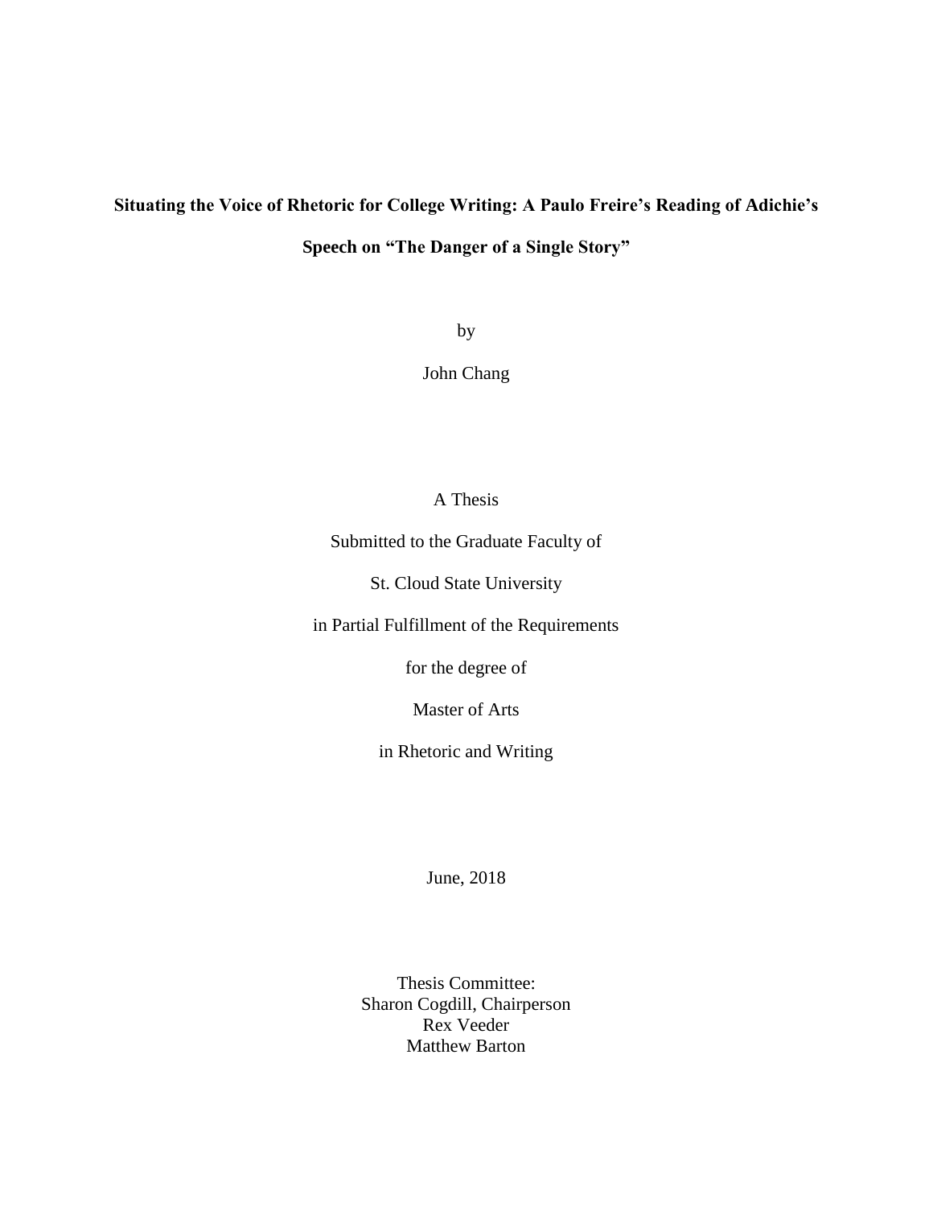**Situating the Voice of Rhetoric for College Writing: A Paulo Freire's Reading of Adichie's Speech on "The Danger of a Single Story"**

by

John Chang

A Thesis

Submitted to the Graduate Faculty of

St. Cloud State University

in Partial Fulfillment of the Requirements

for the degree of

Master of Arts

in Rhetoric and Writing

June, 2018

Thesis Committee:
Sharon Cogdill, Chairperson
Rex Veeder
Matthew Barton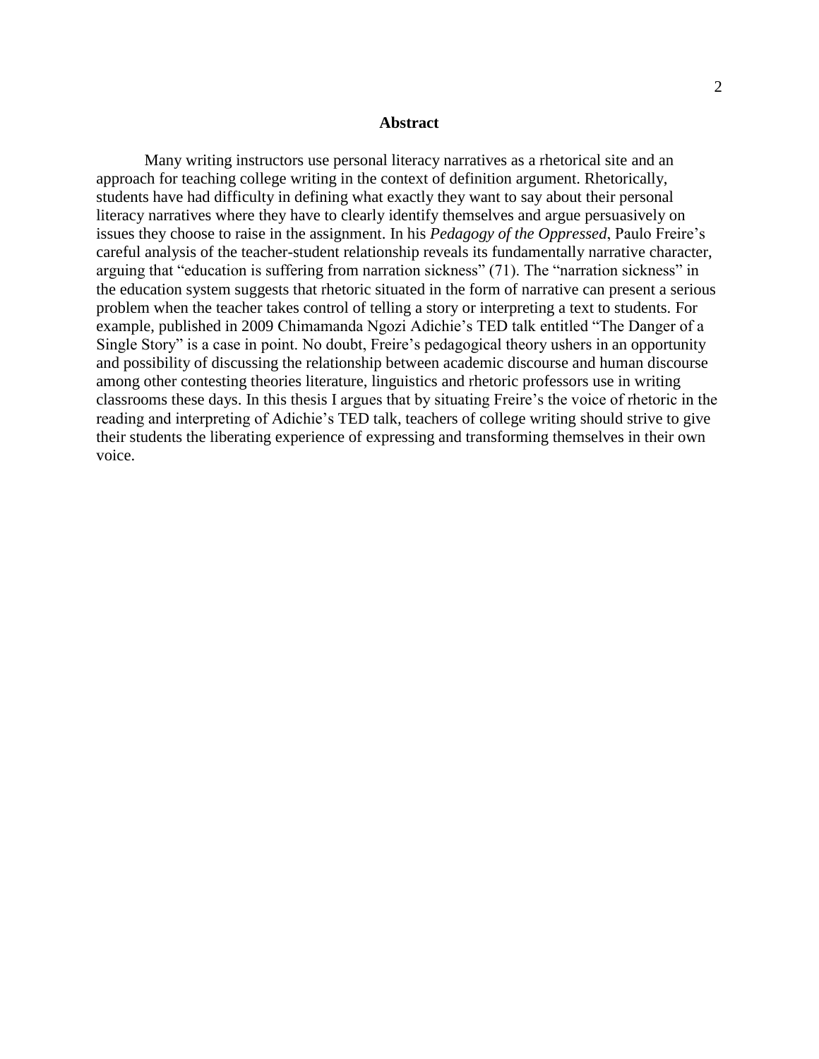**Abstract**

Many writing instructors use personal literacy narratives as a rhetorical site and an approach for teaching college writing in the context of definition argument. Rhetorically, students have had difficulty in defining what exactly they want to say about their personal literacy narratives where they have to clearly identify themselves and argue persuasively on issues they choose to raise in the assignment. In his *Pedagogy of the Oppressed*, Paulo Freire's careful analysis of the teacher-student relationship reveals its fundamentally narrative character, arguing that "education is suffering from narration sickness" (71). The "narration sickness" in the education system suggests that rhetoric situated in the form of narrative can present a serious problem when the teacher takes control of telling a story or interpreting a text to students. For example, published in 2009 Chimamanda Ngozi Adichie's TED talk entitled "The Danger of a Single Story" is a case in point. No doubt, Freire's pedagogical theory ushers in an opportunity and possibility of discussing the relationship between academic discourse and human discourse among other contesting theories literature, linguistics and rhetoric professors use in writing classrooms these days. In this thesis I argues that by situating Freire's the voice of rhetoric in the reading and interpreting of Adichie's TED talk, teachers of college writing should strive to give their students the liberating experience of expressing and transforming themselves in their own voice.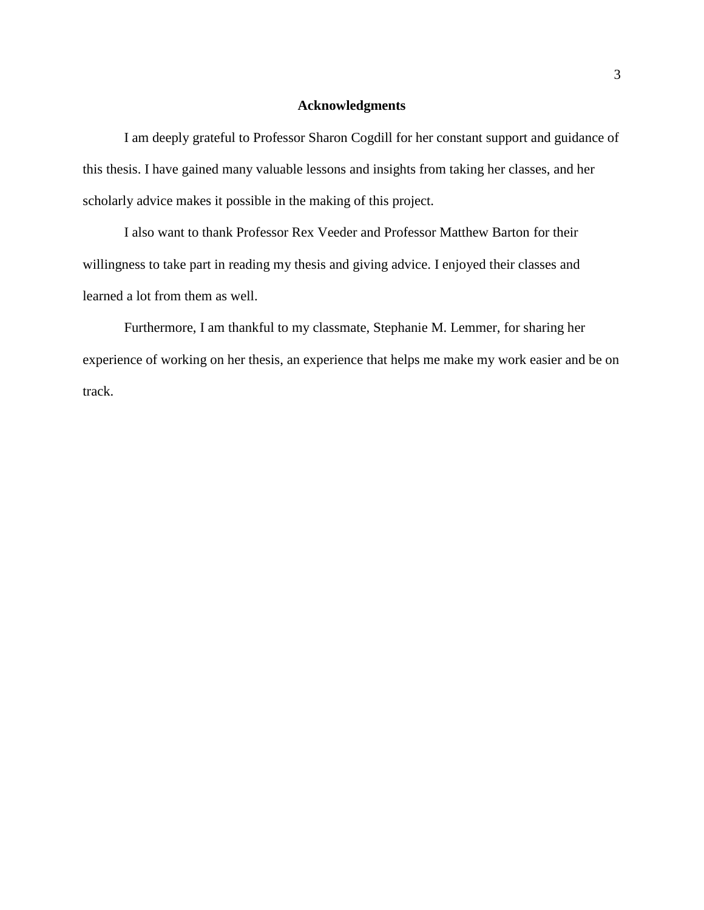## Acknowledgments

I am deeply grateful to Professor Sharon Cogdill for her constant support and guidance of this thesis. I have gained many valuable lessons and insights from taking her classes, and her scholarly advice makes it possible in the making of this project.

I also want to thank Professor Rex Veeder and Professor Matthew Barton for their willingness to take part in reading my thesis and giving advice. I enjoyed their classes and learned a lot from them as well.

Furthermore, I am thankful to my classmate, Stephanie M. Lemmer, for sharing her experience of working on her thesis, an experience that helps me make my work easier and be on track.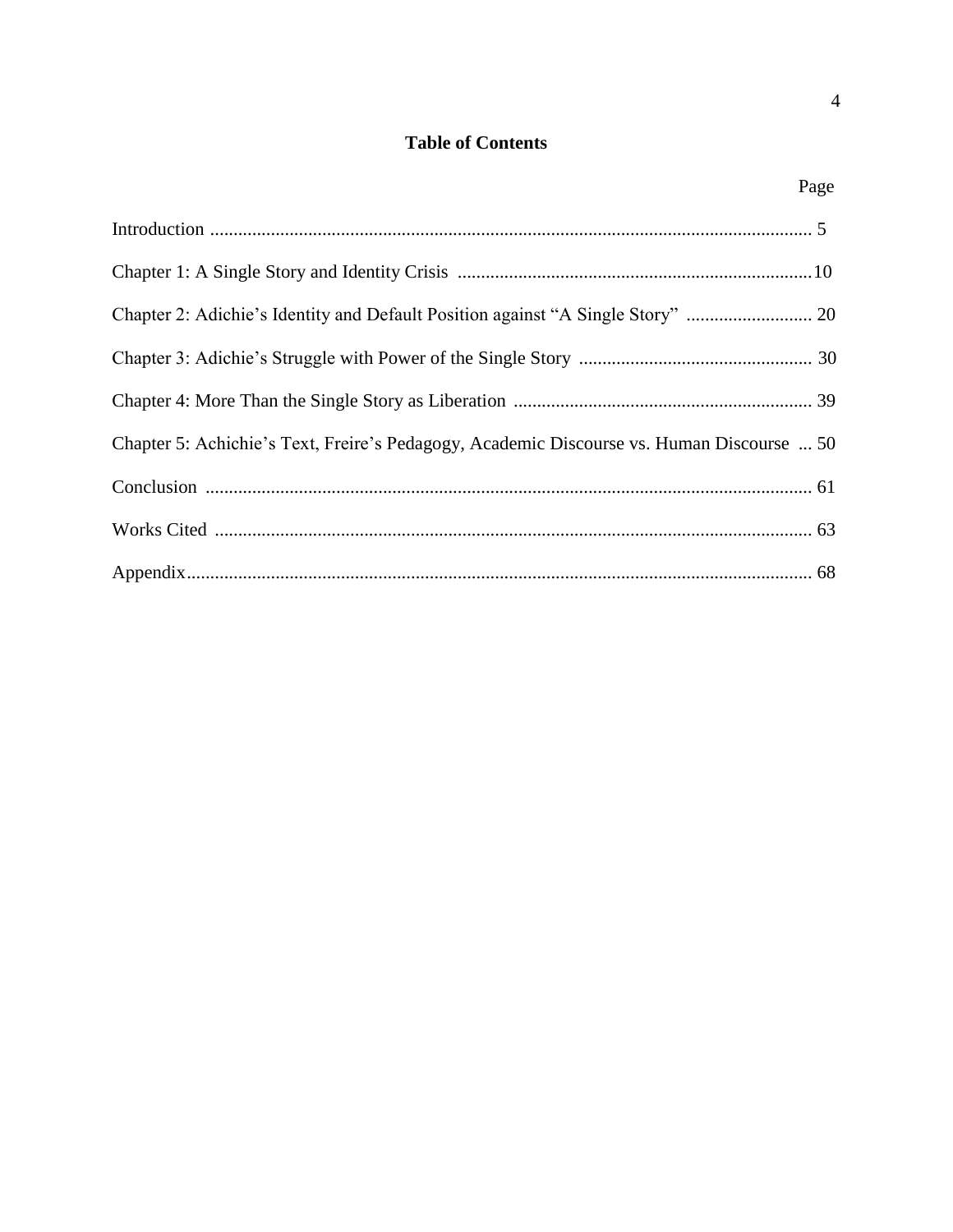# Table of Contents

| | Page |
|---|---|
| Introduction | 5 |
| Chapter 1: A Single Story and Identity Crisis | 10 |
| Chapter 2: Adichie's Identity and Default Position against "A Single Story" | 20 |
| Chapter 3: Adichie's Struggle with Power of the Single Story | 30 |
| Chapter 4: More Than the Single Story as Liberation | 39 |
| Chapter 5: Achichie's Text, Freire's Pedagogy, Academic Discourse vs. Human Discourse | 50 |
| Conclusion | 61 |
| Works Cited | 63 |
| Appendix | 68 |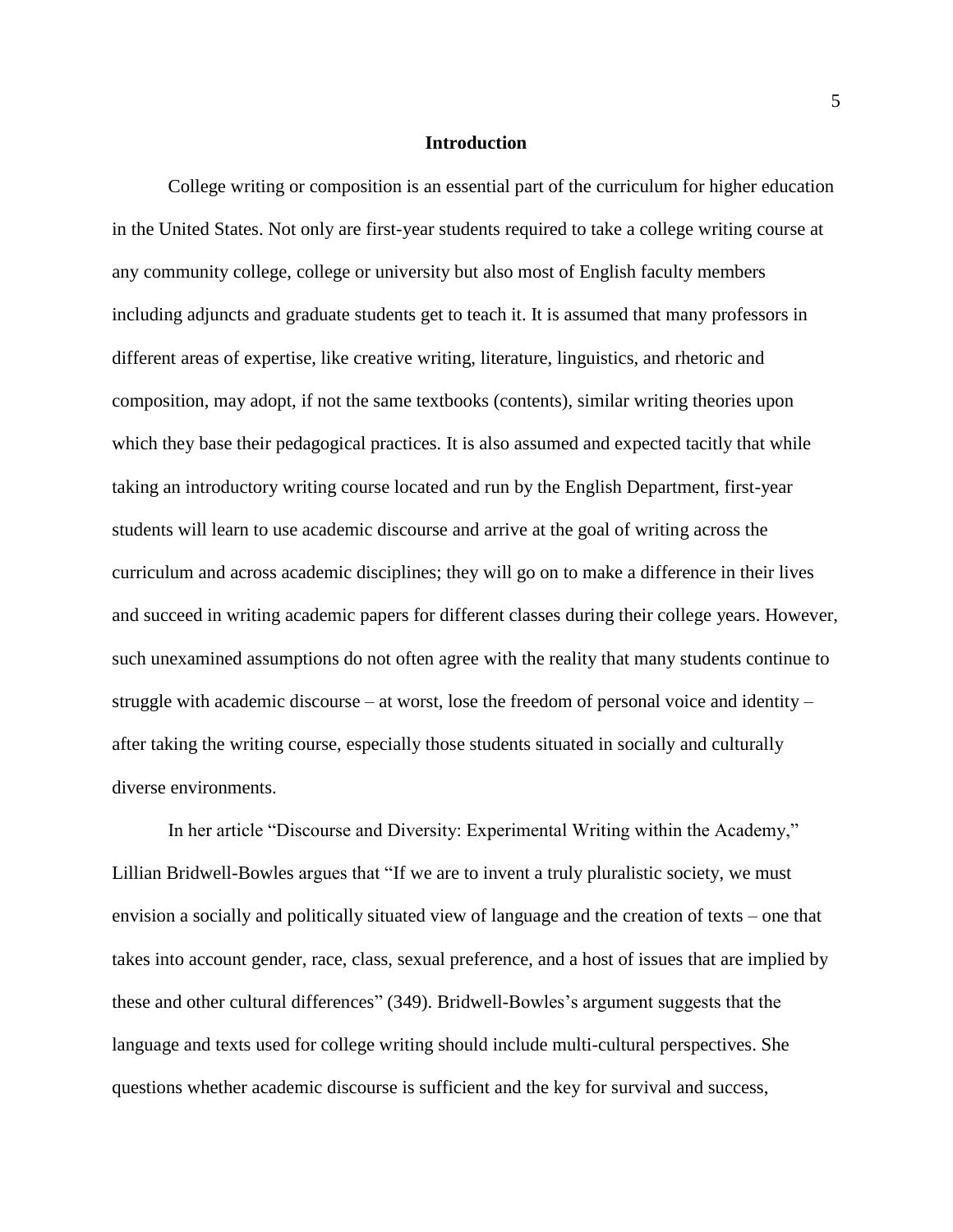## Introduction

College writing or composition is an essential part of the curriculum for higher education in the United States. Not only are first-year students required to take a college writing course at any community college, college or university but also most of English faculty members including adjuncts and graduate students get to teach it. It is assumed that many professors in different areas of expertise, like creative writing, literature, linguistics, and rhetoric and composition, may adopt, if not the same textbooks (contents), similar writing theories upon which they base their pedagogical practices. It is also assumed and expected tacitly that while taking an introductory writing course located and run by the English Department, first-year students will learn to use academic discourse and arrive at the goal of writing across the curriculum and across academic disciplines; they will go on to make a difference in their lives and succeed in writing academic papers for different classes during their college years. However, such unexamined assumptions do not often agree with the reality that many students continue to struggle with academic discourse – at worst, lose the freedom of personal voice and identity – after taking the writing course, especially those students situated in socially and culturally diverse environments.

In her article "Discourse and Diversity: Experimental Writing within the Academy," Lillian Bridwell-Bowles argues that "If we are to invent a truly pluralistic society, we must envision a socially and politically situated view of language and the creation of texts – one that takes into account gender, race, class, sexual preference, and a host of issues that are implied by these and other cultural differences" (349). Bridwell-Bowles's argument suggests that the language and texts used for college writing should include multi-cultural perspectives. She questions whether academic discourse is sufficient and the key for survival and success,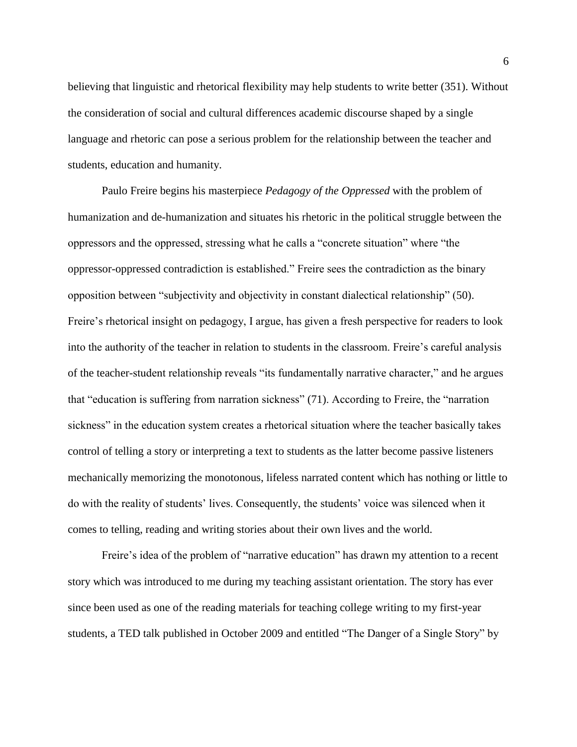believing that linguistic and rhetorical flexibility may help students to write better (351). Without the consideration of social and cultural differences academic discourse shaped by a single language and rhetoric can pose a serious problem for the relationship between the teacher and students, education and humanity.

Paulo Freire begins his masterpiece *Pedagogy of the Oppressed* with the problem of humanization and de-humanization and situates his rhetoric in the political struggle between the oppressors and the oppressed, stressing what he calls a "concrete situation" where "the oppressor-oppressed contradiction is established." Freire sees the contradiction as the binary opposition between "subjectivity and objectivity in constant dialectical relationship" (50). Freire's rhetorical insight on pedagogy, I argue, has given a fresh perspective for readers to look into the authority of the teacher in relation to students in the classroom. Freire's careful analysis of the teacher-student relationship reveals "its fundamentally narrative character," and he argues that "education is suffering from narration sickness" (71). According to Freire, the "narration sickness" in the education system creates a rhetorical situation where the teacher basically takes control of telling a story or interpreting a text to students as the latter become passive listeners mechanically memorizing the monotonous, lifeless narrated content which has nothing or little to do with the reality of students' lives. Consequently, the students' voice was silenced when it comes to telling, reading and writing stories about their own lives and the world.

Freire's idea of the problem of "narrative education" has drawn my attention to a recent story which was introduced to me during my teaching assistant orientation. The story has ever since been used as one of the reading materials for teaching college writing to my first-year students, a TED talk published in October 2009 and entitled "The Danger of a Single Story" by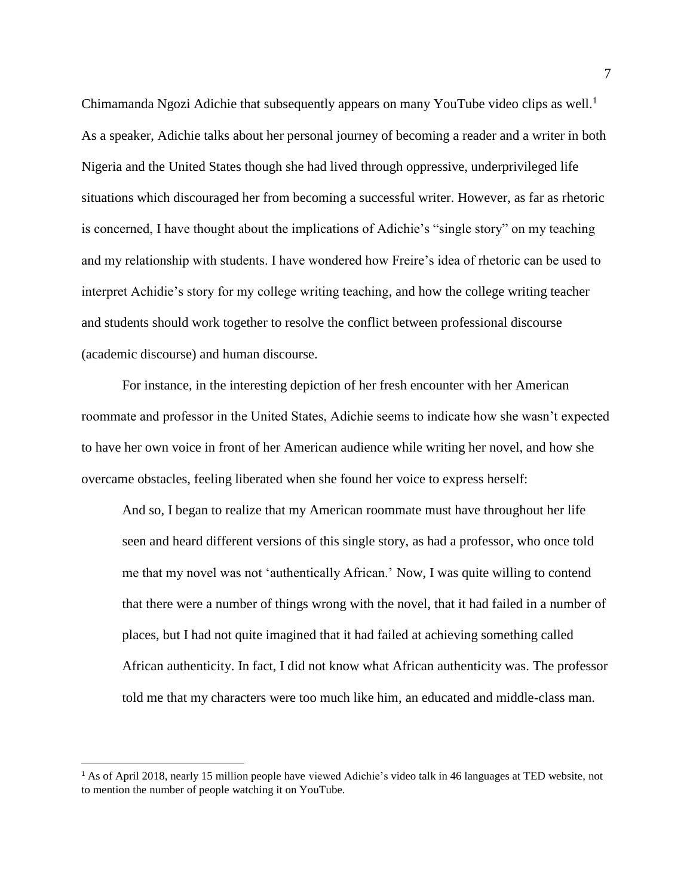Chimamanda Ngozi Adichie that subsequently appears on many YouTube video clips as well.[1] As a speaker, Adichie talks about her personal journey of becoming a reader and a writer in both Nigeria and the United States though she had lived through oppressive, underprivileged life situations which discouraged her from becoming a successful writer. However, as far as rhetoric is concerned, I have thought about the implications of Adichie's "single story" on my teaching and my relationship with students. I have wondered how Freire's idea of rhetoric can be used to interpret Achidie's story for my college writing teaching, and how the college writing teacher and students should work together to resolve the conflict between professional discourse (academic discourse) and human discourse.

For instance, in the interesting depiction of her fresh encounter with her American roommate and professor in the United States, Adichie seems to indicate how she wasn't expected to have her own voice in front of her American audience while writing her novel, and how she overcame obstacles, feeling liberated when she found her voice to express herself:

> And so, I began to realize that my American roommate must have throughout her life seen and heard different versions of this single story, as had a professor, who once told me that my novel was not 'authentically African.' Now, I was quite willing to contend that there were a number of things wrong with the novel, that it had failed in a number of places, but I had not quite imagined that it had failed at achieving something called African authenticity. In fact, I did not know what African authenticity was. The professor told me that my characters were too much like him, an educated and middle-class man.

[1] As of April 2018, nearly 15 million people have viewed Adichie's video talk in 46 languages at TED website, not to mention the number of people watching it on YouTube.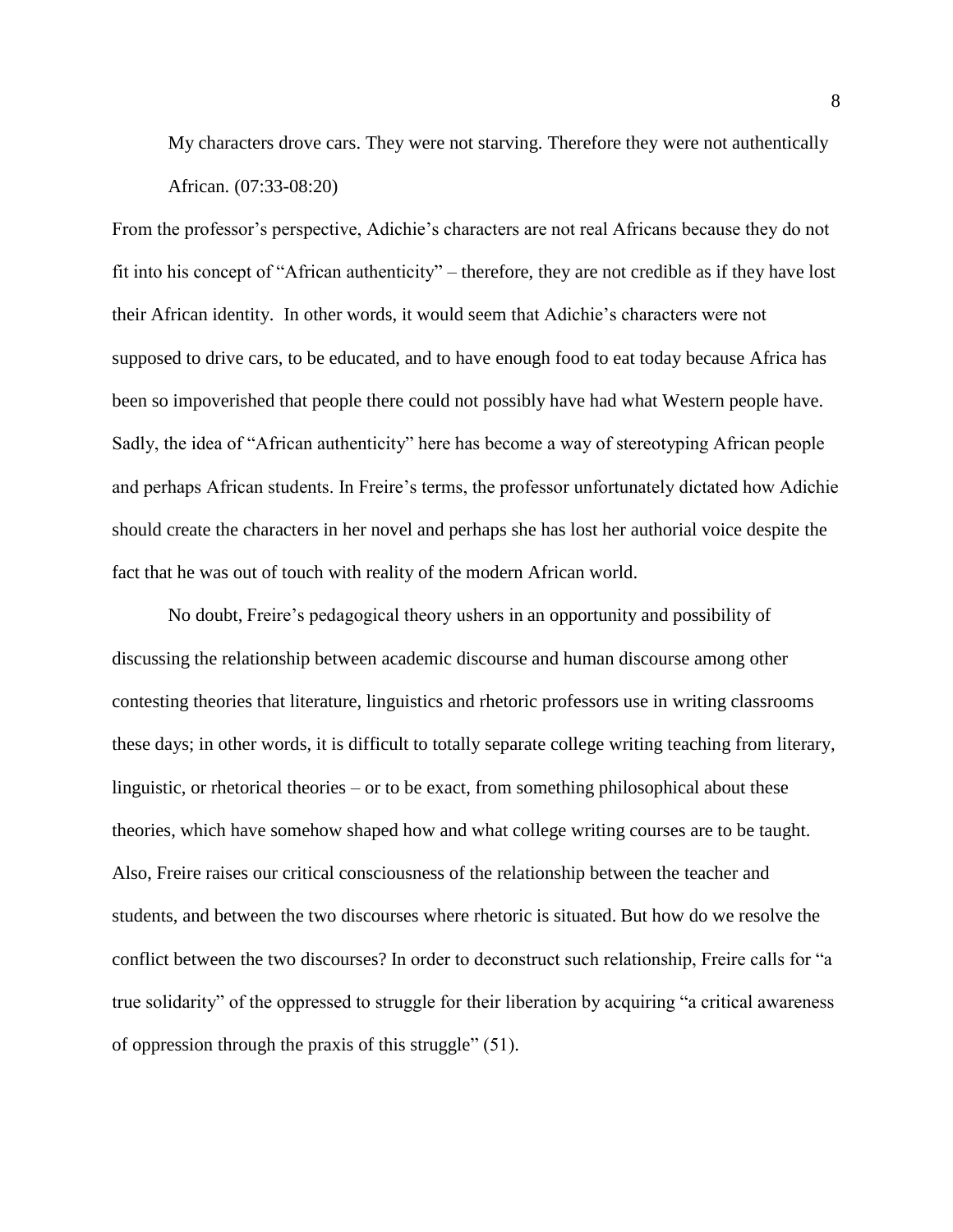> My characters drove cars. They were not starving. Therefore they were not authentically African. (07:33-08:20)

From the professor's perspective, Adichie's characters are not real Africans because they do not fit into his concept of "African authenticity" – therefore, they are not credible as if they have lost their African identity. In other words, it would seem that Adichie's characters were not supposed to drive cars, to be educated, and to have enough food to eat today because Africa has been so impoverished that people there could not possibly have had what Western people have. Sadly, the idea of "African authenticity" here has become a way of stereotyping African people and perhaps African students. In Freire's terms, the professor unfortunately dictated how Adichie should create the characters in her novel and perhaps she has lost her authorial voice despite the fact that he was out of touch with reality of the modern African world.

No doubt, Freire's pedagogical theory ushers in an opportunity and possibility of discussing the relationship between academic discourse and human discourse among other contesting theories that literature, linguistics and rhetoric professors use in writing classrooms these days; in other words, it is difficult to totally separate college writing teaching from literary, linguistic, or rhetorical theories – or to be exact, from something philosophical about these theories, which have somehow shaped how and what college writing courses are to be taught. Also, Freire raises our critical consciousness of the relationship between the teacher and students, and between the two discourses where rhetoric is situated. But how do we resolve the conflict between the two discourses? In order to deconstruct such relationship, Freire calls for "a true solidarity" of the oppressed to struggle for their liberation by acquiring "a critical awareness of oppression through the praxis of this struggle" (51).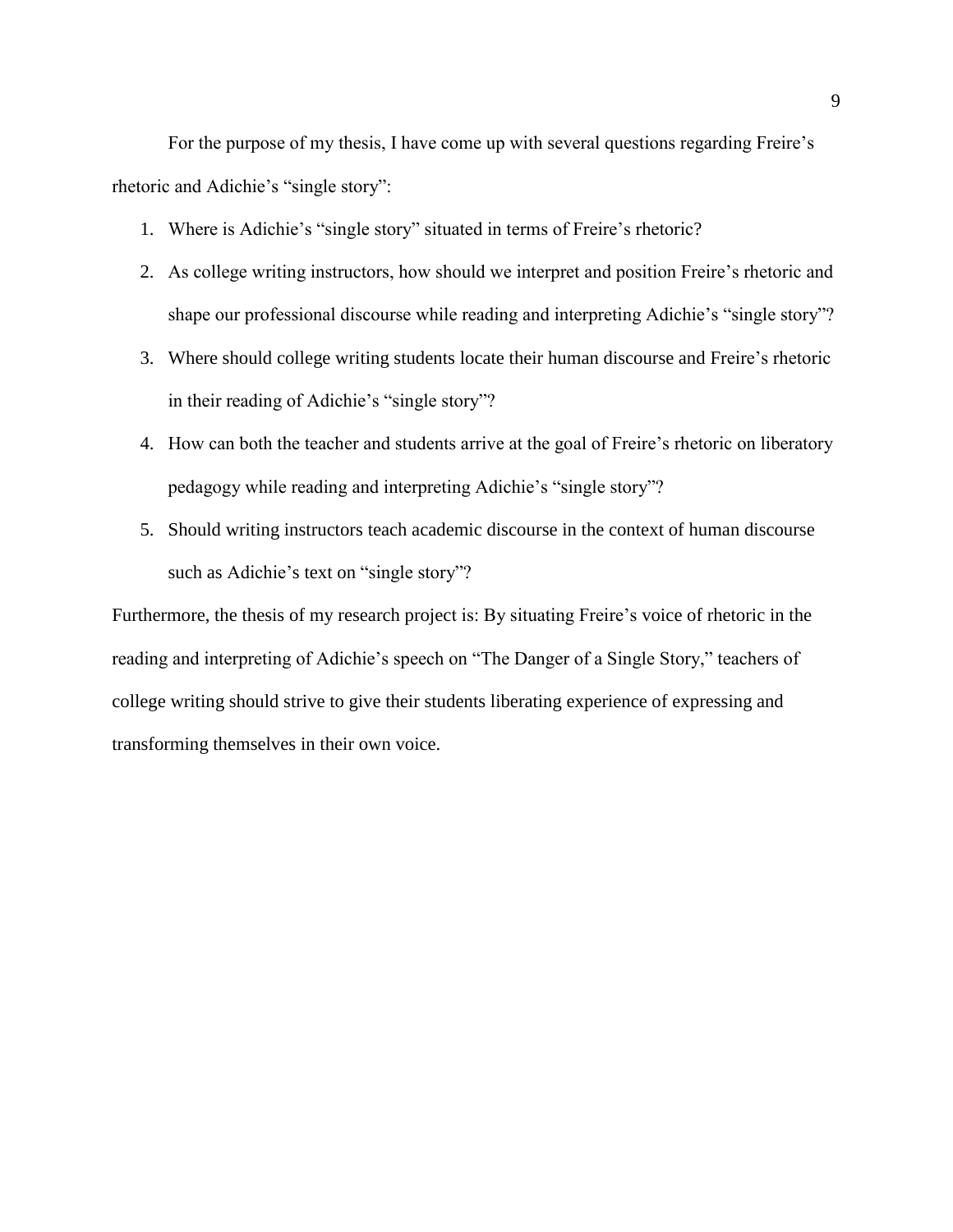For the purpose of my thesis, I have come up with several questions regarding Freire's rhetoric and Adichie's "single story":

1. Where is Adichie's "single story" situated in terms of Freire's rhetoric?
2. As college writing instructors, how should we interpret and position Freire's rhetoric and shape our professional discourse while reading and interpreting Adichie's "single story"?
3. Where should college writing students locate their human discourse and Freire's rhetoric in their reading of Adichie's "single story"?
4. How can both the teacher and students arrive at the goal of Freire's rhetoric on liberatory pedagogy while reading and interpreting Adichie's "single story"?
5. Should writing instructors teach academic discourse in the context of human discourse such as Adichie's text on "single story"?

Furthermore, the thesis of my research project is: By situating Freire's voice of rhetoric in the reading and interpreting of Adichie's speech on "The Danger of a Single Story," teachers of college writing should strive to give their students liberating experience of expressing and transforming themselves in their own voice.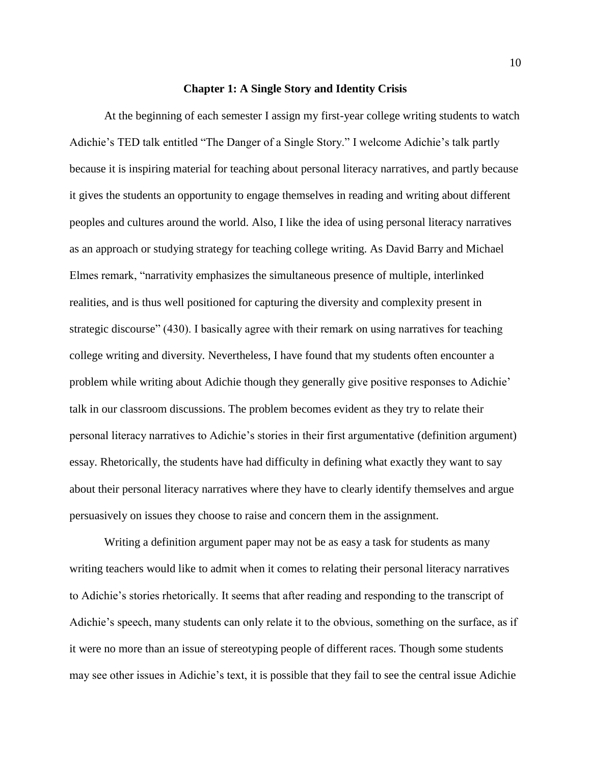## Chapter 1: A Single Story and Identity Crisis

At the beginning of each semester I assign my first-year college writing students to watch Adichie's TED talk entitled "The Danger of a Single Story." I welcome Adichie's talk partly because it is inspiring material for teaching about personal literacy narratives, and partly because it gives the students an opportunity to engage themselves in reading and writing about different peoples and cultures around the world. Also, I like the idea of using personal literacy narratives as an approach or studying strategy for teaching college writing. As David Barry and Michael Elmes remark, "narrativity emphasizes the simultaneous presence of multiple, interlinked realities, and is thus well positioned for capturing the diversity and complexity present in strategic discourse" (430). I basically agree with their remark on using narratives for teaching college writing and diversity. Nevertheless, I have found that my students often encounter a problem while writing about Adichie though they generally give positive responses to Adichie' talk in our classroom discussions. The problem becomes evident as they try to relate their personal literacy narratives to Adichie's stories in their first argumentative (definition argument) essay. Rhetorically, the students have had difficulty in defining what exactly they want to say about their personal literacy narratives where they have to clearly identify themselves and argue persuasively on issues they choose to raise and concern them in the assignment.

Writing a definition argument paper may not be as easy a task for students as many writing teachers would like to admit when it comes to relating their personal literacy narratives to Adichie's stories rhetorically. It seems that after reading and responding to the transcript of Adichie's speech, many students can only relate it to the obvious, something on the surface, as if it were no more than an issue of stereotyping people of different races. Though some students may see other issues in Adichie's text, it is possible that they fail to see the central issue Adichie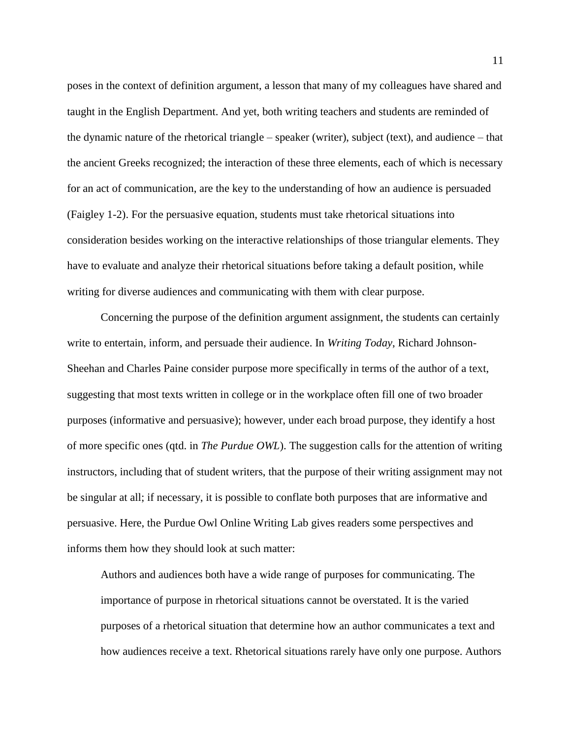poses in the context of definition argument, a lesson that many of my colleagues have shared and taught in the English Department. And yet, both writing teachers and students are reminded of the dynamic nature of the rhetorical triangle – speaker (writer), subject (text), and audience – that the ancient Greeks recognized; the interaction of these three elements, each of which is necessary for an act of communication, are the key to the understanding of how an audience is persuaded (Faigley 1-2). For the persuasive equation, students must take rhetorical situations into consideration besides working on the interactive relationships of those triangular elements. They have to evaluate and analyze their rhetorical situations before taking a default position, while writing for diverse audiences and communicating with them with clear purpose.

Concerning the purpose of the definition argument assignment, the students can certainly write to entertain, inform, and persuade their audience. In *Writing Today*, Richard Johnson-Sheehan and Charles Paine consider purpose more specifically in terms of the author of a text, suggesting that most texts written in college or in the workplace often fill one of two broader purposes (informative and persuasive); however, under each broad purpose, they identify a host of more specific ones (qtd. in *The Purdue OWL*). The suggestion calls for the attention of writing instructors, including that of student writers, that the purpose of their writing assignment may not be singular at all; if necessary, it is possible to conflate both purposes that are informative and persuasive. Here, the Purdue Owl Online Writing Lab gives readers some perspectives and informs them how they should look at such matter:

> Authors and audiences both have a wide range of purposes for communicating. The importance of purpose in rhetorical situations cannot be overstated. It is the varied purposes of a rhetorical situation that determine how an author communicates a text and how audiences receive a text. Rhetorical situations rarely have only one purpose. Authors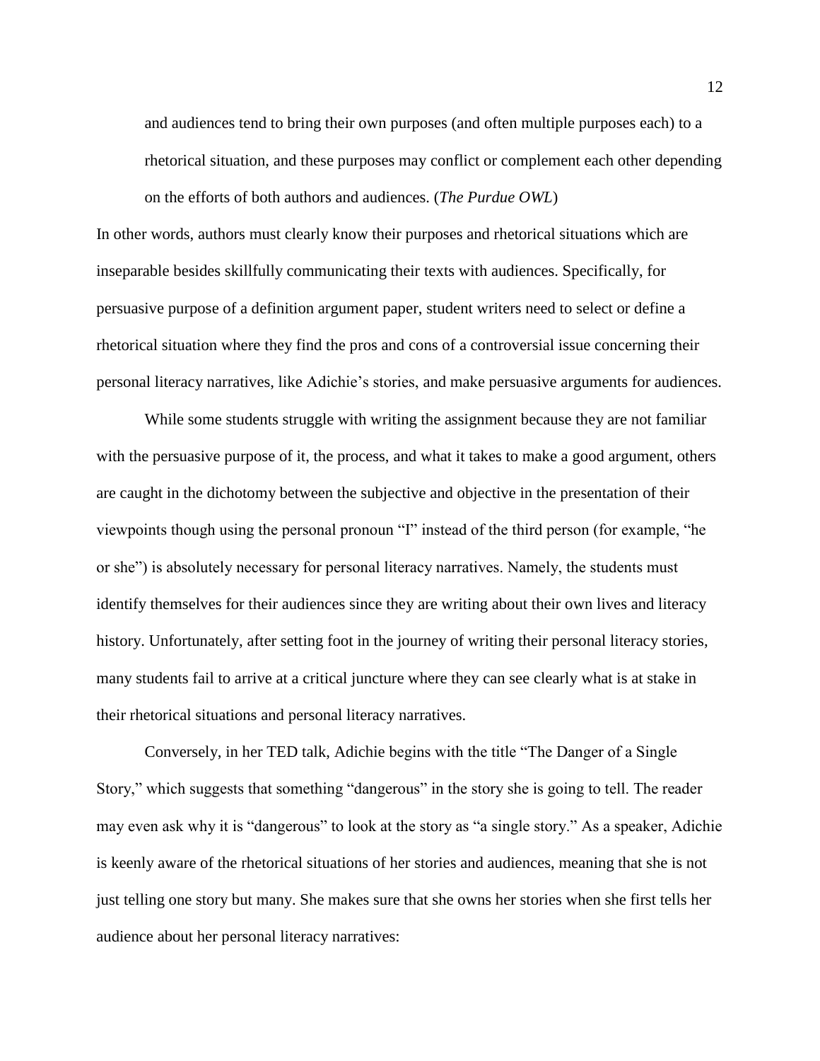> and audiences tend to bring their own purposes (and often multiple purposes each) to a rhetorical situation, and these purposes may conflict or complement each other depending on the efforts of both authors and audiences. (*The Purdue OWL*)

In other words, authors must clearly know their purposes and rhetorical situations which are inseparable besides skillfully communicating their texts with audiences. Specifically, for persuasive purpose of a definition argument paper, student writers need to select or define a rhetorical situation where they find the pros and cons of a controversial issue concerning their personal literacy narratives, like Adichie's stories, and make persuasive arguments for audiences.

While some students struggle with writing the assignment because they are not familiar with the persuasive purpose of it, the process, and what it takes to make a good argument, others are caught in the dichotomy between the subjective and objective in the presentation of their viewpoints though using the personal pronoun "I" instead of the third person (for example, "he or she") is absolutely necessary for personal literacy narratives. Namely, the students must identify themselves for their audiences since they are writing about their own lives and literacy history. Unfortunately, after setting foot in the journey of writing their personal literacy stories, many students fail to arrive at a critical juncture where they can see clearly what is at stake in their rhetorical situations and personal literacy narratives.

Conversely, in her TED talk, Adichie begins with the title "The Danger of a Single Story," which suggests that something "dangerous" in the story she is going to tell. The reader may even ask why it is "dangerous" to look at the story as "a single story." As a speaker, Adichie is keenly aware of the rhetorical situations of her stories and audiences, meaning that she is not just telling one story but many. She makes sure that she owns her stories when she first tells her audience about her personal literacy narratives: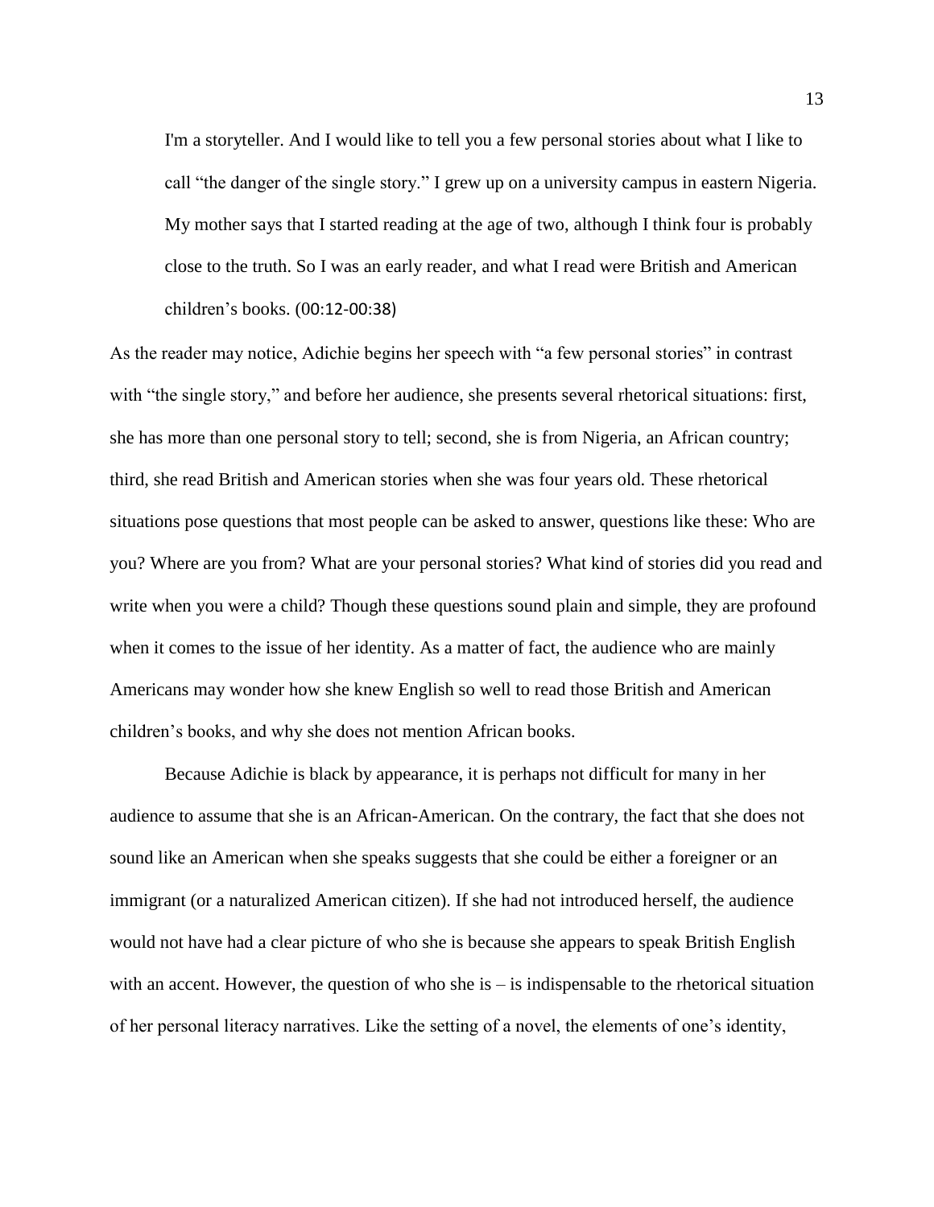> I'm a storyteller. And I would like to tell you a few personal stories about what I like to call "the danger of the single story." I grew up on a university campus in eastern Nigeria. My mother says that I started reading at the age of two, although I think four is probably close to the truth. So I was an early reader, and what I read were British and American children's books. (00:12-00:38)

As the reader may notice, Adichie begins her speech with "a few personal stories" in contrast with "the single story," and before her audience, she presents several rhetorical situations: first, she has more than one personal story to tell; second, she is from Nigeria, an African country; third, she read British and American stories when she was four years old. These rhetorical situations pose questions that most people can be asked to answer, questions like these: Who are you? Where are you from? What are your personal stories? What kind of stories did you read and write when you were a child? Though these questions sound plain and simple, they are profound when it comes to the issue of her identity. As a matter of fact, the audience who are mainly Americans may wonder how she knew English so well to read those British and American children's books, and why she does not mention African books.

Because Adichie is black by appearance, it is perhaps not difficult for many in her audience to assume that she is an African-American. On the contrary, the fact that she does not sound like an American when she speaks suggests that she could be either a foreigner or an immigrant (or a naturalized American citizen). If she had not introduced herself, the audience would not have had a clear picture of who she is because she appears to speak British English with an accent. However, the question of who she is – is indispensable to the rhetorical situation of her personal literacy narratives. Like the setting of a novel, the elements of one's identity,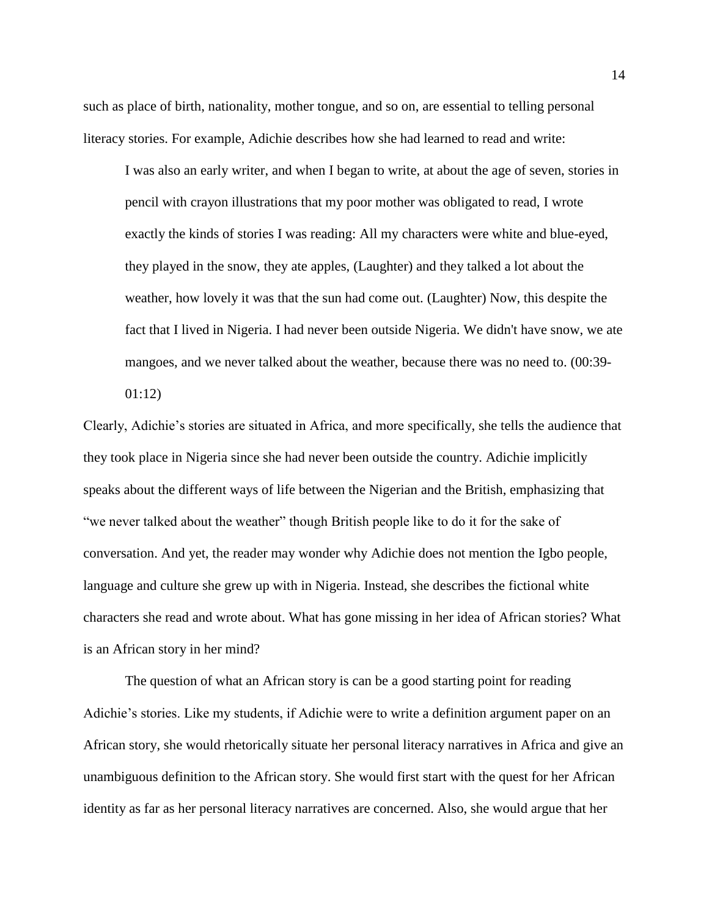such as place of birth, nationality, mother tongue, and so on, are essential to telling personal literacy stories. For example, Adichie describes how she had learned to read and write:

> I was also an early writer, and when I began to write, at about the age of seven, stories in pencil with crayon illustrations that my poor mother was obligated to read, I wrote exactly the kinds of stories I was reading: All my characters were white and blue-eyed, they played in the snow, they ate apples, (Laughter) and they talked a lot about the weather, how lovely it was that the sun had come out. (Laughter) Now, this despite the fact that I lived in Nigeria. I had never been outside Nigeria. We didn't have snow, we ate mangoes, and we never talked about the weather, because there was no need to. (00:39-01:12)

Clearly, Adichie's stories are situated in Africa, and more specifically, she tells the audience that they took place in Nigeria since she had never been outside the country. Adichie implicitly speaks about the different ways of life between the Nigerian and the British, emphasizing that "we never talked about the weather" though British people like to do it for the sake of conversation. And yet, the reader may wonder why Adichie does not mention the Igbo people, language and culture she grew up with in Nigeria. Instead, she describes the fictional white characters she read and wrote about. What has gone missing in her idea of African stories? What is an African story in her mind?

The question of what an African story is can be a good starting point for reading Adichie's stories. Like my students, if Adichie were to write a definition argument paper on an African story, she would rhetorically situate her personal literacy narratives in Africa and give an unambiguous definition to the African story. She would first start with the quest for her African identity as far as her personal literacy narratives are concerned. Also, she would argue that her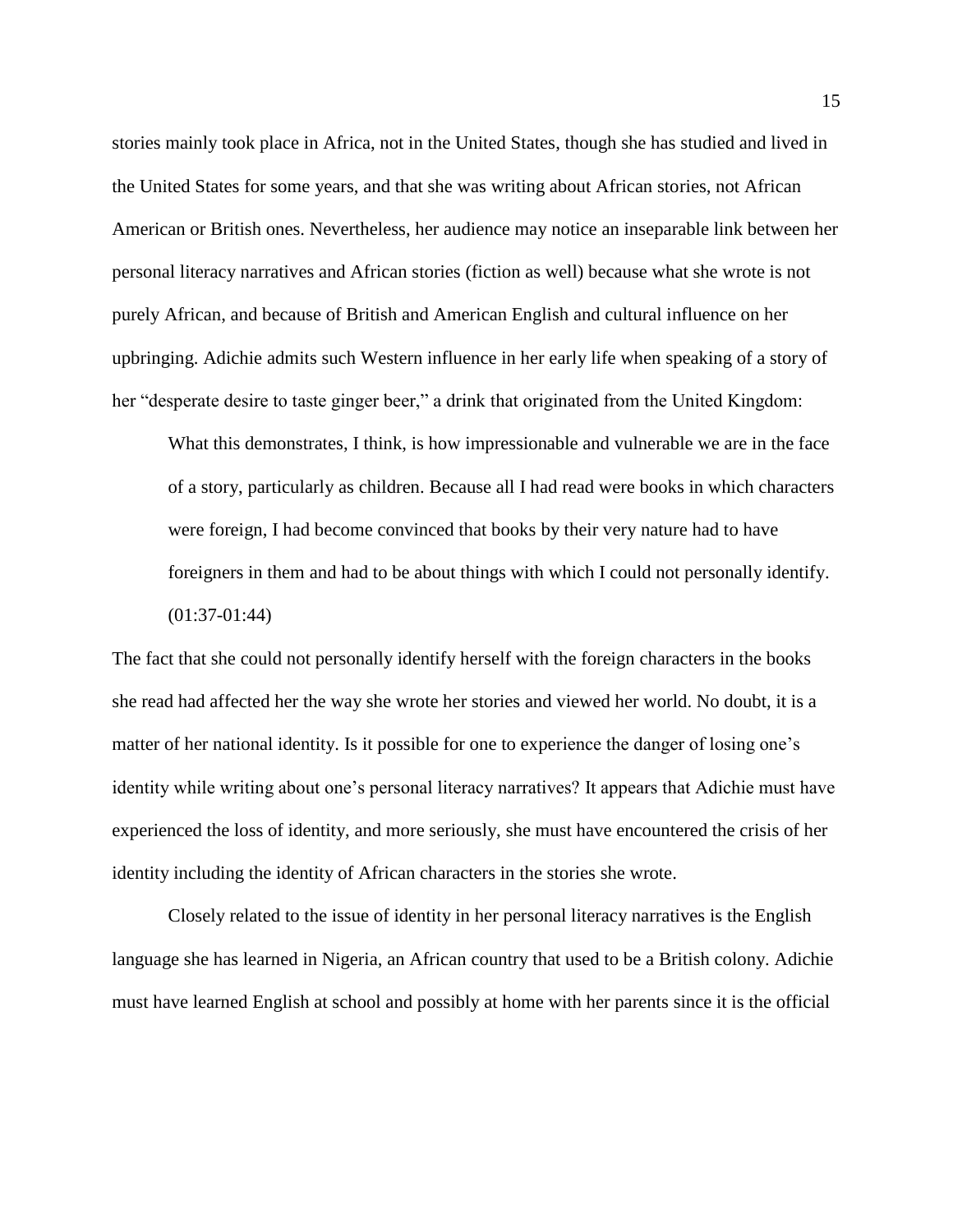stories mainly took place in Africa, not in the United States, though she has studied and lived in the United States for some years, and that she was writing about African stories, not African American or British ones. Nevertheless, her audience may notice an inseparable link between her personal literacy narratives and African stories (fiction as well) because what she wrote is not purely African, and because of British and American English and cultural influence on her upbringing. Adichie admits such Western influence in her early life when speaking of a story of her "desperate desire to taste ginger beer," a drink that originated from the United Kingdom:

> What this demonstrates, I think, is how impressionable and vulnerable we are in the face of a story, particularly as children. Because all I had read were books in which characters were foreign, I had become convinced that books by their very nature had to have foreigners in them and had to be about things with which I could not personally identify. (01:37-01:44)

The fact that she could not personally identify herself with the foreign characters in the books she read had affected her the way she wrote her stories and viewed her world. No doubt, it is a matter of her national identity. Is it possible for one to experience the danger of losing one's identity while writing about one's personal literacy narratives? It appears that Adichie must have experienced the loss of identity, and more seriously, she must have encountered the crisis of her identity including the identity of African characters in the stories she wrote.

Closely related to the issue of identity in her personal literacy narratives is the English language she has learned in Nigeria, an African country that used to be a British colony. Adichie must have learned English at school and possibly at home with her parents since it is the official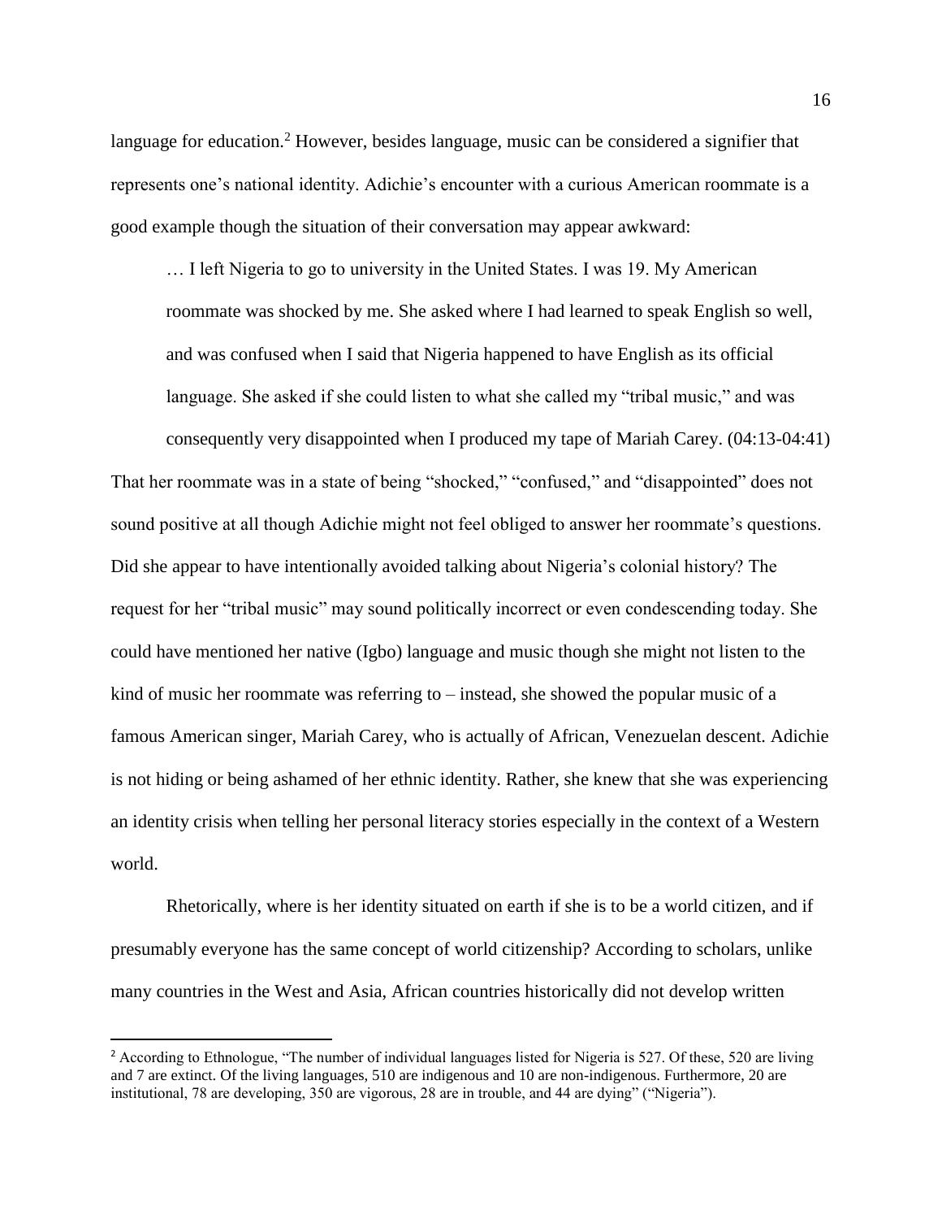language for education.[2] However, besides language, music can be considered a signifier that represents one's national identity. Adichie's encounter with a curious American roommate is a good example though the situation of their conversation may appear awkward:

> … I left Nigeria to go to university in the United States. I was 19. My American roommate was shocked by me. She asked where I had learned to speak English so well, and was confused when I said that Nigeria happened to have English as its official language. She asked if she could listen to what she called my "tribal music," and was consequently very disappointed when I produced my tape of Mariah Carey. (04:13-04:41)

That her roommate was in a state of being "shocked," "confused," and "disappointed" does not sound positive at all though Adichie might not feel obliged to answer her roommate's questions. Did she appear to have intentionally avoided talking about Nigeria's colonial history? The request for her "tribal music" may sound politically incorrect or even condescending today. She could have mentioned her native (Igbo) language and music though she might not listen to the kind of music her roommate was referring to – instead, she showed the popular music of a famous American singer, Mariah Carey, who is actually of African, Venezuelan descent. Adichie is not hiding or being ashamed of her ethnic identity. Rather, she knew that she was experiencing an identity crisis when telling her personal literacy stories especially in the context of a Western world.

Rhetorically, where is her identity situated on earth if she is to be a world citizen, and if presumably everyone has the same concept of world citizenship? According to scholars, unlike many countries in the West and Asia, African countries historically did not develop written

[2] According to Ethnologue, "The number of individual languages listed for Nigeria is 527. Of these, 520 are living and 7 are extinct. Of the living languages, 510 are indigenous and 10 are non-indigenous. Furthermore, 20 are institutional, 78 are developing, 350 are vigorous, 28 are in trouble, and 44 are dying" ("Nigeria").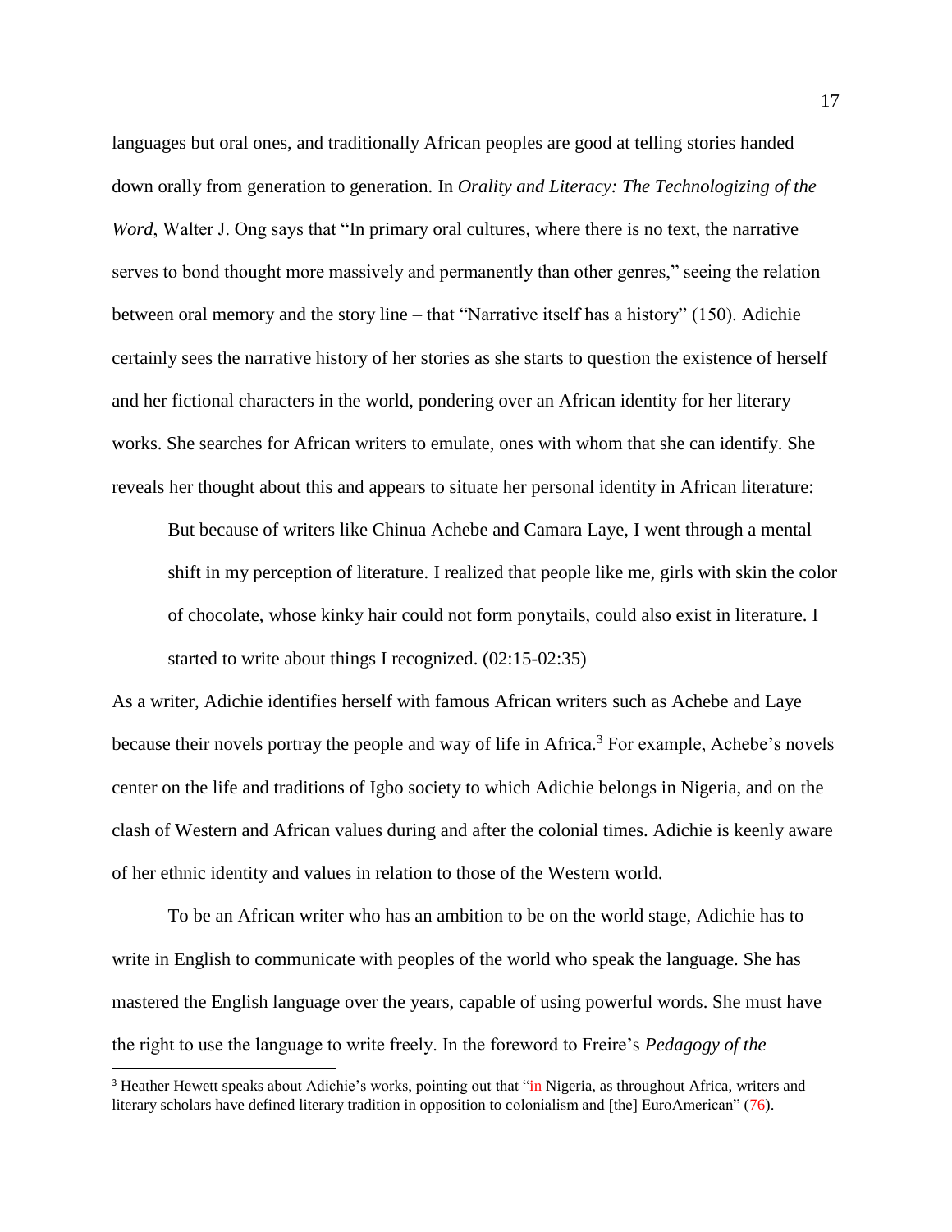languages but oral ones, and traditionally African peoples are good at telling stories handed down orally from generation to generation. In *Orality and Literacy: The Technologizing of the Word*, Walter J. Ong says that "In primary oral cultures, where there is no text, the narrative serves to bond thought more massively and permanently than other genres," seeing the relation between oral memory and the story line – that "Narrative itself has a history" (150). Adichie certainly sees the narrative history of her stories as she starts to question the existence of herself and her fictional characters in the world, pondering over an African identity for her literary works. She searches for African writers to emulate, ones with whom that she can identify. She reveals her thought about this and appears to situate her personal identity in African literature:

> But because of writers like Chinua Achebe and Camara Laye, I went through a mental shift in my perception of literature. I realized that people like me, girls with skin the color of chocolate, whose kinky hair could not form ponytails, could also exist in literature. I started to write about things I recognized. (02:15-02:35)

As a writer, Adichie identifies herself with famous African writers such as Achebe and Laye because their novels portray the people and way of life in Africa.[3] For example, Achebe's novels center on the life and traditions of Igbo society to which Adichie belongs in Nigeria, and on the clash of Western and African values during and after the colonial times. Adichie is keenly aware of her ethnic identity and values in relation to those of the Western world.

To be an African writer who has an ambition to be on the world stage, Adichie has to write in English to communicate with peoples of the world who speak the language. She has mastered the English language over the years, capable of using powerful words. She must have the right to use the language to write freely. In the foreword to Freire's *Pedagogy of the*

---

[3] Heather Hewett speaks about Adichie's works, pointing out that "in Nigeria, as throughout Africa, writers and literary scholars have defined literary tradition in opposition to colonialism and [the] EuroAmerican" (76).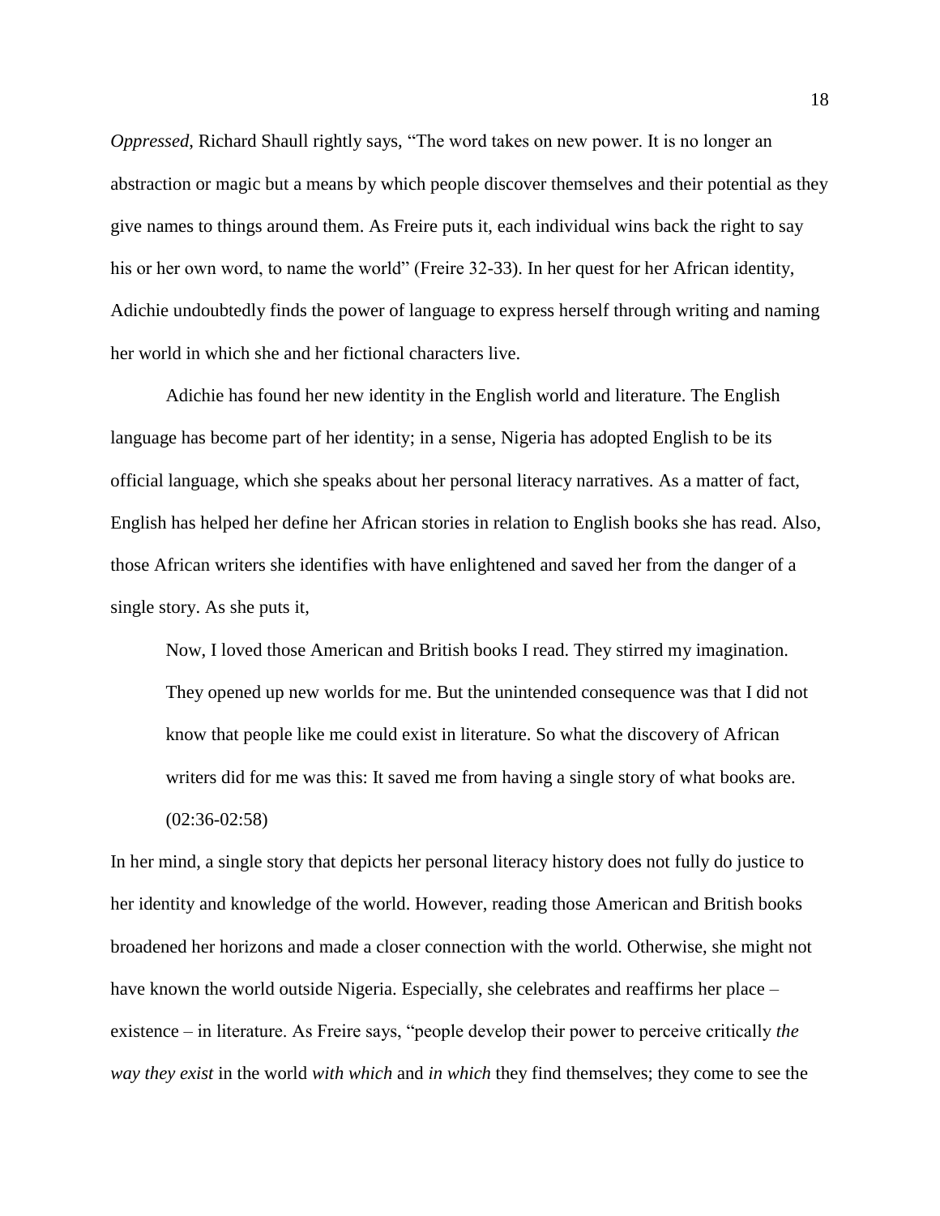*Oppressed*, Richard Shaull rightly says, "The word takes on new power. It is no longer an abstraction or magic but a means by which people discover themselves and their potential as they give names to things around them. As Freire puts it, each individual wins back the right to say his or her own word, to name the world" (Freire 32-33). In her quest for her African identity, Adichie undoubtedly finds the power of language to express herself through writing and naming her world in which she and her fictional characters live.

Adichie has found her new identity in the English world and literature. The English language has become part of her identity; in a sense, Nigeria has adopted English to be its official language, which she speaks about her personal literacy narratives. As a matter of fact, English has helped her define her African stories in relation to English books she has read. Also, those African writers she identifies with have enlightened and saved her from the danger of a single story. As she puts it,

> Now, I loved those American and British books I read. They stirred my imagination. They opened up new worlds for me. But the unintended consequence was that I did not know that people like me could exist in literature. So what the discovery of African writers did for me was this: It saved me from having a single story of what books are. (02:36-02:58)

In her mind, a single story that depicts her personal literacy history does not fully do justice to her identity and knowledge of the world. However, reading those American and British books broadened her horizons and made a closer connection with the world. Otherwise, she might not have known the world outside Nigeria. Especially, she celebrates and reaffirms her place – existence – in literature. As Freire says, "people develop their power to perceive critically *the way they exist* in the world *with which* and *in which* they find themselves; they come to see the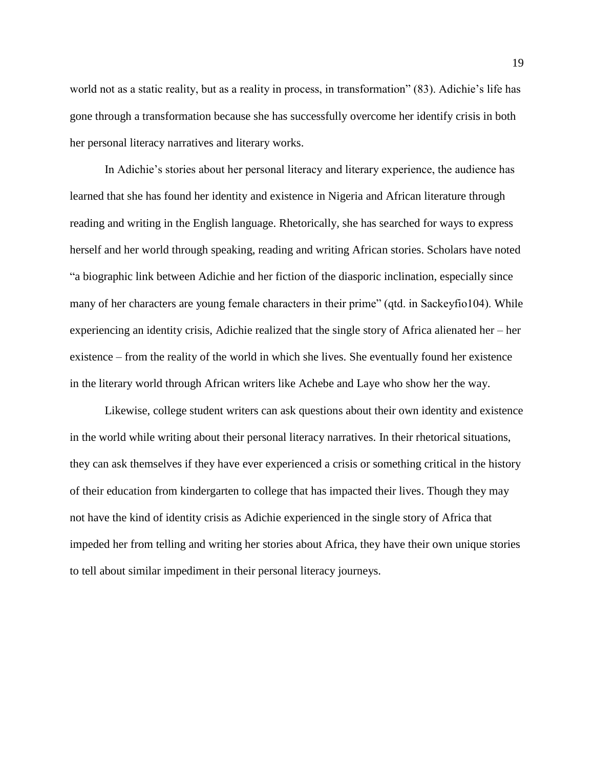world not as a static reality, but as a reality in process, in transformation" (83). Adichie's life has gone through a transformation because she has successfully overcome her identify crisis in both her personal literacy narratives and literary works.

In Adichie's stories about her personal literacy and literary experience, the audience has learned that she has found her identity and existence in Nigeria and African literature through reading and writing in the English language. Rhetorically, she has searched for ways to express herself and her world through speaking, reading and writing African stories. Scholars have noted "a biographic link between Adichie and her fiction of the diasporic inclination, especially since many of her characters are young female characters in their prime" (qtd. in Sackeyfio104). While experiencing an identity crisis, Adichie realized that the single story of Africa alienated her – her existence – from the reality of the world in which she lives. She eventually found her existence in the literary world through African writers like Achebe and Laye who show her the way.

Likewise, college student writers can ask questions about their own identity and existence in the world while writing about their personal literacy narratives. In their rhetorical situations, they can ask themselves if they have ever experienced a crisis or something critical in the history of their education from kindergarten to college that has impacted their lives. Though they may not have the kind of identity crisis as Adichie experienced in the single story of Africa that impeded her from telling and writing her stories about Africa, they have their own unique stories to tell about similar impediment in their personal literacy journeys.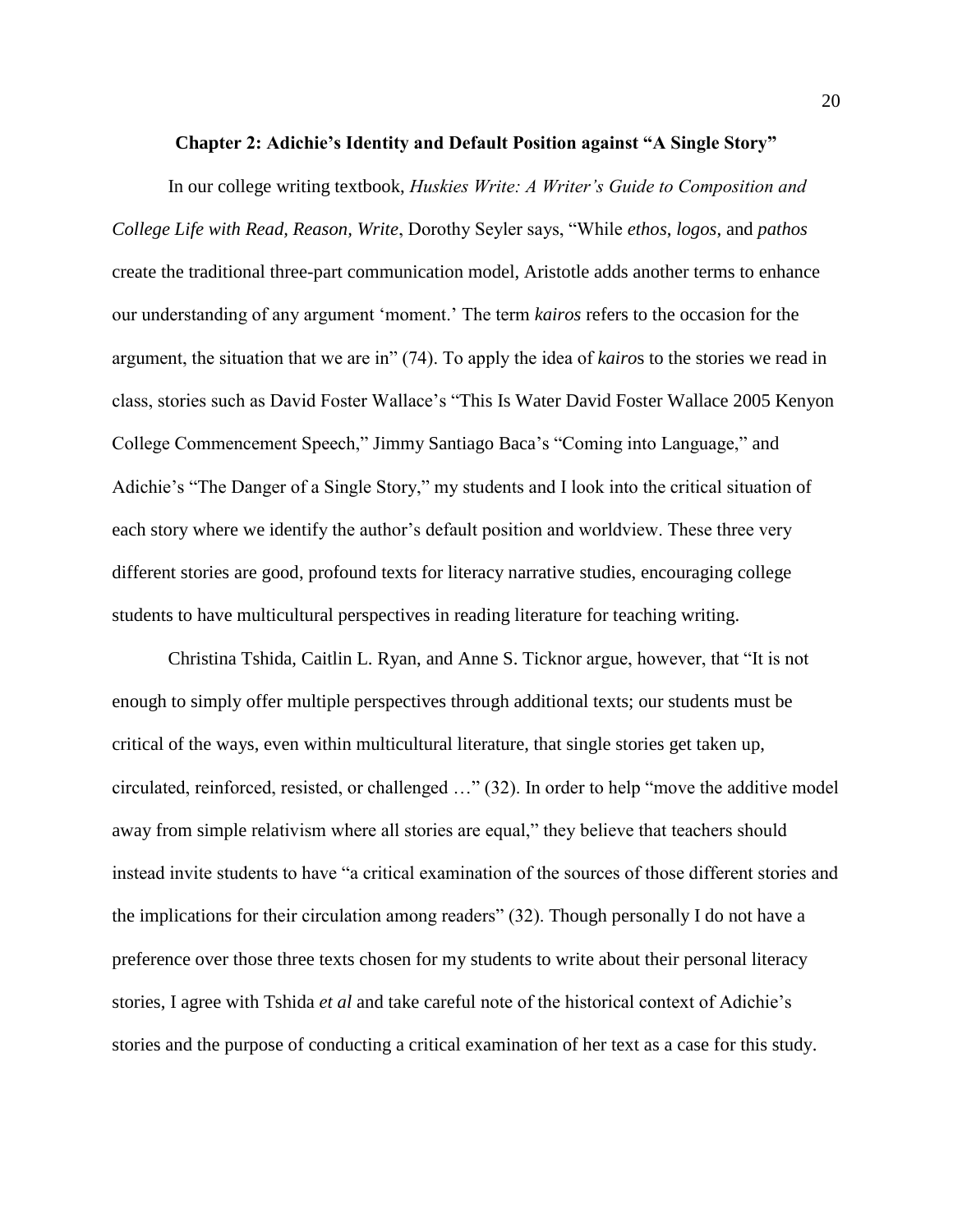## Chapter 2: Adichie's Identity and Default Position against "A Single Story"

In our college writing textbook, *Huskies Write: A Writer's Guide to Composition and College Life with Read, Reason, Write*, Dorothy Seyler says, "While *ethos*, *logos*, and *pathos* create the traditional three-part communication model, Aristotle adds another terms to enhance our understanding of any argument 'moment.' The term *kairos* refers to the occasion for the argument, the situation that we are in" (74). To apply the idea of *kairo*s to the stories we read in class, stories such as David Foster Wallace's "This Is Water David Foster Wallace 2005 Kenyon College Commencement Speech," Jimmy Santiago Baca's "Coming into Language," and Adichie's "The Danger of a Single Story," my students and I look into the critical situation of each story where we identify the author's default position and worldview. These three very different stories are good, profound texts for literacy narrative studies, encouraging college students to have multicultural perspectives in reading literature for teaching writing.

Christina Tshida, Caitlin L. Ryan, and Anne S. Ticknor argue, however, that "It is not enough to simply offer multiple perspectives through additional texts; our students must be critical of the ways, even within multicultural literature, that single stories get taken up, circulated, reinforced, resisted, or challenged …" (32). In order to help "move the additive model away from simple relativism where all stories are equal," they believe that teachers should instead invite students to have "a critical examination of the sources of those different stories and the implications for their circulation among readers" (32). Though personally I do not have a preference over those three texts chosen for my students to write about their personal literacy stories, I agree with Tshida *et al* and take careful note of the historical context of Adichie's stories and the purpose of conducting a critical examination of her text as a case for this study.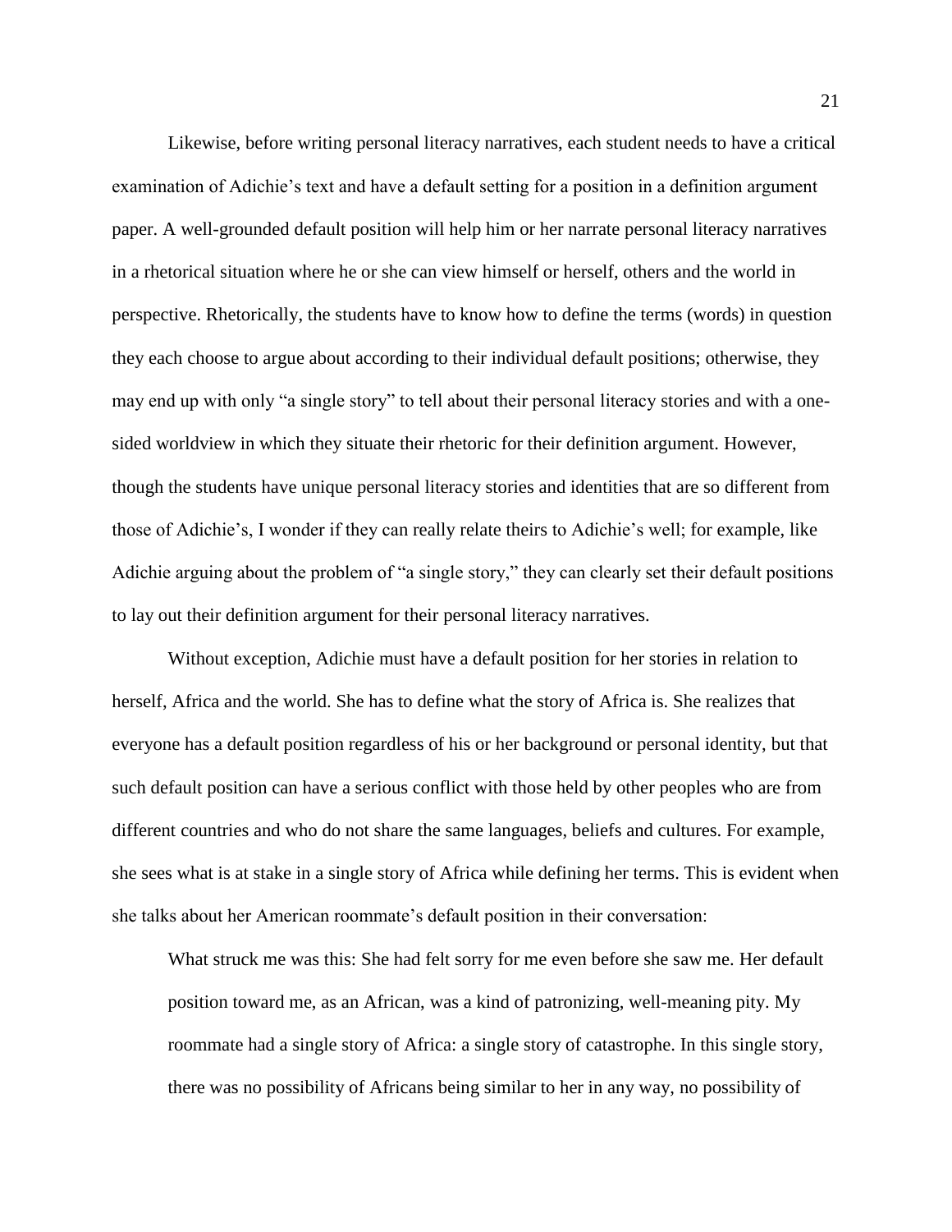Likewise, before writing personal literacy narratives, each student needs to have a critical examination of Adichie's text and have a default setting for a position in a definition argument paper. A well-grounded default position will help him or her narrate personal literacy narratives in a rhetorical situation where he or she can view himself or herself, others and the world in perspective. Rhetorically, the students have to know how to define the terms (words) in question they each choose to argue about according to their individual default positions; otherwise, they may end up with only "a single story" to tell about their personal literacy stories and with a one-sided worldview in which they situate their rhetoric for their definition argument. However, though the students have unique personal literacy stories and identities that are so different from those of Adichie's, I wonder if they can really relate theirs to Adichie's well; for example, like Adichie arguing about the problem of "a single story," they can clearly set their default positions to lay out their definition argument for their personal literacy narratives.

Without exception, Adichie must have a default position for her stories in relation to herself, Africa and the world. She has to define what the story of Africa is. She realizes that everyone has a default position regardless of his or her background or personal identity, but that such default position can have a serious conflict with those held by other peoples who are from different countries and who do not share the same languages, beliefs and cultures. For example, she sees what is at stake in a single story of Africa while defining her terms. This is evident when she talks about her American roommate's default position in their conversation:

> What struck me was this: She had felt sorry for me even before she saw me. Her default position toward me, as an African, was a kind of patronizing, well-meaning pity. My roommate had a single story of Africa: a single story of catastrophe. In this single story, there was no possibility of Africans being similar to her in any way, no possibility of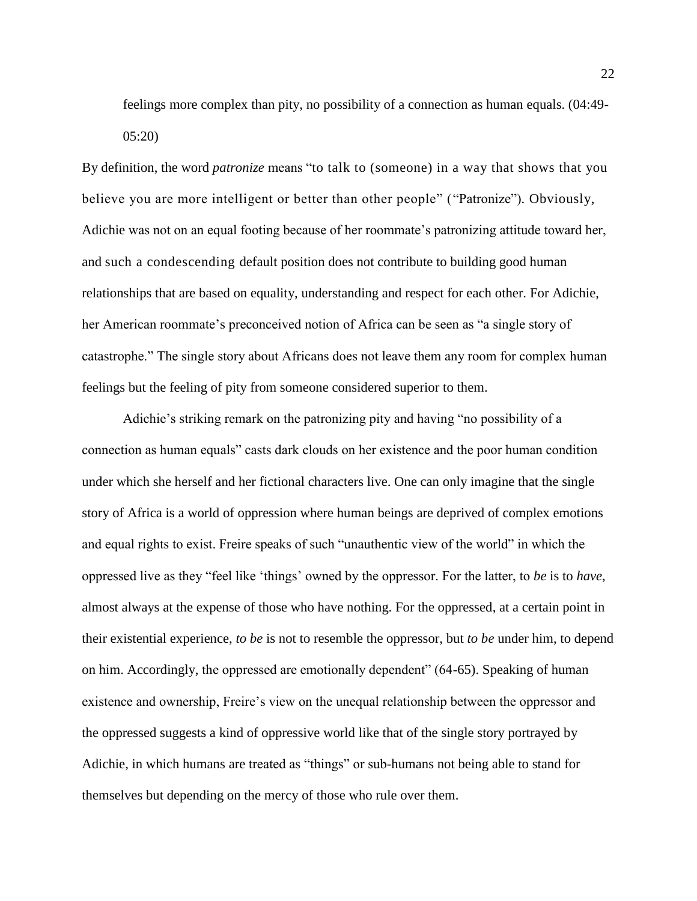feelings more complex than pity, no possibility of a connection as human equals. (04:49-05:20)

By definition, the word *patronize* means "to talk to (someone) in a way that shows that you believe you are more intelligent or better than other people" ("Patronize"). Obviously, Adichie was not on an equal footing because of her roommate's patronizing attitude toward her, and such a condescending default position does not contribute to building good human relationships that are based on equality, understanding and respect for each other. For Adichie, her American roommate's preconceived notion of Africa can be seen as "a single story of catastrophe." The single story about Africans does not leave them any room for complex human feelings but the feeling of pity from someone considered superior to them.

Adichie's striking remark on the patronizing pity and having "no possibility of a connection as human equals" casts dark clouds on her existence and the poor human condition under which she herself and her fictional characters live. One can only imagine that the single story of Africa is a world of oppression where human beings are deprived of complex emotions and equal rights to exist. Freire speaks of such "unauthentic view of the world" in which the oppressed live as they "feel like 'things' owned by the oppressor. For the latter, to *be* is to *have*, almost always at the expense of those who have nothing. For the oppressed, at a certain point in their existential experience, *to be* is not to resemble the oppressor, but *to be* under him, to depend on him. Accordingly, the oppressed are emotionally dependent" (64-65). Speaking of human existence and ownership, Freire's view on the unequal relationship between the oppressor and the oppressed suggests a kind of oppressive world like that of the single story portrayed by Adichie, in which humans are treated as "things" or sub-humans not being able to stand for themselves but depending on the mercy of those who rule over them.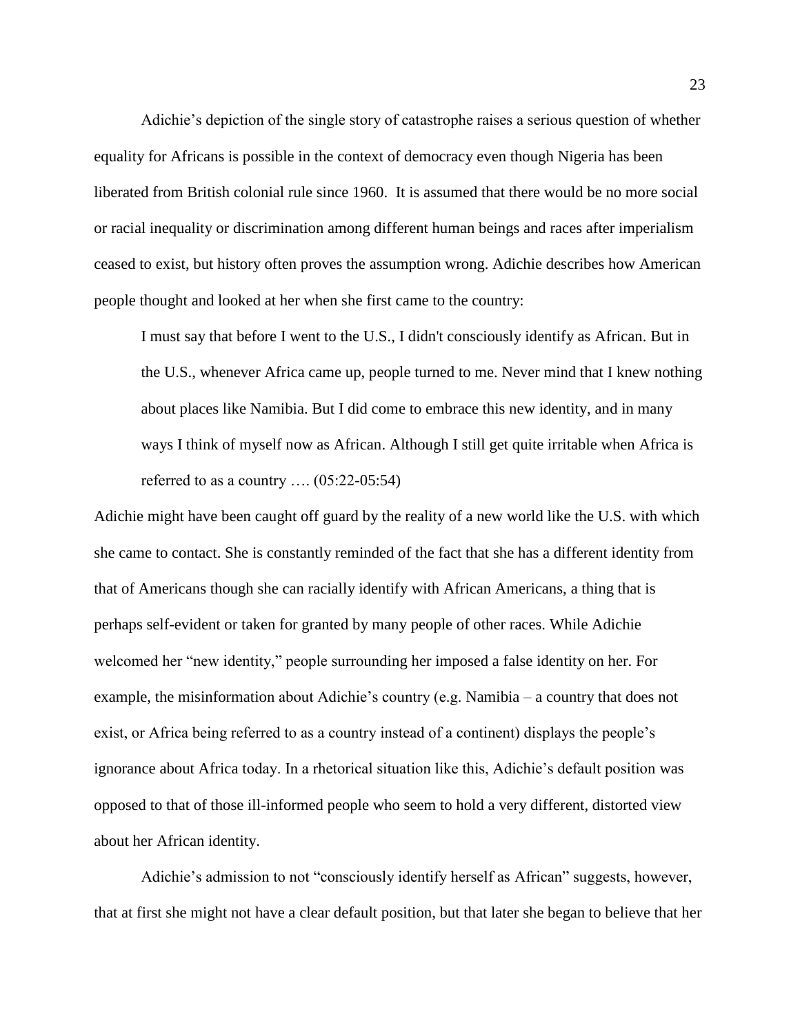Adichie's depiction of the single story of catastrophe raises a serious question of whether equality for Africans is possible in the context of democracy even though Nigeria has been liberated from British colonial rule since 1960. It is assumed that there would be no more social or racial inequality or discrimination among different human beings and races after imperialism ceased to exist, but history often proves the assumption wrong. Adichie describes how American people thought and looked at her when she first came to the country:

> I must say that before I went to the U.S., I didn't consciously identify as African. But in the U.S., whenever Africa came up, people turned to me. Never mind that I knew nothing about places like Namibia. But I did come to embrace this new identity, and in many ways I think of myself now as African. Although I still get quite irritable when Africa is referred to as a country …. (05:22-05:54)

Adichie might have been caught off guard by the reality of a new world like the U.S. with which she came to contact. She is constantly reminded of the fact that she has a different identity from that of Americans though she can racially identify with African Americans, a thing that is perhaps self-evident or taken for granted by many people of other races. While Adichie welcomed her "new identity," people surrounding her imposed a false identity on her. For example, the misinformation about Adichie's country (e.g. Namibia – a country that does not exist, or Africa being referred to as a country instead of a continent) displays the people's ignorance about Africa today. In a rhetorical situation like this, Adichie's default position was opposed to that of those ill-informed people who seem to hold a very different, distorted view about her African identity.

Adichie's admission to not "consciously identify herself as African" suggests, however, that at first she might not have a clear default position, but that later she began to believe that her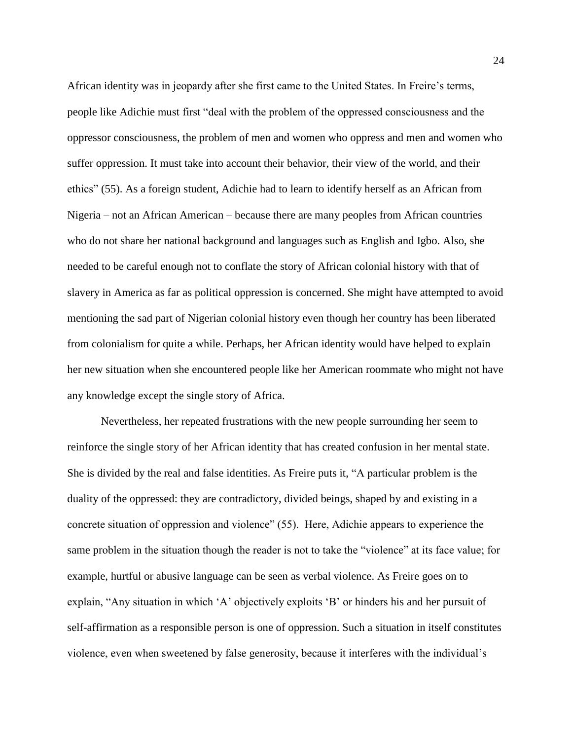African identity was in jeopardy after she first came to the United States. In Freire's terms, people like Adichie must first "deal with the problem of the oppressed consciousness and the oppressor consciousness, the problem of men and women who oppress and men and women who suffer oppression. It must take into account their behavior, their view of the world, and their ethics" (55). As a foreign student, Adichie had to learn to identify herself as an African from Nigeria – not an African American – because there are many peoples from African countries who do not share her national background and languages such as English and Igbo. Also, she needed to be careful enough not to conflate the story of African colonial history with that of slavery in America as far as political oppression is concerned. She might have attempted to avoid mentioning the sad part of Nigerian colonial history even though her country has been liberated from colonialism for quite a while. Perhaps, her African identity would have helped to explain her new situation when she encountered people like her American roommate who might not have any knowledge except the single story of Africa.

Nevertheless, her repeated frustrations with the new people surrounding her seem to reinforce the single story of her African identity that has created confusion in her mental state. She is divided by the real and false identities. As Freire puts it, "A particular problem is the duality of the oppressed: they are contradictory, divided beings, shaped by and existing in a concrete situation of oppression and violence" (55). Here, Adichie appears to experience the same problem in the situation though the reader is not to take the "violence" at its face value; for example, hurtful or abusive language can be seen as verbal violence. As Freire goes on to explain, "Any situation in which 'A' objectively exploits 'B' or hinders his and her pursuit of self-affirmation as a responsible person is one of oppression. Such a situation in itself constitutes violence, even when sweetened by false generosity, because it interferes with the individual's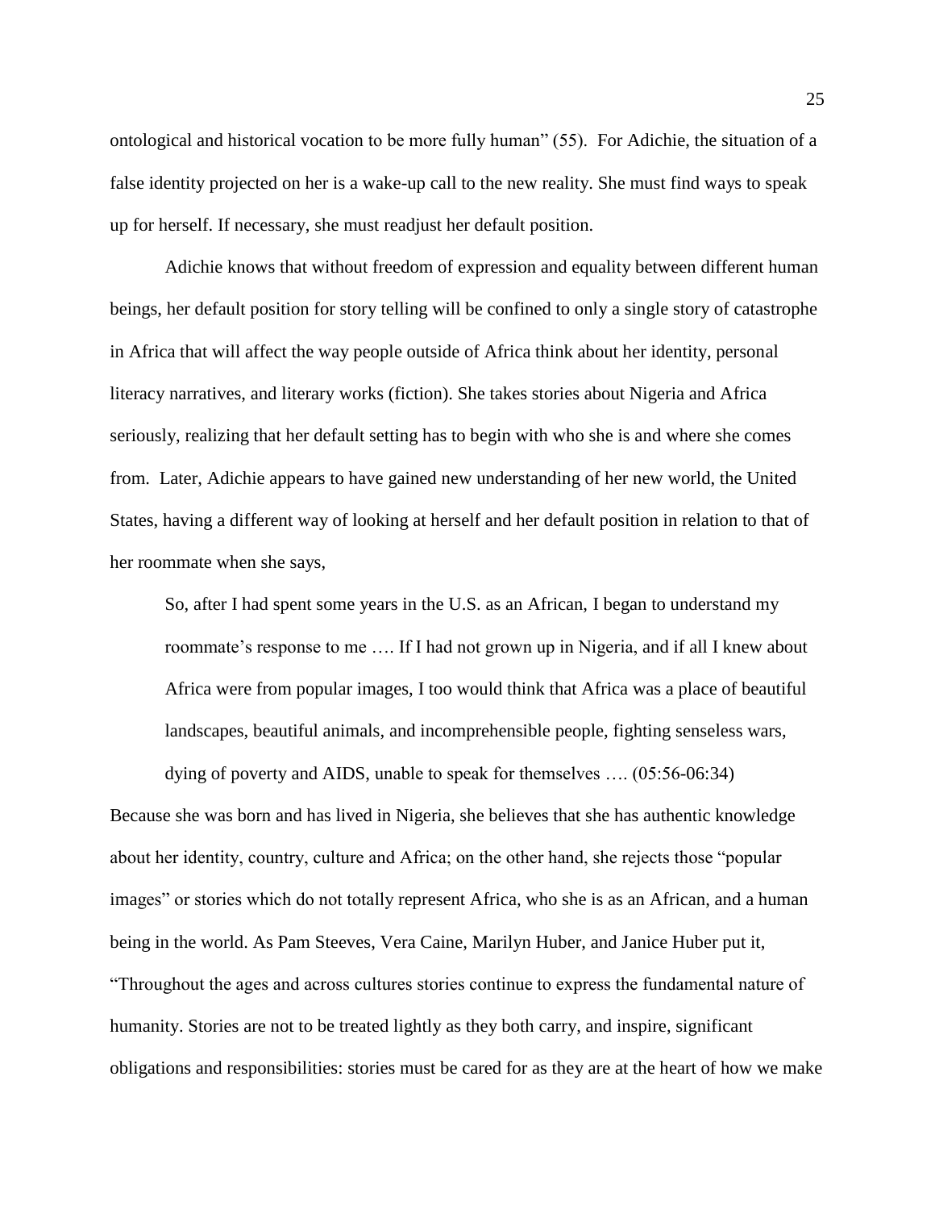ontological and historical vocation to be more fully human" (55). For Adichie, the situation of a false identity projected on her is a wake-up call to the new reality. She must find ways to speak up for herself. If necessary, she must readjust her default position.

Adichie knows that without freedom of expression and equality between different human beings, her default position for story telling will be confined to only a single story of catastrophe in Africa that will affect the way people outside of Africa think about her identity, personal literacy narratives, and literary works (fiction). She takes stories about Nigeria and Africa seriously, realizing that her default setting has to begin with who she is and where she comes from. Later, Adichie appears to have gained new understanding of her new world, the United States, having a different way of looking at herself and her default position in relation to that of her roommate when she says,

> So, after I had spent some years in the U.S. as an African, I began to understand my roommate's response to me …. If I had not grown up in Nigeria, and if all I knew about Africa were from popular images, I too would think that Africa was a place of beautiful landscapes, beautiful animals, and incomprehensible people, fighting senseless wars, dying of poverty and AIDS, unable to speak for themselves …. (05:56-06:34)

Because she was born and has lived in Nigeria, she believes that she has authentic knowledge about her identity, country, culture and Africa; on the other hand, she rejects those "popular images" or stories which do not totally represent Africa, who she is as an African, and a human being in the world. As Pam Steeves, Vera Caine, Marilyn Huber, and Janice Huber put it, "Throughout the ages and across cultures stories continue to express the fundamental nature of humanity. Stories are not to be treated lightly as they both carry, and inspire, significant obligations and responsibilities: stories must be cared for as they are at the heart of how we make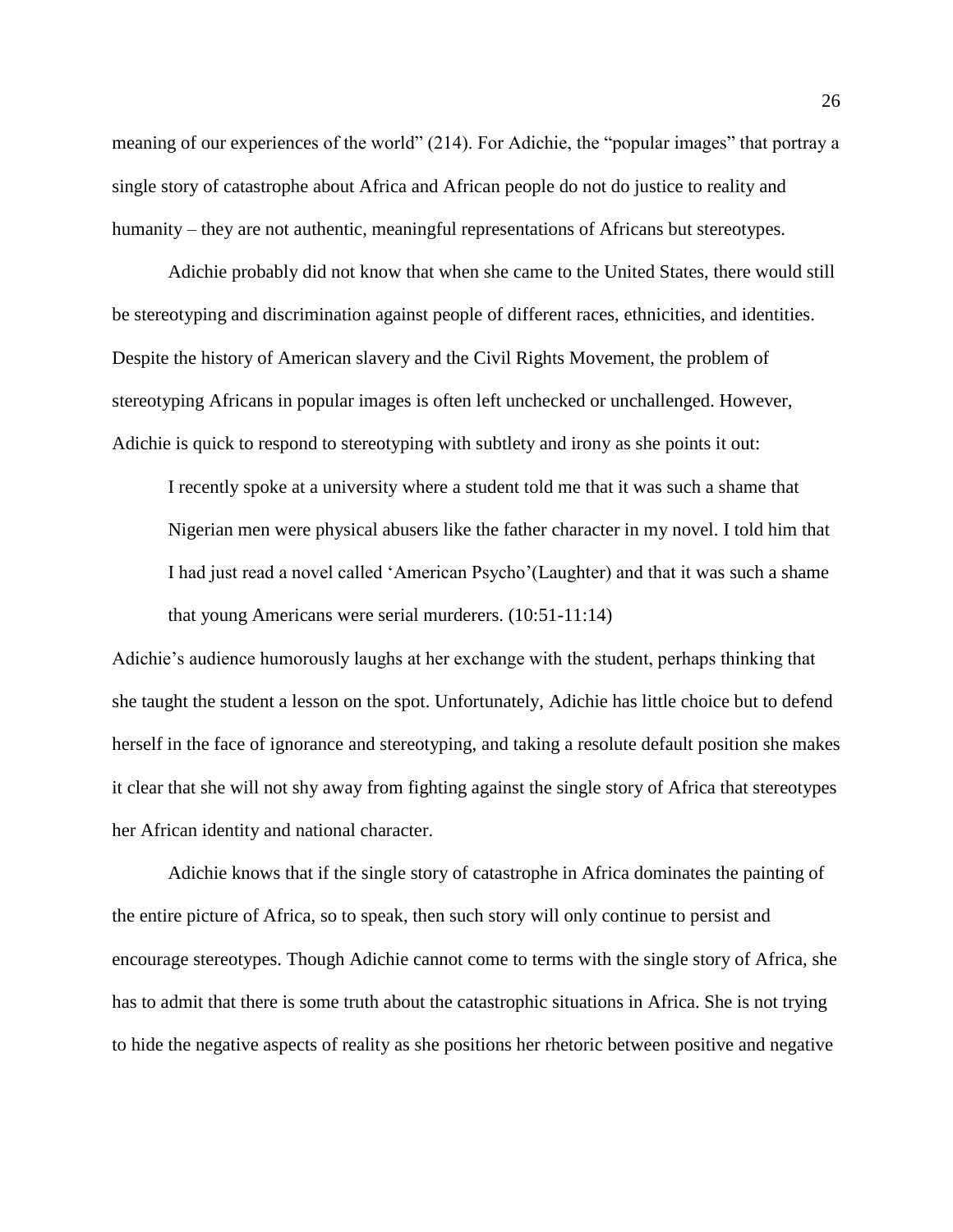meaning of our experiences of the world" (214). For Adichie, the "popular images" that portray a single story of catastrophe about Africa and African people do not do justice to reality and humanity – they are not authentic, meaningful representations of Africans but stereotypes.

Adichie probably did not know that when she came to the United States, there would still be stereotyping and discrimination against people of different races, ethnicities, and identities. Despite the history of American slavery and the Civil Rights Movement, the problem of stereotyping Africans in popular images is often left unchecked or unchallenged. However, Adichie is quick to respond to stereotyping with subtlety and irony as she points it out:

> I recently spoke at a university where a student told me that it was such a shame that Nigerian men were physical abusers like the father character in my novel. I told him that I had just read a novel called 'American Psycho'(Laughter) and that it was such a shame that young Americans were serial murderers. (10:51-11:14)

Adichie's audience humorously laughs at her exchange with the student, perhaps thinking that she taught the student a lesson on the spot. Unfortunately, Adichie has little choice but to defend herself in the face of ignorance and stereotyping, and taking a resolute default position she makes it clear that she will not shy away from fighting against the single story of Africa that stereotypes her African identity and national character.

Adichie knows that if the single story of catastrophe in Africa dominates the painting of the entire picture of Africa, so to speak, then such story will only continue to persist and encourage stereotypes. Though Adichie cannot come to terms with the single story of Africa, she has to admit that there is some truth about the catastrophic situations in Africa. She is not trying to hide the negative aspects of reality as she positions her rhetoric between positive and negative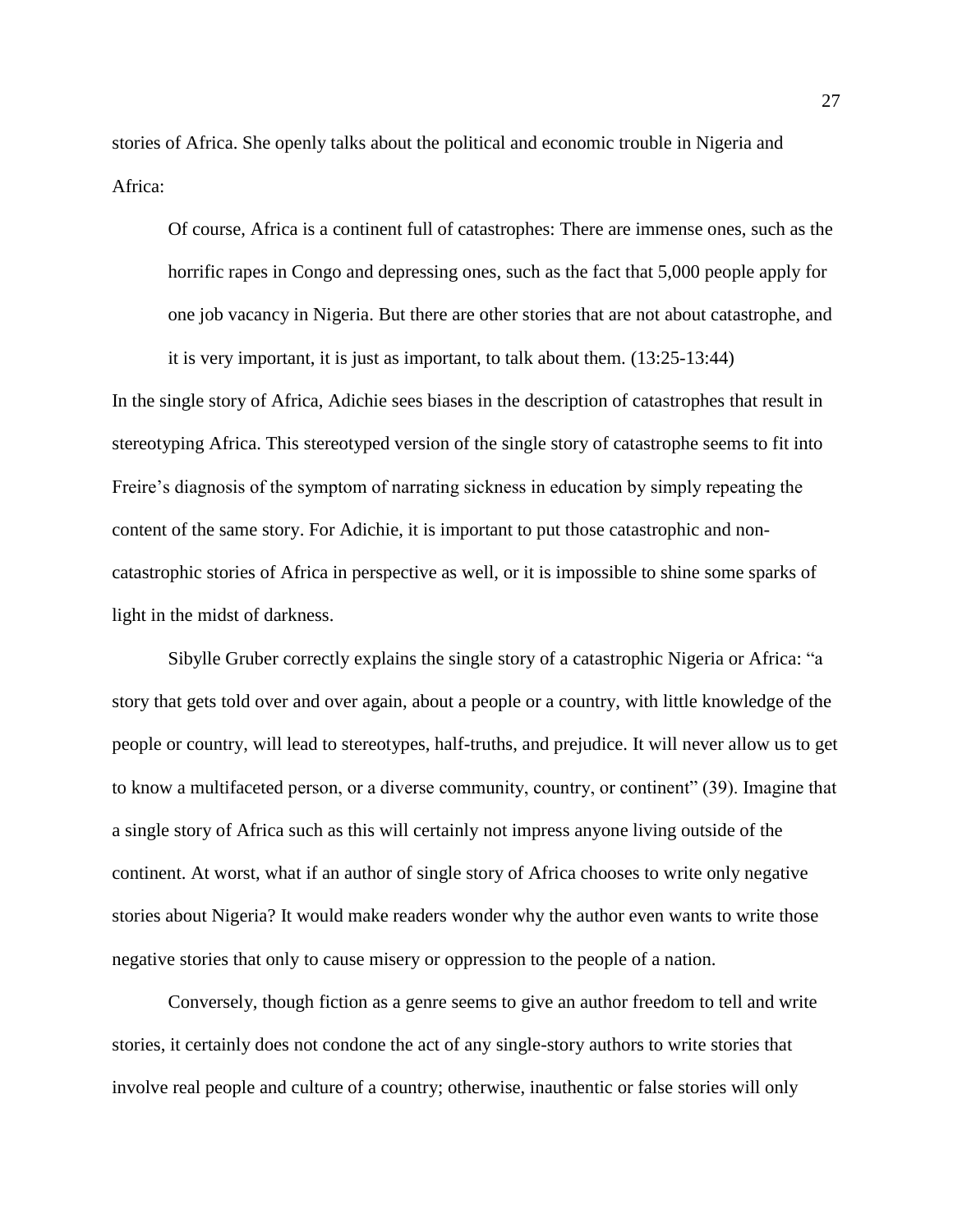stories of Africa. She openly talks about the political and economic trouble in Nigeria and Africa:

> Of course, Africa is a continent full of catastrophes: There are immense ones, such as the horrific rapes in Congo and depressing ones, such as the fact that 5,000 people apply for one job vacancy in Nigeria. But there are other stories that are not about catastrophe, and it is very important, it is just as important, to talk about them. (13:25-13:44)

In the single story of Africa, Adichie sees biases in the description of catastrophes that result in stereotyping Africa. This stereotyped version of the single story of catastrophe seems to fit into Freire's diagnosis of the symptom of narrating sickness in education by simply repeating the content of the same story. For Adichie, it is important to put those catastrophic and non-catastrophic stories of Africa in perspective as well, or it is impossible to shine some sparks of light in the midst of darkness.

Sibylle Gruber correctly explains the single story of a catastrophic Nigeria or Africa: "a story that gets told over and over again, about a people or a country, with little knowledge of the people or country, will lead to stereotypes, half-truths, and prejudice. It will never allow us to get to know a multifaceted person, or a diverse community, country, or continent" (39). Imagine that a single story of Africa such as this will certainly not impress anyone living outside of the continent. At worst, what if an author of single story of Africa chooses to write only negative stories about Nigeria? It would make readers wonder why the author even wants to write those negative stories that only to cause misery or oppression to the people of a nation.

Conversely, though fiction as a genre seems to give an author freedom to tell and write stories, it certainly does not condone the act of any single-story authors to write stories that involve real people and culture of a country; otherwise, inauthentic or false stories will only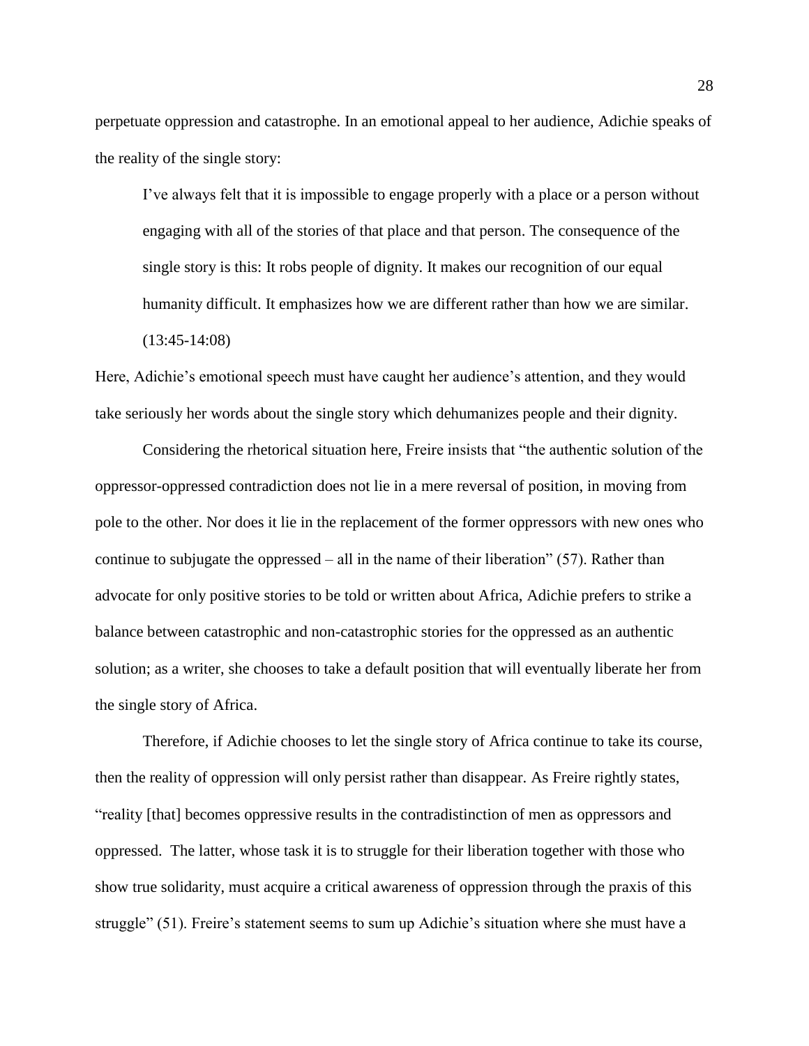perpetuate oppression and catastrophe. In an emotional appeal to her audience, Adichie speaks of the reality of the single story:

> I've always felt that it is impossible to engage properly with a place or a person without engaging with all of the stories of that place and that person. The consequence of the single story is this: It robs people of dignity. It makes our recognition of our equal humanity difficult. It emphasizes how we are different rather than how we are similar. (13:45-14:08)

Here, Adichie's emotional speech must have caught her audience's attention, and they would take seriously her words about the single story which dehumanizes people and their dignity.

Considering the rhetorical situation here, Freire insists that "the authentic solution of the oppressor-oppressed contradiction does not lie in a mere reversal of position, in moving from pole to the other. Nor does it lie in the replacement of the former oppressors with new ones who continue to subjugate the oppressed – all in the name of their liberation" (57). Rather than advocate for only positive stories to be told or written about Africa, Adichie prefers to strike a balance between catastrophic and non-catastrophic stories for the oppressed as an authentic solution; as a writer, she chooses to take a default position that will eventually liberate her from the single story of Africa.

Therefore, if Adichie chooses to let the single story of Africa continue to take its course, then the reality of oppression will only persist rather than disappear. As Freire rightly states, "reality [that] becomes oppressive results in the contradistinction of men as oppressors and oppressed. The latter, whose task it is to struggle for their liberation together with those who show true solidarity, must acquire a critical awareness of oppression through the praxis of this struggle" (51). Freire's statement seems to sum up Adichie's situation where she must have a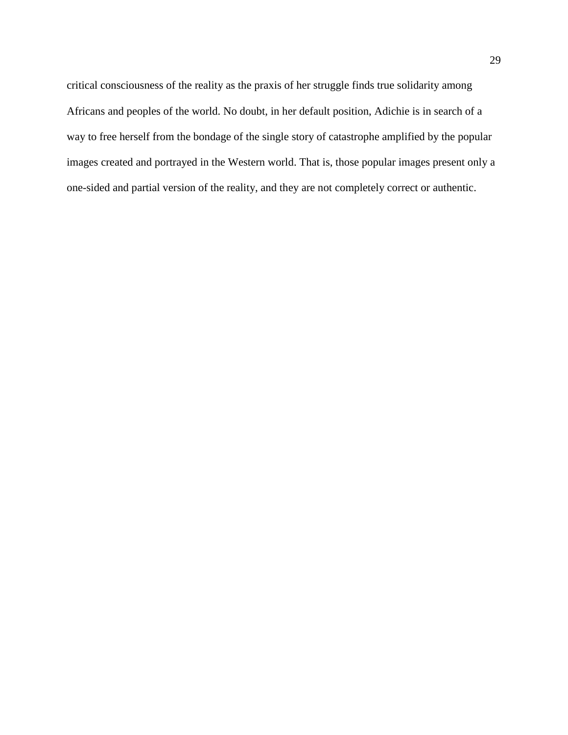critical consciousness of the reality as the praxis of her struggle finds true solidarity among Africans and peoples of the world. No doubt, in her default position, Adichie is in search of a way to free herself from the bondage of the single story of catastrophe amplified by the popular images created and portrayed in the Western world. That is, those popular images present only a one-sided and partial version of the reality, and they are not completely correct or authentic.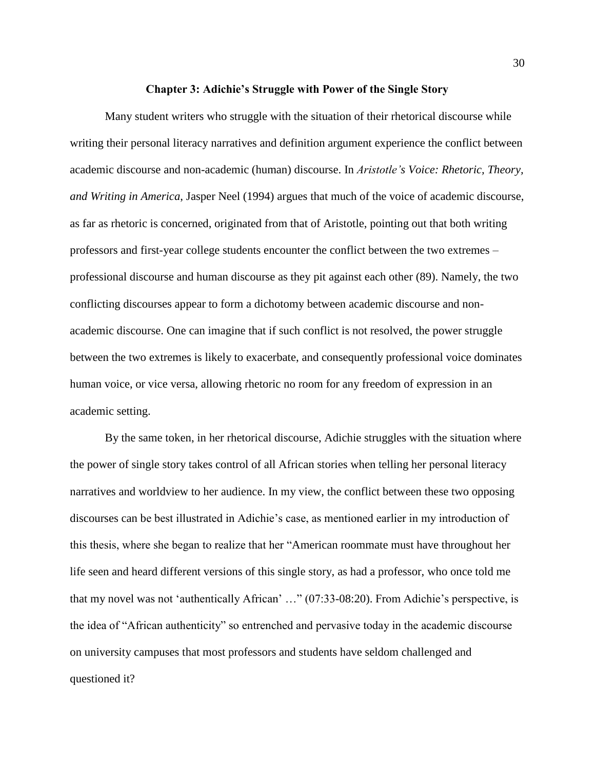## Chapter 3: Adichie's Struggle with Power of the Single Story

Many student writers who struggle with the situation of their rhetorical discourse while writing their personal literacy narratives and definition argument experience the conflict between academic discourse and non-academic (human) discourse. In *Aristotle's Voice: Rhetoric, Theory, and Writing in America*, Jasper Neel (1994) argues that much of the voice of academic discourse, as far as rhetoric is concerned, originated from that of Aristotle, pointing out that both writing professors and first-year college students encounter the conflict between the two extremes – professional discourse and human discourse as they pit against each other (89). Namely, the two conflicting discourses appear to form a dichotomy between academic discourse and non-academic discourse. One can imagine that if such conflict is not resolved, the power struggle between the two extremes is likely to exacerbate, and consequently professional voice dominates human voice, or vice versa, allowing rhetoric no room for any freedom of expression in an academic setting.

By the same token, in her rhetorical discourse, Adichie struggles with the situation where the power of single story takes control of all African stories when telling her personal literacy narratives and worldview to her audience. In my view, the conflict between these two opposing discourses can be best illustrated in Adichie's case, as mentioned earlier in my introduction of this thesis, where she began to realize that her "American roommate must have throughout her life seen and heard different versions of this single story, as had a professor, who once told me that my novel was not 'authentically African' …" (07:33-08:20). From Adichie's perspective, is the idea of "African authenticity" so entrenched and pervasive today in the academic discourse on university campuses that most professors and students have seldom challenged and questioned it?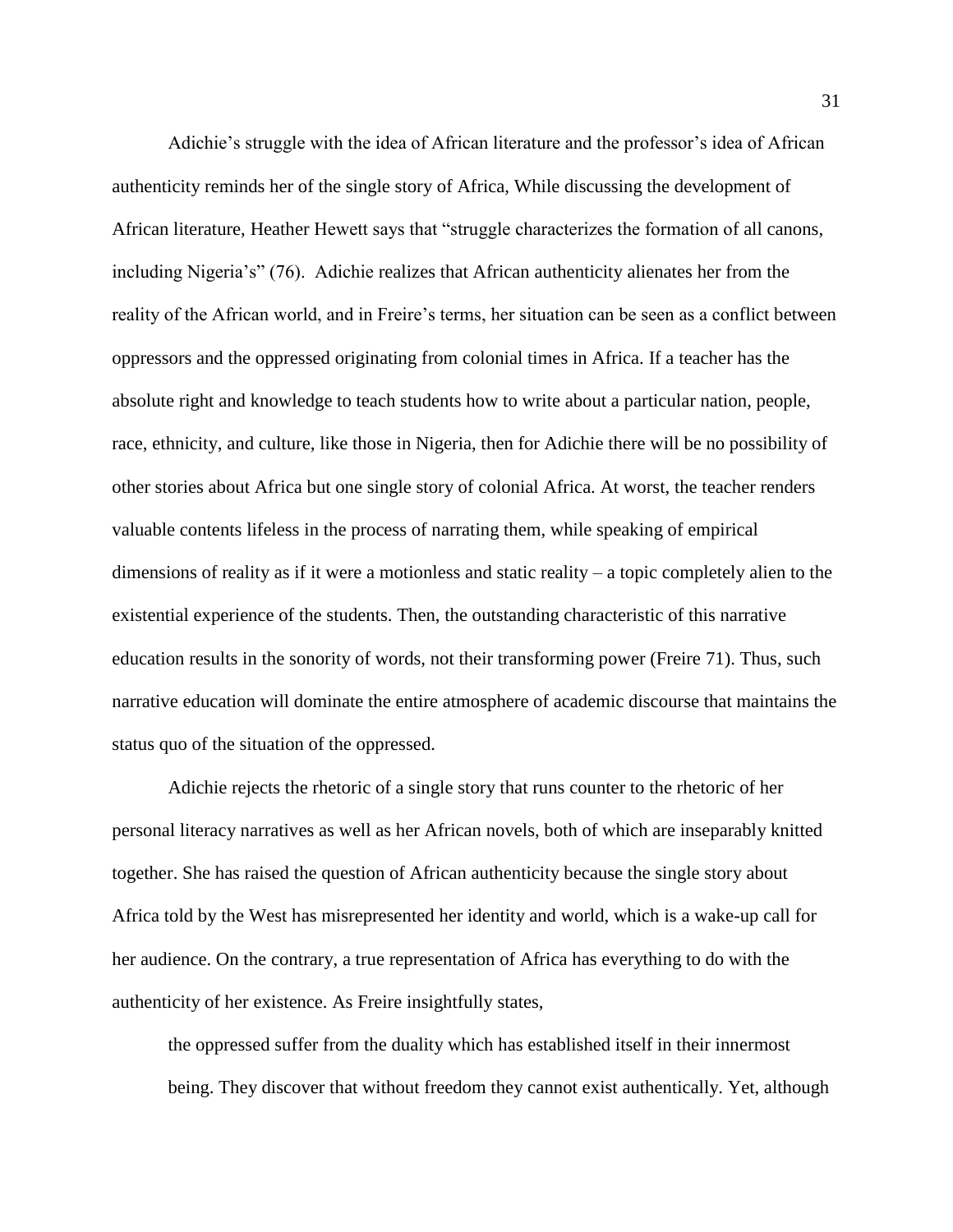Adichie's struggle with the idea of African literature and the professor's idea of African authenticity reminds her of the single story of Africa, While discussing the development of African literature, Heather Hewett says that "struggle characterizes the formation of all canons, including Nigeria's" (76). Adichie realizes that African authenticity alienates her from the reality of the African world, and in Freire's terms, her situation can be seen as a conflict between oppressors and the oppressed originating from colonial times in Africa. If a teacher has the absolute right and knowledge to teach students how to write about a particular nation, people, race, ethnicity, and culture, like those in Nigeria, then for Adichie there will be no possibility of other stories about Africa but one single story of colonial Africa. At worst, the teacher renders valuable contents lifeless in the process of narrating them, while speaking of empirical dimensions of reality as if it were a motionless and static reality – a topic completely alien to the existential experience of the students. Then, the outstanding characteristic of this narrative education results in the sonority of words, not their transforming power (Freire 71). Thus, such narrative education will dominate the entire atmosphere of academic discourse that maintains the status quo of the situation of the oppressed.

Adichie rejects the rhetoric of a single story that runs counter to the rhetoric of her personal literacy narratives as well as her African novels, both of which are inseparably knitted together. She has raised the question of African authenticity because the single story about Africa told by the West has misrepresented her identity and world, which is a wake-up call for her audience. On the contrary, a true representation of Africa has everything to do with the authenticity of her existence. As Freire insightfully states,

> the oppressed suffer from the duality which has established itself in their innermost being. They discover that without freedom they cannot exist authentically. Yet, although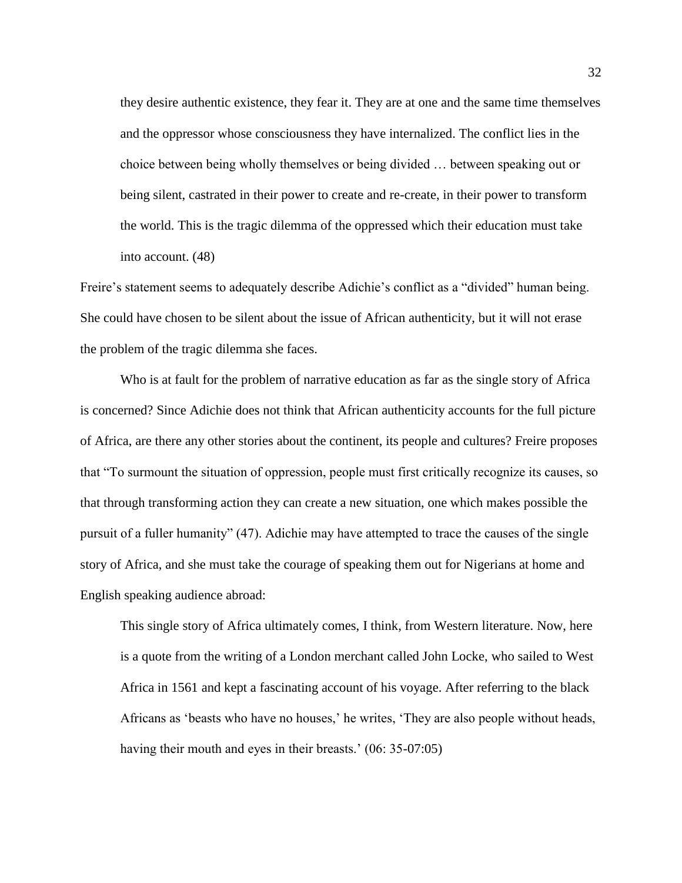> they desire authentic existence, they fear it. They are at one and the same time themselves and the oppressor whose consciousness they have internalized. The conflict lies in the choice between being wholly themselves or being divided … between speaking out or being silent, castrated in their power to create and re-create, in their power to transform the world. This is the tragic dilemma of the oppressed which their education must take into account. (48)

Freire's statement seems to adequately describe Adichie's conflict as a "divided" human being. She could have chosen to be silent about the issue of African authenticity, but it will not erase the problem of the tragic dilemma she faces.

Who is at fault for the problem of narrative education as far as the single story of Africa is concerned? Since Adichie does not think that African authenticity accounts for the full picture of Africa, are there any other stories about the continent, its people and cultures? Freire proposes that "To surmount the situation of oppression, people must first critically recognize its causes, so that through transforming action they can create a new situation, one which makes possible the pursuit of a fuller humanity" (47). Adichie may have attempted to trace the causes of the single story of Africa, and she must take the courage of speaking them out for Nigerians at home and English speaking audience abroad:

> This single story of Africa ultimately comes, I think, from Western literature. Now, here is a quote from the writing of a London merchant called John Locke, who sailed to West Africa in 1561 and kept a fascinating account of his voyage. After referring to the black Africans as 'beasts who have no houses,' he writes, 'They are also people without heads, having their mouth and eyes in their breasts.' (06: 35-07:05)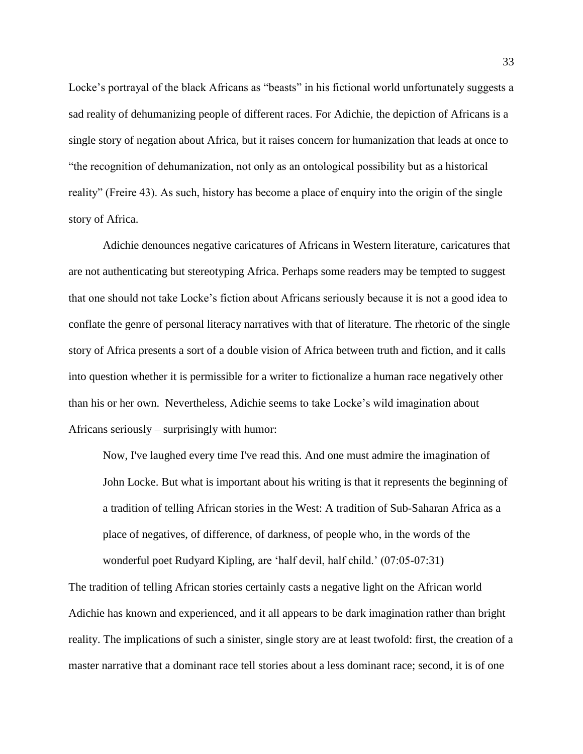Locke's portrayal of the black Africans as "beasts" in his fictional world unfortunately suggests a sad reality of dehumanizing people of different races. For Adichie, the depiction of Africans is a single story of negation about Africa, but it raises concern for humanization that leads at once to "the recognition of dehumanization, not only as an ontological possibility but as a historical reality" (Freire 43). As such, history has become a place of enquiry into the origin of the single story of Africa.

Adichie denounces negative caricatures of Africans in Western literature, caricatures that are not authenticating but stereotyping Africa. Perhaps some readers may be tempted to suggest that one should not take Locke's fiction about Africans seriously because it is not a good idea to conflate the genre of personal literacy narratives with that of literature. The rhetoric of the single story of Africa presents a sort of a double vision of Africa between truth and fiction, and it calls into question whether it is permissible for a writer to fictionalize a human race negatively other than his or her own. Nevertheless, Adichie seems to take Locke's wild imagination about Africans seriously – surprisingly with humor:

> Now, I've laughed every time I've read this. And one must admire the imagination of John Locke. But what is important about his writing is that it represents the beginning of a tradition of telling African stories in the West: A tradition of Sub-Saharan Africa as a place of negatives, of difference, of darkness, of people who, in the words of the wonderful poet Rudyard Kipling, are 'half devil, half child.' (07:05-07:31)

The tradition of telling African stories certainly casts a negative light on the African world Adichie has known and experienced, and it all appears to be dark imagination rather than bright reality. The implications of such a sinister, single story are at least twofold: first, the creation of a master narrative that a dominant race tell stories about a less dominant race; second, it is of one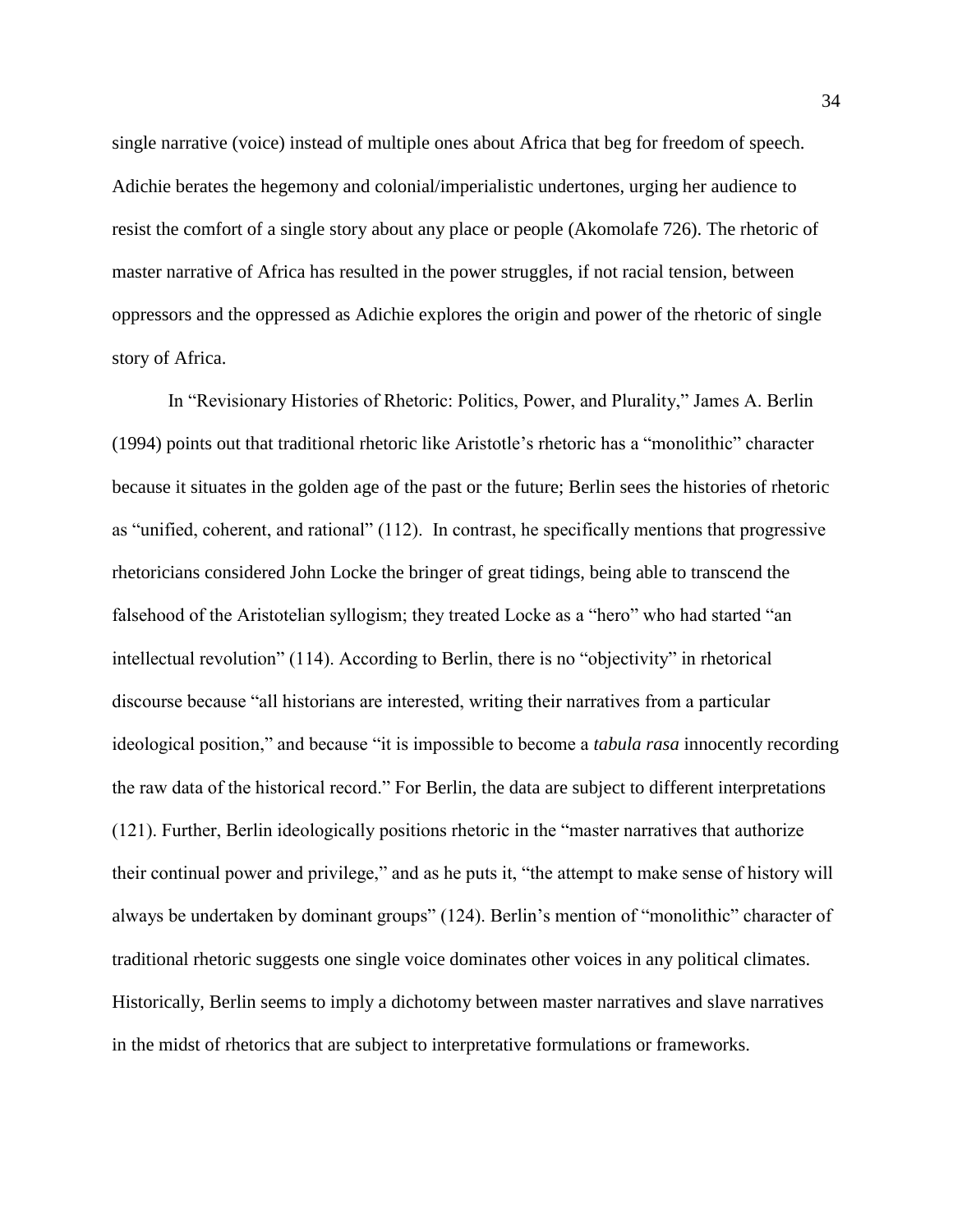single narrative (voice) instead of multiple ones about Africa that beg for freedom of speech. Adichie berates the hegemony and colonial/imperialistic undertones, urging her audience to resist the comfort of a single story about any place or people (Akomolafe 726). The rhetoric of master narrative of Africa has resulted in the power struggles, if not racial tension, between oppressors and the oppressed as Adichie explores the origin and power of the rhetoric of single story of Africa.

In "Revisionary Histories of Rhetoric: Politics, Power, and Plurality," James A. Berlin (1994) points out that traditional rhetoric like Aristotle's rhetoric has a "monolithic" character because it situates in the golden age of the past or the future; Berlin sees the histories of rhetoric as "unified, coherent, and rational" (112). In contrast, he specifically mentions that progressive rhetoricians considered John Locke the bringer of great tidings, being able to transcend the falsehood of the Aristotelian syllogism; they treated Locke as a "hero" who had started "an intellectual revolution" (114). According to Berlin, there is no "objectivity" in rhetorical discourse because "all historians are interested, writing their narratives from a particular ideological position," and because "it is impossible to become a *tabula rasa* innocently recording the raw data of the historical record." For Berlin, the data are subject to different interpretations (121). Further, Berlin ideologically positions rhetoric in the "master narratives that authorize their continual power and privilege," and as he puts it, "the attempt to make sense of history will always be undertaken by dominant groups" (124). Berlin's mention of "monolithic" character of traditional rhetoric suggests one single voice dominates other voices in any political climates. Historically, Berlin seems to imply a dichotomy between master narratives and slave narratives in the midst of rhetorics that are subject to interpretative formulations or frameworks.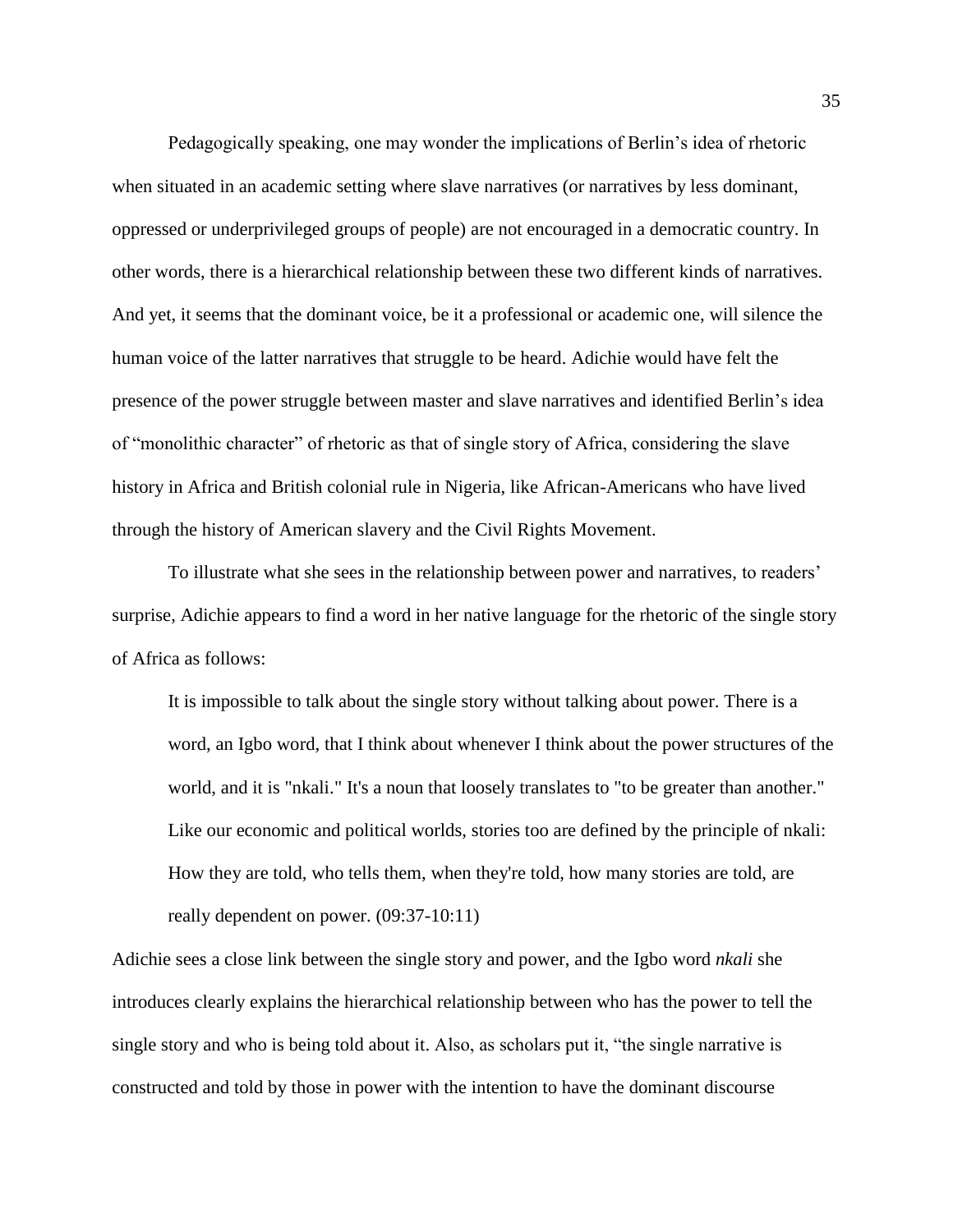Pedagogically speaking, one may wonder the implications of Berlin's idea of rhetoric when situated in an academic setting where slave narratives (or narratives by less dominant, oppressed or underprivileged groups of people) are not encouraged in a democratic country. In other words, there is a hierarchical relationship between these two different kinds of narratives. And yet, it seems that the dominant voice, be it a professional or academic one, will silence the human voice of the latter narratives that struggle to be heard. Adichie would have felt the presence of the power struggle between master and slave narratives and identified Berlin's idea of "monolithic character" of rhetoric as that of single story of Africa, considering the slave history in Africa and British colonial rule in Nigeria, like African-Americans who have lived through the history of American slavery and the Civil Rights Movement.

To illustrate what she sees in the relationship between power and narratives, to readers' surprise, Adichie appears to find a word in her native language for the rhetoric of the single story of Africa as follows:

> It is impossible to talk about the single story without talking about power. There is a word, an Igbo word, that I think about whenever I think about the power structures of the world, and it is "nkali." It's a noun that loosely translates to "to be greater than another." Like our economic and political worlds, stories too are defined by the principle of nkali: How they are told, who tells them, when they're told, how many stories are told, are really dependent on power. (09:37-10:11)

Adichie sees a close link between the single story and power, and the Igbo word *nkali* she introduces clearly explains the hierarchical relationship between who has the power to tell the single story and who is being told about it. Also, as scholars put it, "the single narrative is constructed and told by those in power with the intention to have the dominant discourse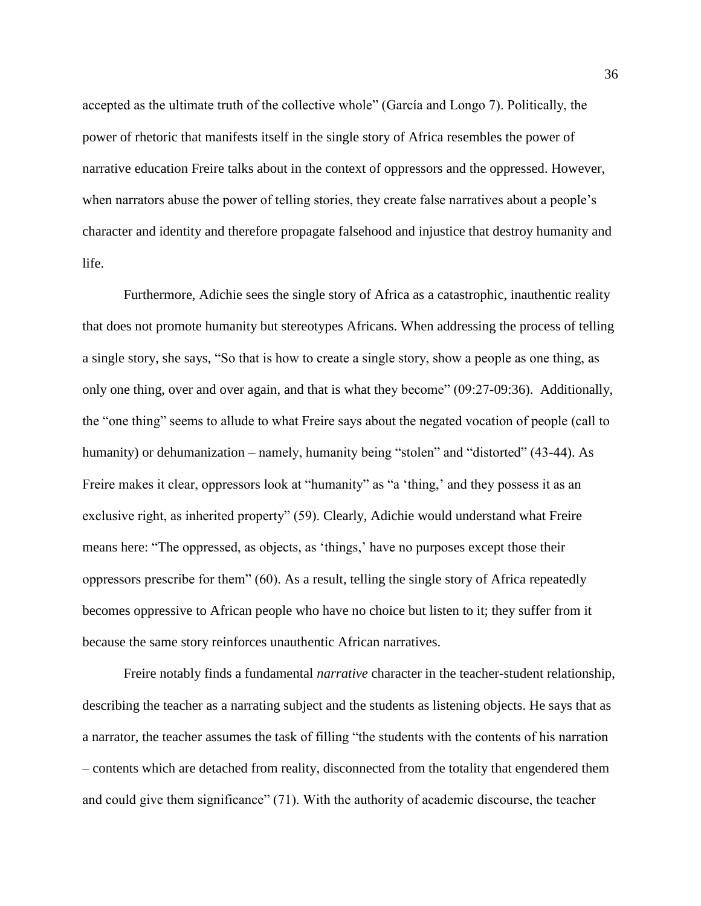accepted as the ultimate truth of the collective whole" (García and Longo 7). Politically, the power of rhetoric that manifests itself in the single story of Africa resembles the power of narrative education Freire talks about in the context of oppressors and the oppressed. However, when narrators abuse the power of telling stories, they create false narratives about a people's character and identity and therefore propagate falsehood and injustice that destroy humanity and life.

Furthermore, Adichie sees the single story of Africa as a catastrophic, inauthentic reality that does not promote humanity but stereotypes Africans. When addressing the process of telling a single story, she says, "So that is how to create a single story, show a people as one thing, as only one thing, over and over again, and that is what they become" (09:27-09:36). Additionally, the "one thing" seems to allude to what Freire says about the negated vocation of people (call to humanity) or dehumanization – namely, humanity being "stolen" and "distorted" (43-44). As Freire makes it clear, oppressors look at "humanity" as "a 'thing,' and they possess it as an exclusive right, as inherited property" (59). Clearly, Adichie would understand what Freire means here: "The oppressed, as objects, as 'things,' have no purposes except those their oppressors prescribe for them" (60). As a result, telling the single story of Africa repeatedly becomes oppressive to African people who have no choice but listen to it; they suffer from it because the same story reinforces unauthentic African narratives.

Freire notably finds a fundamental *narrative* character in the teacher-student relationship, describing the teacher as a narrating subject and the students as listening objects. He says that as a narrator, the teacher assumes the task of filling "the students with the contents of his narration – contents which are detached from reality, disconnected from the totality that engendered them and could give them significance" (71). With the authority of academic discourse, the teacher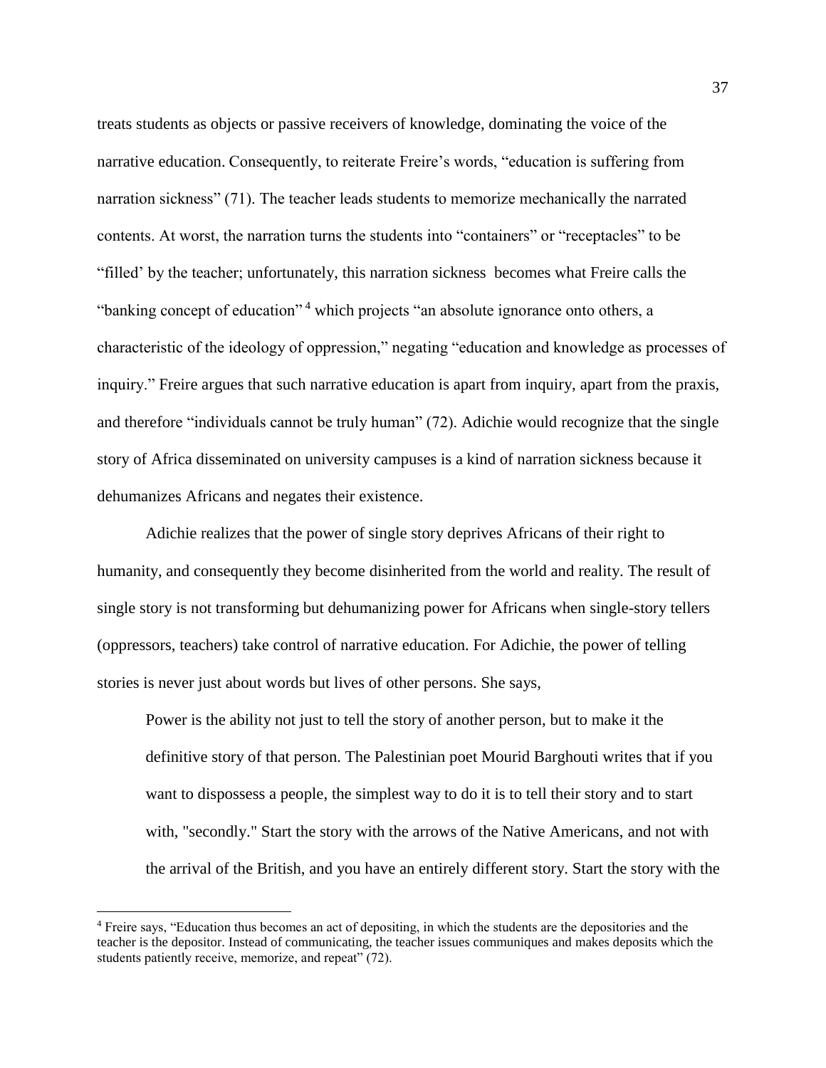treats students as objects or passive receivers of knowledge, dominating the voice of the narrative education. Consequently, to reiterate Freire's words, "education is suffering from narration sickness" (71). The teacher leads students to memorize mechanically the narrated contents. At worst, the narration turns the students into "containers" or "receptacles" to be "filled' by the teacher; unfortunately, this narration sickness becomes what Freire calls the "banking concept of education" [4] which projects "an absolute ignorance onto others, a characteristic of the ideology of oppression," negating "education and knowledge as processes of inquiry." Freire argues that such narrative education is apart from inquiry, apart from the praxis, and therefore "individuals cannot be truly human" (72). Adichie would recognize that the single story of Africa disseminated on university campuses is a kind of narration sickness because it dehumanizes Africans and negates their existence.

Adichie realizes that the power of single story deprives Africans of their right to humanity, and consequently they become disinherited from the world and reality. The result of single story is not transforming but dehumanizing power for Africans when single-story tellers (oppressors, teachers) take control of narrative education. For Adichie, the power of telling stories is never just about words but lives of other persons. She says,

> Power is the ability not just to tell the story of another person, but to make it the definitive story of that person. The Palestinian poet Mourid Barghouti writes that if you want to dispossess a people, the simplest way to do it is to tell their story and to start with, "secondly." Start the story with the arrows of the Native Americans, and not with the arrival of the British, and you have an entirely different story. Start the story with the

[4] Freire says, "Education thus becomes an act of depositing, in which the students are the depositories and the teacher is the depositor. Instead of communicating, the teacher issues communiques and makes deposits which the students patiently receive, memorize, and repeat" (72).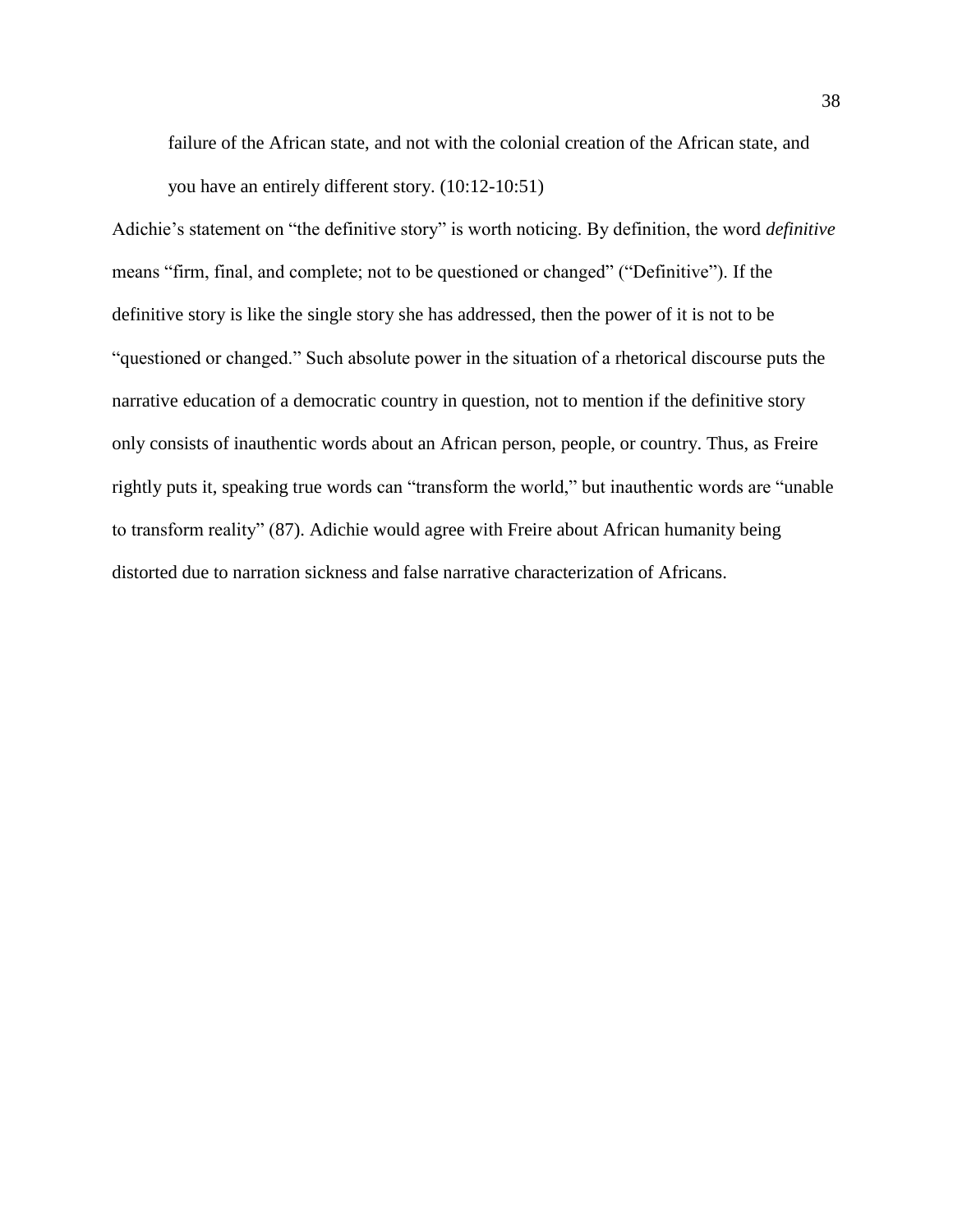> failure of the African state, and not with the colonial creation of the African state, and you have an entirely different story. (10:12-10:51)

Adichie's statement on "the definitive story" is worth noticing. By definition, the word *definitive* means "firm, final, and complete; not to be questioned or changed" ("Definitive"). If the definitive story is like the single story she has addressed, then the power of it is not to be "questioned or changed." Such absolute power in the situation of a rhetorical discourse puts the narrative education of a democratic country in question, not to mention if the definitive story only consists of inauthentic words about an African person, people, or country. Thus, as Freire rightly puts it, speaking true words can "transform the world," but inauthentic words are "unable to transform reality" (87). Adichie would agree with Freire about African humanity being distorted due to narration sickness and false narrative characterization of Africans.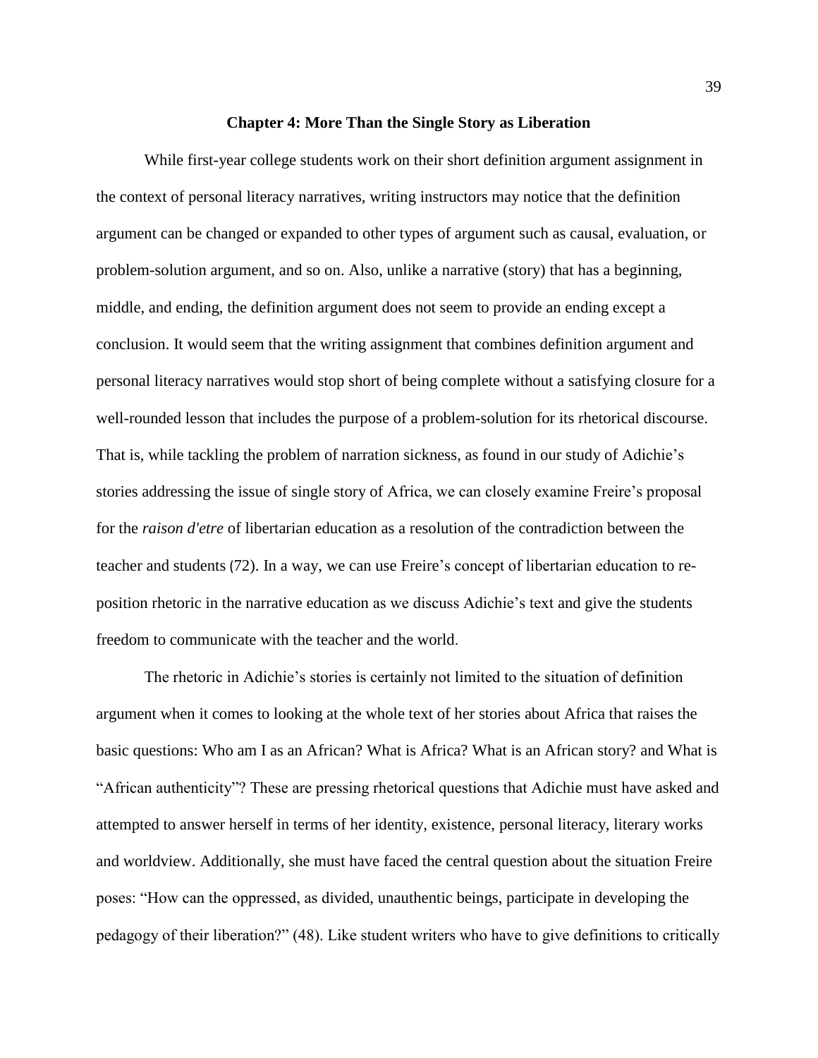## Chapter 4: More Than the Single Story as Liberation

While first-year college students work on their short definition argument assignment in the context of personal literacy narratives, writing instructors may notice that the definition argument can be changed or expanded to other types of argument such as causal, evaluation, or problem-solution argument, and so on. Also, unlike a narrative (story) that has a beginning, middle, and ending, the definition argument does not seem to provide an ending except a conclusion. It would seem that the writing assignment that combines definition argument and personal literacy narratives would stop short of being complete without a satisfying closure for a well-rounded lesson that includes the purpose of a problem-solution for its rhetorical discourse. That is, while tackling the problem of narration sickness, as found in our study of Adichie's stories addressing the issue of single story of Africa, we can closely examine Freire's proposal for the *raison d'etre* of libertarian education as a resolution of the contradiction between the teacher and students (72). In a way, we can use Freire's concept of libertarian education to re-position rhetoric in the narrative education as we discuss Adichie's text and give the students freedom to communicate with the teacher and the world.

The rhetoric in Adichie's stories is certainly not limited to the situation of definition argument when it comes to looking at the whole text of her stories about Africa that raises the basic questions: Who am I as an African? What is Africa? What is an African story? and What is "African authenticity"? These are pressing rhetorical questions that Adichie must have asked and attempted to answer herself in terms of her identity, existence, personal literacy, literary works and worldview. Additionally, she must have faced the central question about the situation Freire poses: "How can the oppressed, as divided, unauthentic beings, participate in developing the pedagogy of their liberation?" (48). Like student writers who have to give definitions to critically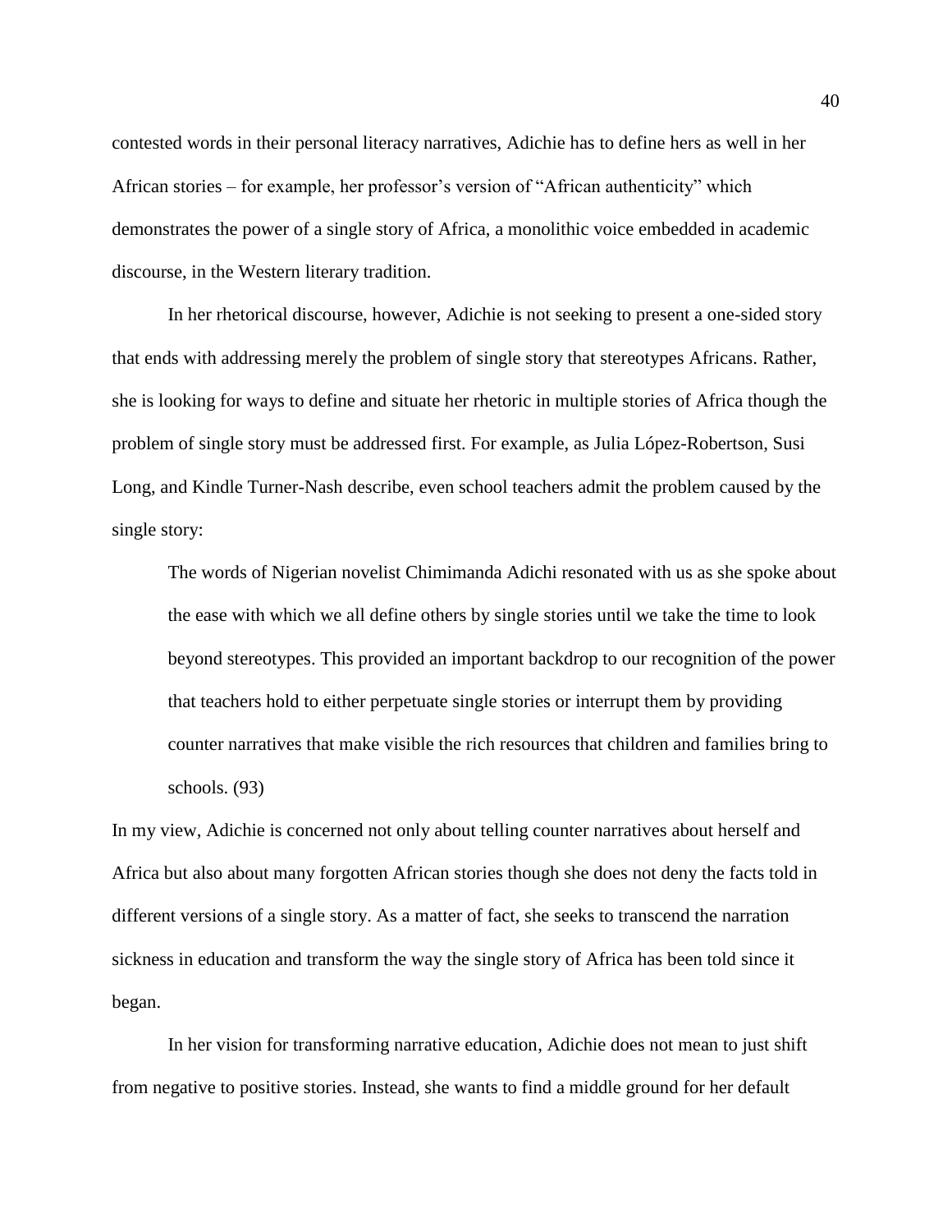contested words in their personal literacy narratives, Adichie has to define hers as well in her African stories – for example, her professor's version of "African authenticity" which demonstrates the power of a single story of Africa, a monolithic voice embedded in academic discourse, in the Western literary tradition.

In her rhetorical discourse, however, Adichie is not seeking to present a one-sided story that ends with addressing merely the problem of single story that stereotypes Africans. Rather, she is looking for ways to define and situate her rhetoric in multiple stories of Africa though the problem of single story must be addressed first. For example, as Julia López-Robertson, Susi Long, and Kindle Turner-Nash describe, even school teachers admit the problem caused by the single story:

> The words of Nigerian novelist Chimimanda Adichi resonated with us as she spoke about the ease with which we all define others by single stories until we take the time to look beyond stereotypes. This provided an important backdrop to our recognition of the power that teachers hold to either perpetuate single stories or interrupt them by providing counter narratives that make visible the rich resources that children and families bring to schools. (93)

In my view, Adichie is concerned not only about telling counter narratives about herself and Africa but also about many forgotten African stories though she does not deny the facts told in different versions of a single story. As a matter of fact, she seeks to transcend the narration sickness in education and transform the way the single story of Africa has been told since it began.

In her vision for transforming narrative education, Adichie does not mean to just shift from negative to positive stories. Instead, she wants to find a middle ground for her default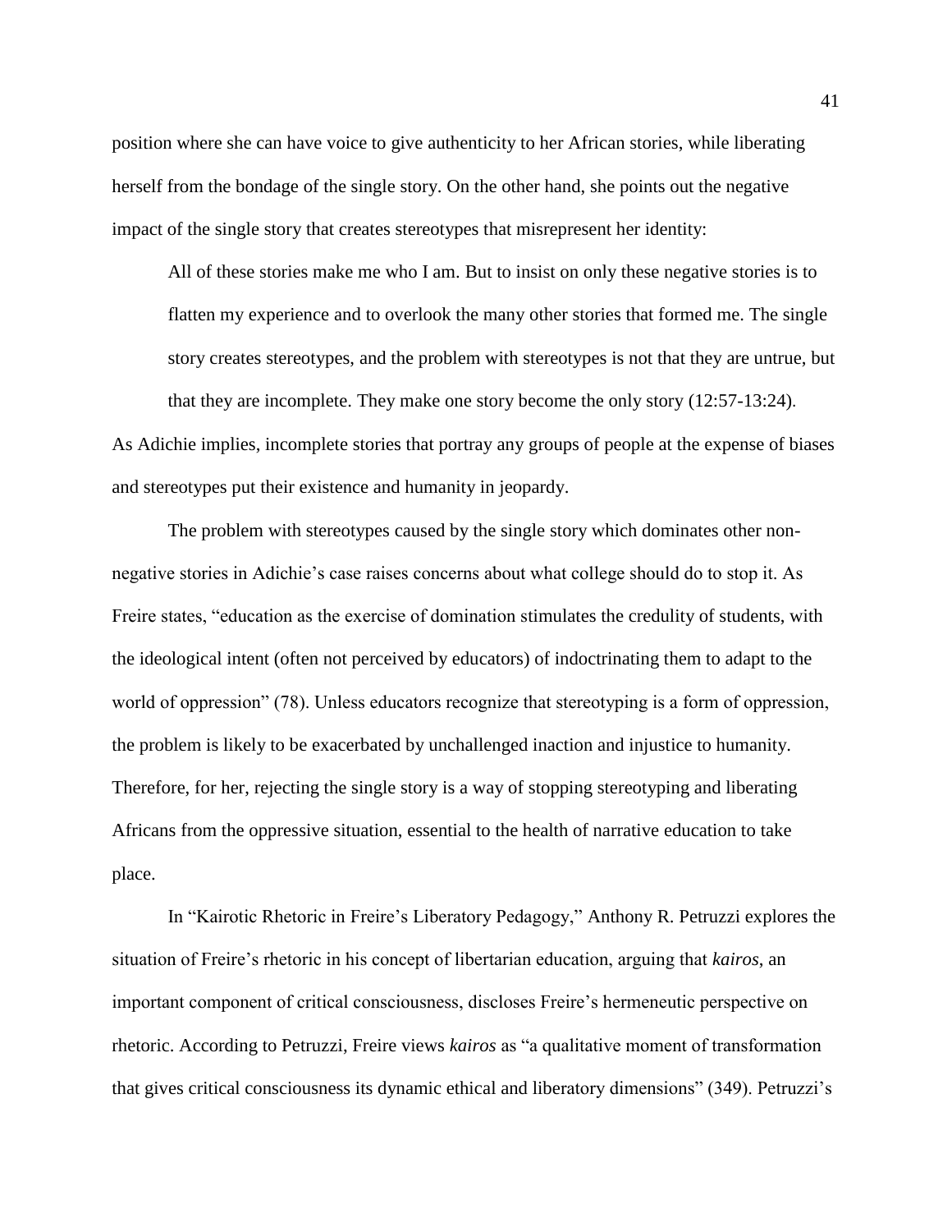position where she can have voice to give authenticity to her African stories, while liberating herself from the bondage of the single story. On the other hand, she points out the negative impact of the single story that creates stereotypes that misrepresent her identity:

> All of these stories make me who I am. But to insist on only these negative stories is to flatten my experience and to overlook the many other stories that formed me. The single story creates stereotypes, and the problem with stereotypes is not that they are untrue, but that they are incomplete. They make one story become the only story (12:57-13:24).

As Adichie implies, incomplete stories that portray any groups of people at the expense of biases and stereotypes put their existence and humanity in jeopardy.

The problem with stereotypes caused by the single story which dominates other non-negative stories in Adichie's case raises concerns about what college should do to stop it. As Freire states, "education as the exercise of domination stimulates the credulity of students, with the ideological intent (often not perceived by educators) of indoctrinating them to adapt to the world of oppression" (78). Unless educators recognize that stereotyping is a form of oppression, the problem is likely to be exacerbated by unchallenged inaction and injustice to humanity. Therefore, for her, rejecting the single story is a way of stopping stereotyping and liberating Africans from the oppressive situation, essential to the health of narrative education to take place.

In "Kairotic Rhetoric in Freire's Liberatory Pedagogy," Anthony R. Petruzzi explores the situation of Freire's rhetoric in his concept of libertarian education, arguing that *kairos*, an important component of critical consciousness, discloses Freire's hermeneutic perspective on rhetoric. According to Petruzzi, Freire views *kairos* as "a qualitative moment of transformation that gives critical consciousness its dynamic ethical and liberatory dimensions" (349). Petruzzi's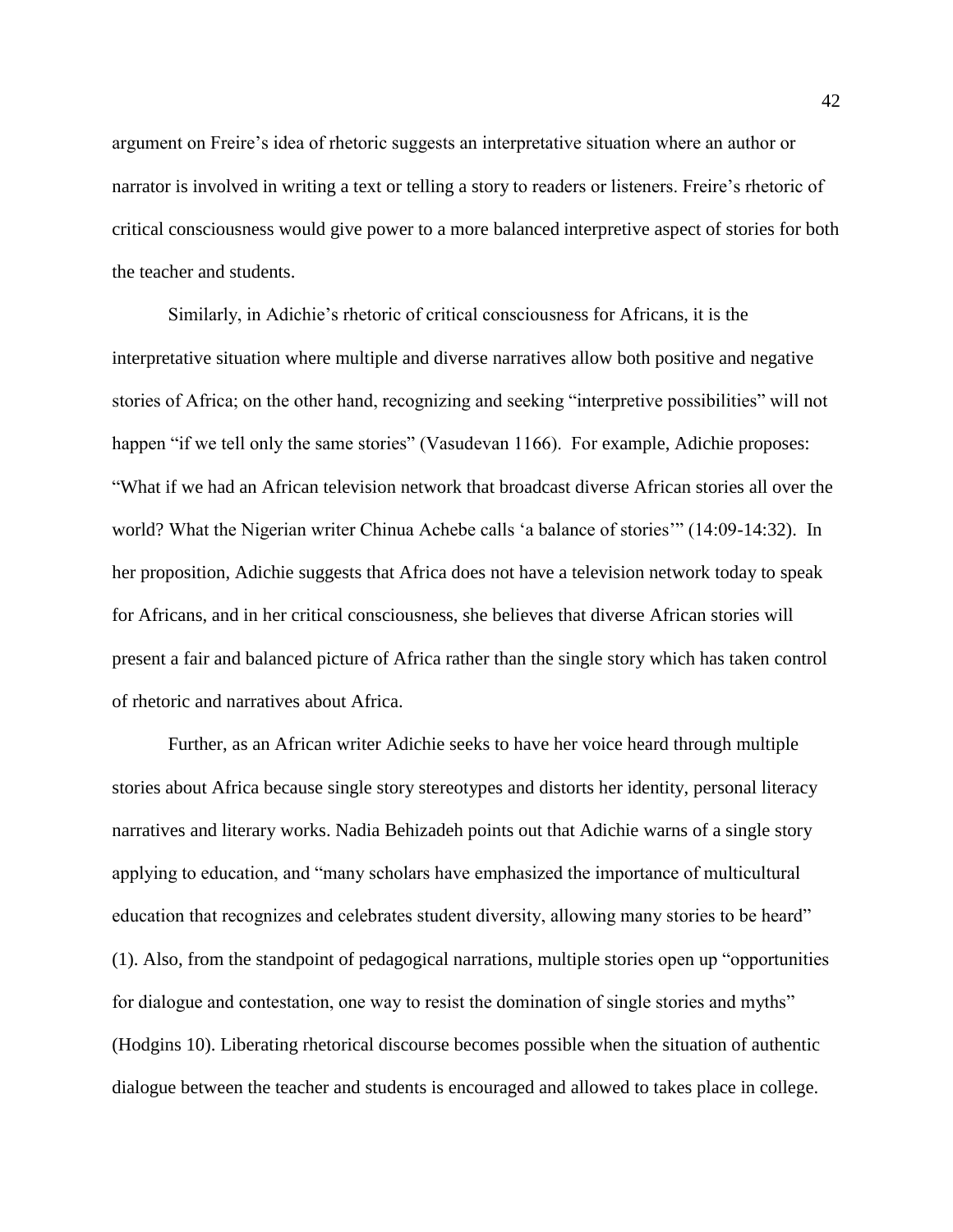argument on Freire's idea of rhetoric suggests an interpretative situation where an author or narrator is involved in writing a text or telling a story to readers or listeners. Freire's rhetoric of critical consciousness would give power to a more balanced interpretive aspect of stories for both the teacher and students.

Similarly, in Adichie's rhetoric of critical consciousness for Africans, it is the interpretative situation where multiple and diverse narratives allow both positive and negative stories of Africa; on the other hand, recognizing and seeking "interpretive possibilities" will not happen "if we tell only the same stories" (Vasudevan 1166). For example, Adichie proposes: "What if we had an African television network that broadcast diverse African stories all over the world? What the Nigerian writer Chinua Achebe calls 'a balance of stories'" (14:09-14:32). In her proposition, Adichie suggests that Africa does not have a television network today to speak for Africans, and in her critical consciousness, she believes that diverse African stories will present a fair and balanced picture of Africa rather than the single story which has taken control of rhetoric and narratives about Africa.

Further, as an African writer Adichie seeks to have her voice heard through multiple stories about Africa because single story stereotypes and distorts her identity, personal literacy narratives and literary works. Nadia Behizadeh points out that Adichie warns of a single story applying to education, and "many scholars have emphasized the importance of multicultural education that recognizes and celebrates student diversity, allowing many stories to be heard" (1). Also, from the standpoint of pedagogical narrations, multiple stories open up "opportunities for dialogue and contestation, one way to resist the domination of single stories and myths" (Hodgins 10). Liberating rhetorical discourse becomes possible when the situation of authentic dialogue between the teacher and students is encouraged and allowed to takes place in college.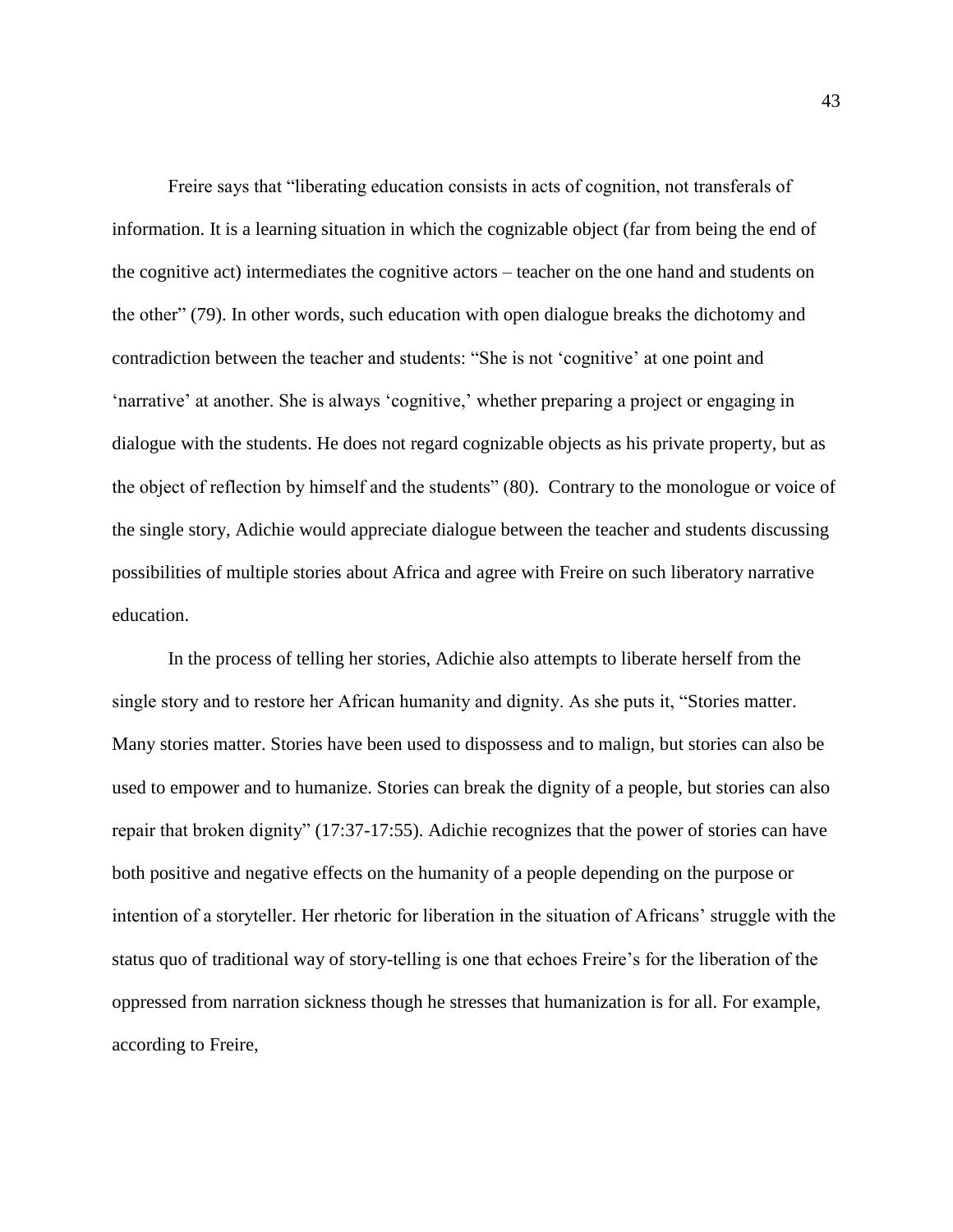Freire says that “liberating education consists in acts of cognition, not transferals of information. It is a learning situation in which the cognizable object (far from being the end of the cognitive act) intermediates the cognitive actors – teacher on the one hand and students on the other” (79). In other words, such education with open dialogue breaks the dichotomy and contradiction between the teacher and students: “She is not ‘cognitive’ at one point and ‘narrative’ at another. She is always ‘cognitive,’ whether preparing a project or engaging in dialogue with the students. He does not regard cognizable objects as his private property, but as the object of reflection by himself and the students” (80). Contrary to the monologue or voice of the single story, Adichie would appreciate dialogue between the teacher and students discussing possibilities of multiple stories about Africa and agree with Freire on such liberatory narrative education.

In the process of telling her stories, Adichie also attempts to liberate herself from the single story and to restore her African humanity and dignity. As she puts it, “Stories matter. Many stories matter. Stories have been used to dispossess and to malign, but stories can also be used to empower and to humanize. Stories can break the dignity of a people, but stories can also repair that broken dignity” (17:37-17:55). Adichie recognizes that the power of stories can have both positive and negative effects on the humanity of a people depending on the purpose or intention of a storyteller. Her rhetoric for liberation in the situation of Africans’ struggle with the status quo of traditional way of story-telling is one that echoes Freire’s for the liberation of the oppressed from narration sickness though he stresses that humanization is for all. For example, according to Freire,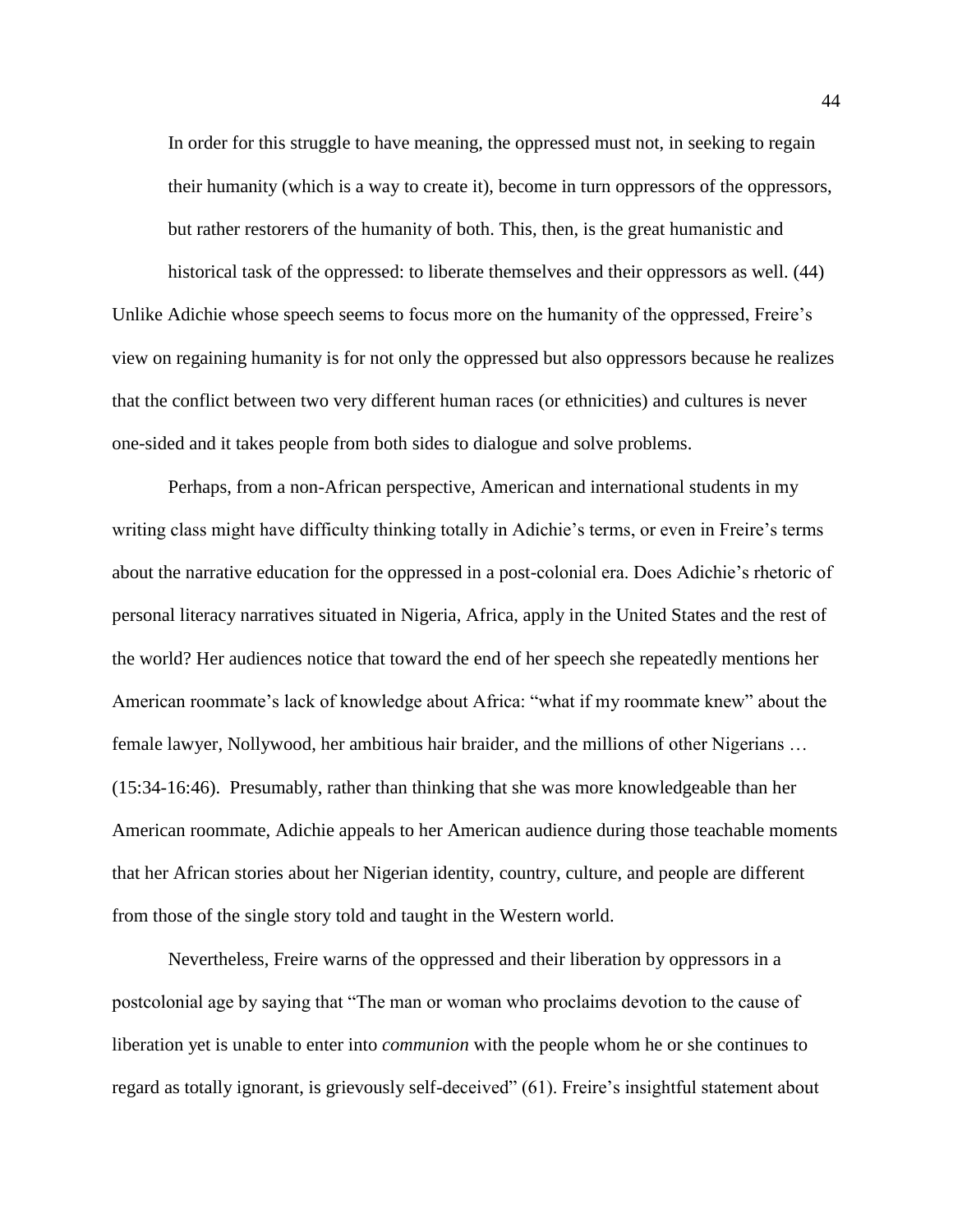> In order for this struggle to have meaning, the oppressed must not, in seeking to regain their humanity (which is a way to create it), become in turn oppressors of the oppressors, but rather restorers of the humanity of both. This, then, is the great humanistic and historical task of the oppressed: to liberate themselves and their oppressors as well. (44)

Unlike Adichie whose speech seems to focus more on the humanity of the oppressed, Freire's view on regaining humanity is for not only the oppressed but also oppressors because he realizes that the conflict between two very different human races (or ethnicities) and cultures is never one-sided and it takes people from both sides to dialogue and solve problems.

Perhaps, from a non-African perspective, American and international students in my writing class might have difficulty thinking totally in Adichie's terms, or even in Freire's terms about the narrative education for the oppressed in a post-colonial era. Does Adichie's rhetoric of personal literacy narratives situated in Nigeria, Africa, apply in the United States and the rest of the world? Her audiences notice that toward the end of her speech she repeatedly mentions her American roommate's lack of knowledge about Africa: "what if my roommate knew" about the female lawyer, Nollywood, her ambitious hair braider, and the millions of other Nigerians … (15:34-16:46). Presumably, rather than thinking that she was more knowledgeable than her American roommate, Adichie appeals to her American audience during those teachable moments that her African stories about her Nigerian identity, country, culture, and people are different from those of the single story told and taught in the Western world.

Nevertheless, Freire warns of the oppressed and their liberation by oppressors in a postcolonial age by saying that "The man or woman who proclaims devotion to the cause of liberation yet is unable to enter into *communion* with the people whom he or she continues to regard as totally ignorant, is grievously self-deceived" (61). Freire's insightful statement about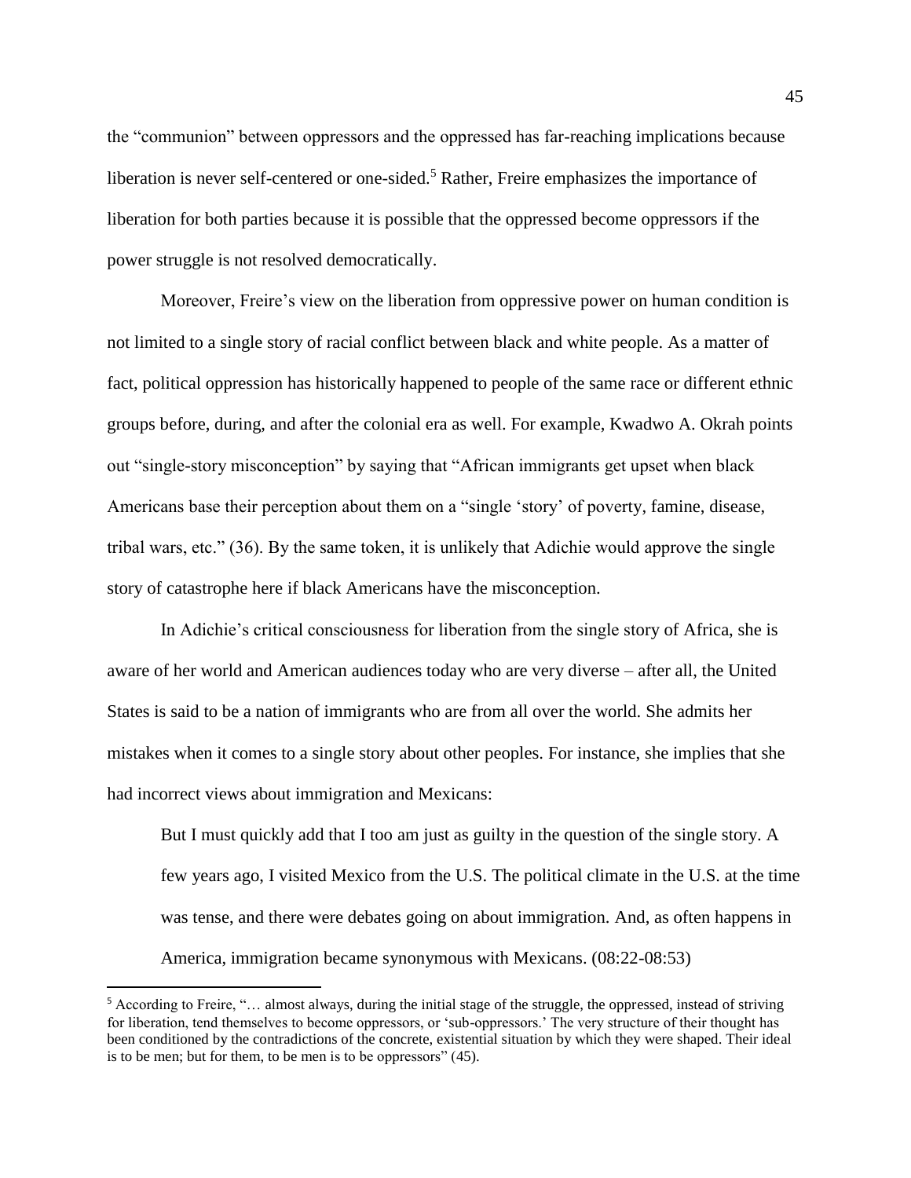the "communion" between oppressors and the oppressed has far-reaching implications because liberation is never self-centered or one-sided.[5] Rather, Freire emphasizes the importance of liberation for both parties because it is possible that the oppressed become oppressors if the power struggle is not resolved democratically.

Moreover, Freire's view on the liberation from oppressive power on human condition is not limited to a single story of racial conflict between black and white people. As a matter of fact, political oppression has historically happened to people of the same race or different ethnic groups before, during, and after the colonial era as well. For example, Kwadwo A. Okrah points out "single-story misconception" by saying that "African immigrants get upset when black Americans base their perception about them on a "single 'story' of poverty, famine, disease, tribal wars, etc." (36). By the same token, it is unlikely that Adichie would approve the single story of catastrophe here if black Americans have the misconception.

In Adichie's critical consciousness for liberation from the single story of Africa, she is aware of her world and American audiences today who are very diverse – after all, the United States is said to be a nation of immigrants who are from all over the world. She admits her mistakes when it comes to a single story about other peoples. For instance, she implies that she had incorrect views about immigration and Mexicans:

> But I must quickly add that I too am just as guilty in the question of the single story. A few years ago, I visited Mexico from the U.S. The political climate in the U.S. at the time was tense, and there were debates going on about immigration. And, as often happens in America, immigration became synonymous with Mexicans. (08:22-08:53)

---

[5] According to Freire, "… almost always, during the initial stage of the struggle, the oppressed, instead of striving for liberation, tend themselves to become oppressors, or 'sub-oppressors.' The very structure of their thought has been conditioned by the contradictions of the concrete, existential situation by which they were shaped. Their ideal is to be men; but for them, to be men is to be oppressors" (45).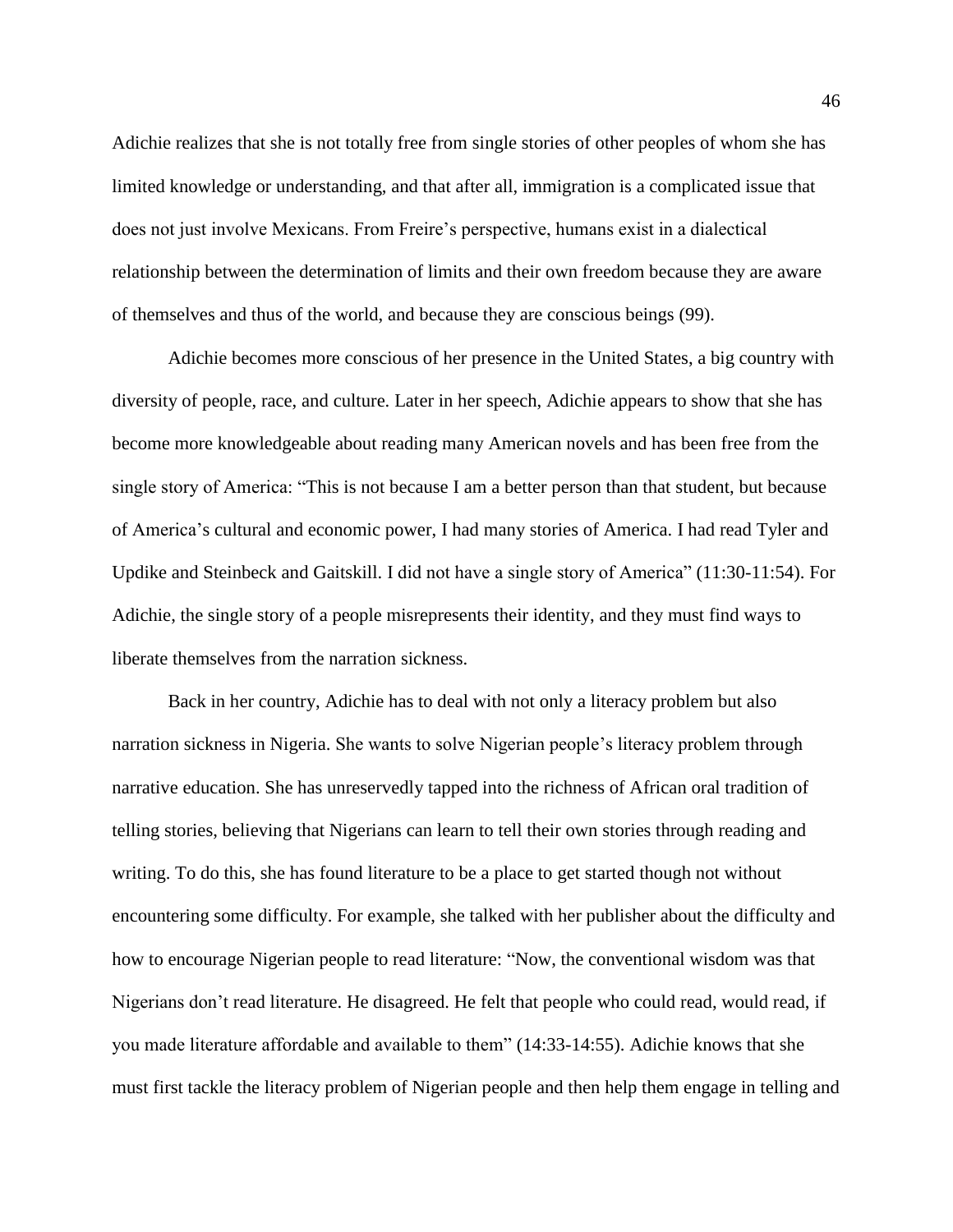Adichie realizes that she is not totally free from single stories of other peoples of whom she has limited knowledge or understanding, and that after all, immigration is a complicated issue that does not just involve Mexicans. From Freire's perspective, humans exist in a dialectical relationship between the determination of limits and their own freedom because they are aware of themselves and thus of the world, and because they are conscious beings (99).

Adichie becomes more conscious of her presence in the United States, a big country with diversity of people, race, and culture. Later in her speech, Adichie appears to show that she has become more knowledgeable about reading many American novels and has been free from the single story of America: "This is not because I am a better person than that student, but because of America's cultural and economic power, I had many stories of America. I had read Tyler and Updike and Steinbeck and Gaitskill. I did not have a single story of America" (11:30-11:54). For Adichie, the single story of a people misrepresents their identity, and they must find ways to liberate themselves from the narration sickness.

Back in her country, Adichie has to deal with not only a literacy problem but also narration sickness in Nigeria. She wants to solve Nigerian people's literacy problem through narrative education. She has unreservedly tapped into the richness of African oral tradition of telling stories, believing that Nigerians can learn to tell their own stories through reading and writing. To do this, she has found literature to be a place to get started though not without encountering some difficulty. For example, she talked with her publisher about the difficulty and how to encourage Nigerian people to read literature: "Now, the conventional wisdom was that Nigerians don't read literature. He disagreed. He felt that people who could read, would read, if you made literature affordable and available to them" (14:33-14:55). Adichie knows that she must first tackle the literacy problem of Nigerian people and then help them engage in telling and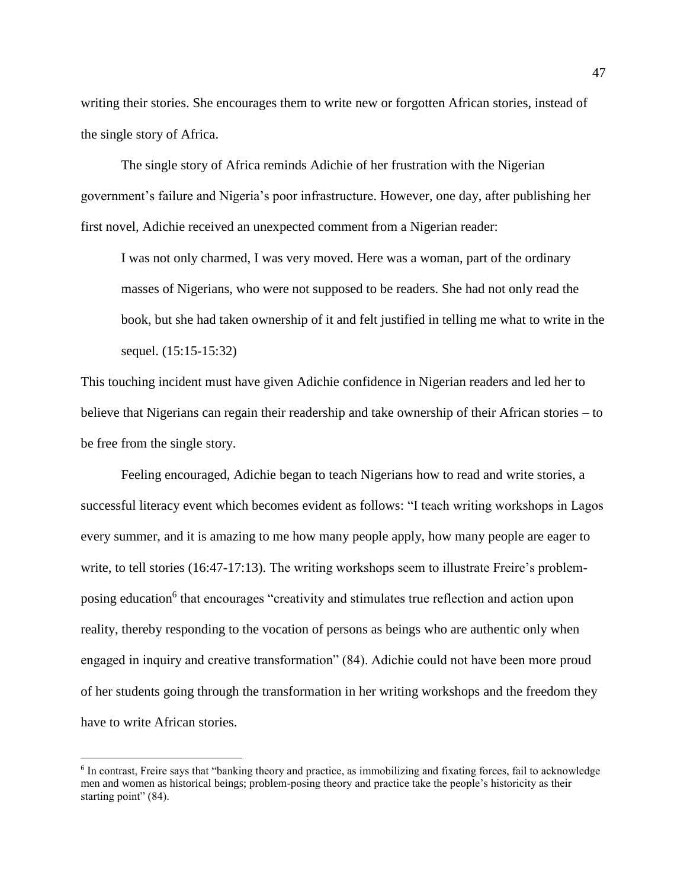writing their stories. She encourages them to write new or forgotten African stories, instead of the single story of Africa.

The single story of Africa reminds Adichie of her frustration with the Nigerian government's failure and Nigeria's poor infrastructure. However, one day, after publishing her first novel, Adichie received an unexpected comment from a Nigerian reader:

> I was not only charmed, I was very moved. Here was a woman, part of the ordinary masses of Nigerians, who were not supposed to be readers. She had not only read the book, but she had taken ownership of it and felt justified in telling me what to write in the sequel. (15:15-15:32)

This touching incident must have given Adichie confidence in Nigerian readers and led her to believe that Nigerians can regain their readership and take ownership of their African stories – to be free from the single story.

Feeling encouraged, Adichie began to teach Nigerians how to read and write stories, a successful literacy event which becomes evident as follows: "I teach writing workshops in Lagos every summer, and it is amazing to me how many people apply, how many people are eager to write, to tell stories (16:47-17:13). The writing workshops seem to illustrate Freire's problem-posing education[6] that encourages "creativity and stimulates true reflection and action upon reality, thereby responding to the vocation of persons as beings who are authentic only when engaged in inquiry and creative transformation" (84). Adichie could not have been more proud of her students going through the transformation in her writing workshops and the freedom they have to write African stories.

[6] In contrast, Freire says that "banking theory and practice, as immobilizing and fixating forces, fail to acknowledge men and women as historical beings; problem-posing theory and practice take the people's historicity as their starting point" (84).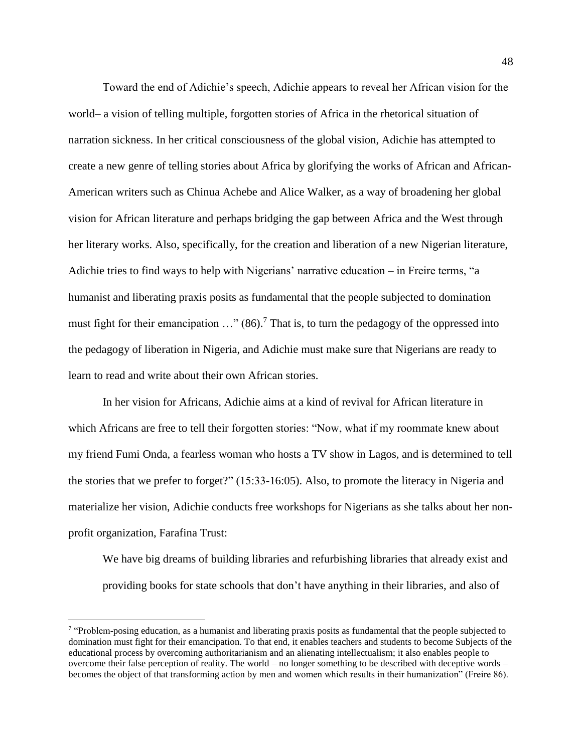Toward the end of Adichie's speech, Adichie appears to reveal her African vision for the world– a vision of telling multiple, forgotten stories of Africa in the rhetorical situation of narration sickness. In her critical consciousness of the global vision, Adichie has attempted to create a new genre of telling stories about Africa by glorifying the works of African and African-American writers such as Chinua Achebe and Alice Walker, as a way of broadening her global vision for African literature and perhaps bridging the gap between Africa and the West through her literary works. Also, specifically, for the creation and liberation of a new Nigerian literature, Adichie tries to find ways to help with Nigerians' narrative education – in Freire terms, "a humanist and liberating praxis posits as fundamental that the people subjected to domination must fight for their emancipation …" (86).[7] That is, to turn the pedagogy of the oppressed into the pedagogy of liberation in Nigeria, and Adichie must make sure that Nigerians are ready to learn to read and write about their own African stories.

In her vision for Africans, Adichie aims at a kind of revival for African literature in which Africans are free to tell their forgotten stories: "Now, what if my roommate knew about my friend Fumi Onda, a fearless woman who hosts a TV show in Lagos, and is determined to tell the stories that we prefer to forget?" (15:33-16:05). Also, to promote the literacy in Nigeria and materialize her vision, Adichie conducts free workshops for Nigerians as she talks about her non-profit organization, Farafina Trust:

> We have big dreams of building libraries and refurbishing libraries that already exist and providing books for state schools that don't have anything in their libraries, and also of

[7] "Problem-posing education, as a humanist and liberating praxis posits as fundamental that the people subjected to domination must fight for their emancipation. To that end, it enables teachers and students to become Subjects of the educational process by overcoming authoritarianism and an alienating intellectualism; it also enables people to overcome their false perception of reality. The world – no longer something to be described with deceptive words – becomes the object of that transforming action by men and women which results in their humanization" (Freire 86).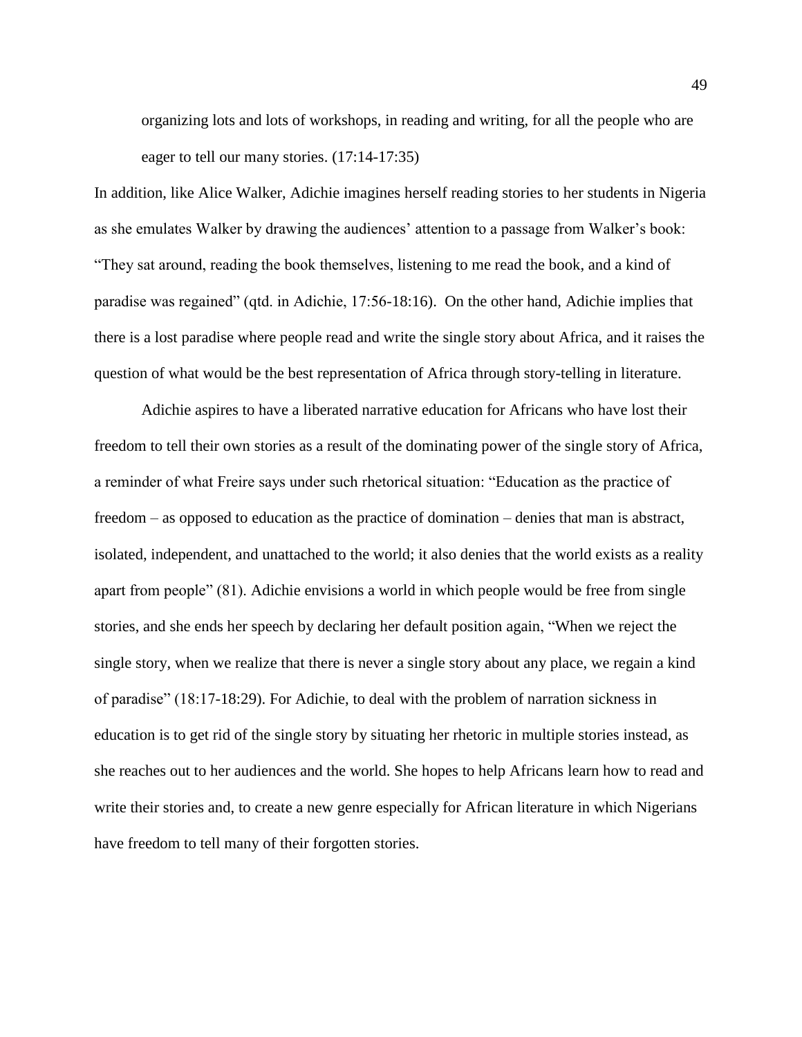> organizing lots and lots of workshops, in reading and writing, for all the people who are eager to tell our many stories. (17:14-17:35)

In addition, like Alice Walker, Adichie imagines herself reading stories to her students in Nigeria as she emulates Walker by drawing the audiences' attention to a passage from Walker's book: "They sat around, reading the book themselves, listening to me read the book, and a kind of paradise was regained" (qtd. in Adichie, 17:56-18:16). On the other hand, Adichie implies that there is a lost paradise where people read and write the single story about Africa, and it raises the question of what would be the best representation of Africa through story-telling in literature.

Adichie aspires to have a liberated narrative education for Africans who have lost their freedom to tell their own stories as a result of the dominating power of the single story of Africa, a reminder of what Freire says under such rhetorical situation: "Education as the practice of freedom – as opposed to education as the practice of domination – denies that man is abstract, isolated, independent, and unattached to the world; it also denies that the world exists as a reality apart from people" (81). Adichie envisions a world in which people would be free from single stories, and she ends her speech by declaring her default position again, "When we reject the single story, when we realize that there is never a single story about any place, we regain a kind of paradise" (18:17-18:29). For Adichie, to deal with the problem of narration sickness in education is to get rid of the single story by situating her rhetoric in multiple stories instead, as she reaches out to her audiences and the world. She hopes to help Africans learn how to read and write their stories and, to create a new genre especially for African literature in which Nigerians have freedom to tell many of their forgotten stories.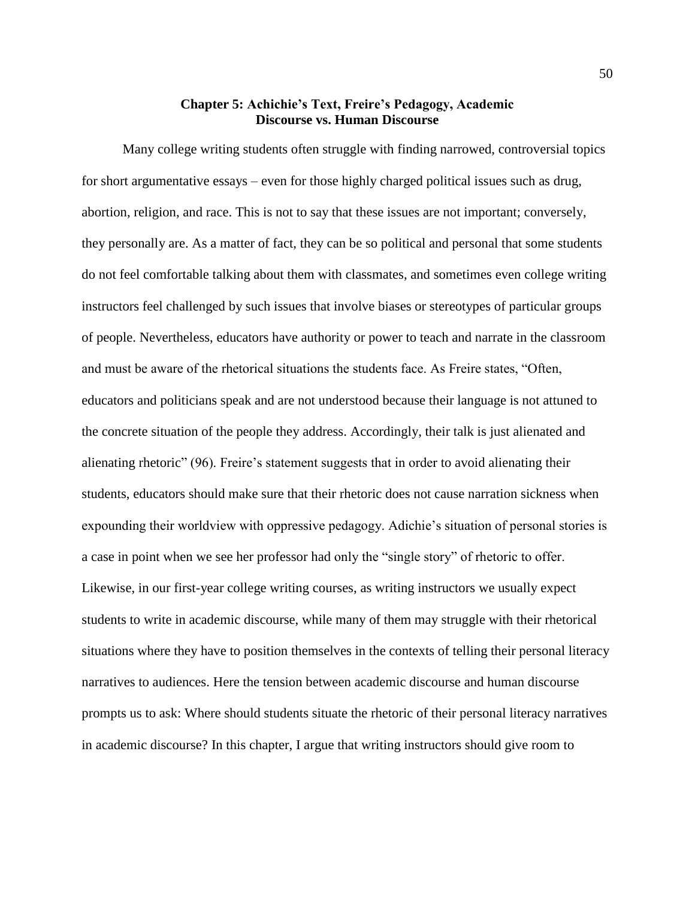## Chapter 5: Achichie's Text, Freire's Pedagogy, Academic Discourse vs. Human Discourse

Many college writing students often struggle with finding narrowed, controversial topics for short argumentative essays – even for those highly charged political issues such as drug, abortion, religion, and race. This is not to say that these issues are not important; conversely, they personally are. As a matter of fact, they can be so political and personal that some students do not feel comfortable talking about them with classmates, and sometimes even college writing instructors feel challenged by such issues that involve biases or stereotypes of particular groups of people. Nevertheless, educators have authority or power to teach and narrate in the classroom and must be aware of the rhetorical situations the students face. As Freire states, "Often, educators and politicians speak and are not understood because their language is not attuned to the concrete situation of the people they address. Accordingly, their talk is just alienated and alienating rhetoric" (96). Freire's statement suggests that in order to avoid alienating their students, educators should make sure that their rhetoric does not cause narration sickness when expounding their worldview with oppressive pedagogy. Adichie's situation of personal stories is a case in point when we see her professor had only the "single story" of rhetoric to offer. Likewise, in our first-year college writing courses, as writing instructors we usually expect students to write in academic discourse, while many of them may struggle with their rhetorical situations where they have to position themselves in the contexts of telling their personal literacy narratives to audiences. Here the tension between academic discourse and human discourse prompts us to ask: Where should students situate the rhetoric of their personal literacy narratives in academic discourse? In this chapter, I argue that writing instructors should give room to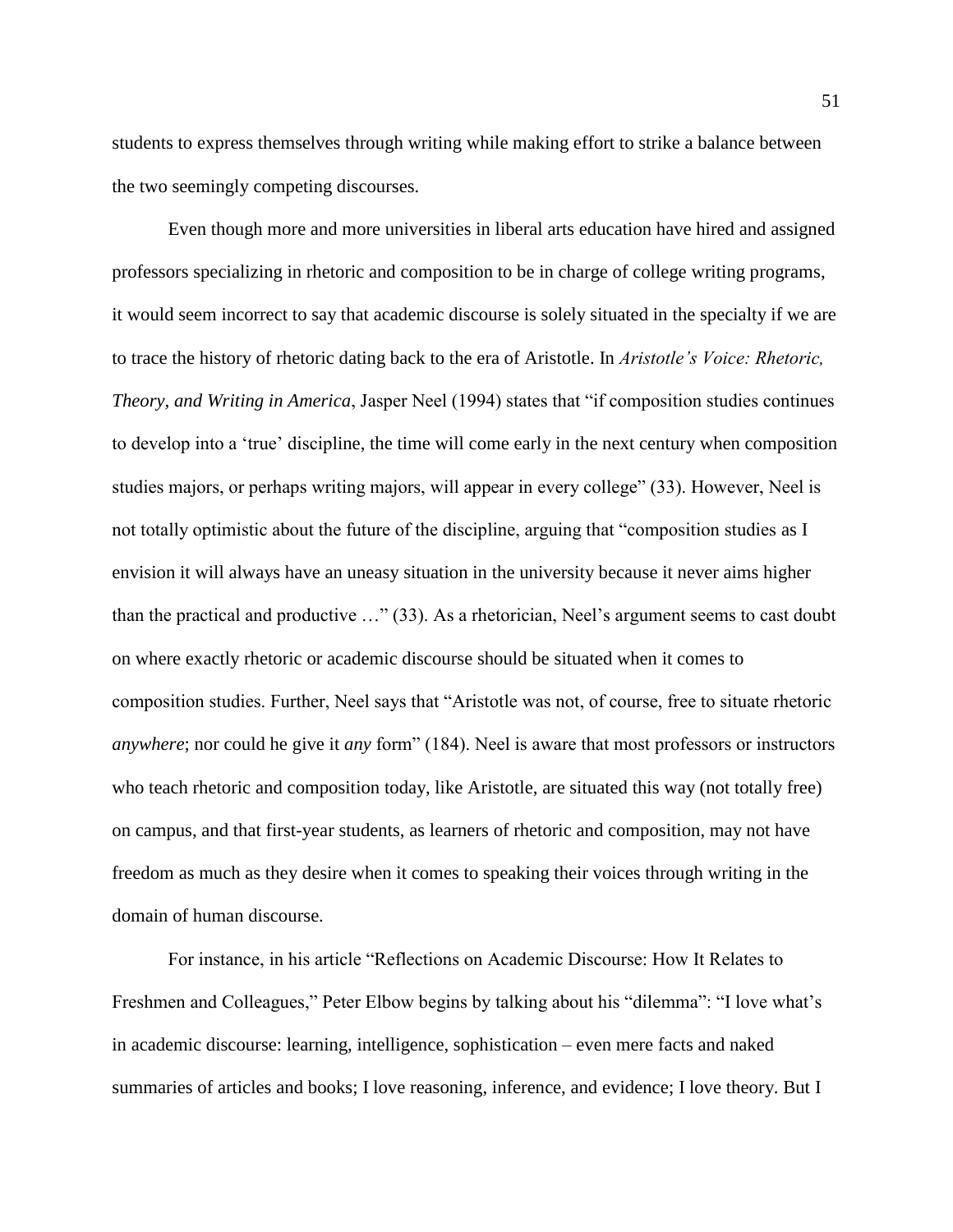students to express themselves through writing while making effort to strike a balance between the two seemingly competing discourses.

Even though more and more universities in liberal arts education have hired and assigned professors specializing in rhetoric and composition to be in charge of college writing programs, it would seem incorrect to say that academic discourse is solely situated in the specialty if we are to trace the history of rhetoric dating back to the era of Aristotle. In *Aristotle's Voice: Rhetoric, Theory, and Writing in America*, Jasper Neel (1994) states that "if composition studies continues to develop into a 'true' discipline, the time will come early in the next century when composition studies majors, or perhaps writing majors, will appear in every college" (33). However, Neel is not totally optimistic about the future of the discipline, arguing that "composition studies as I envision it will always have an uneasy situation in the university because it never aims higher than the practical and productive …" (33). As a rhetorician, Neel's argument seems to cast doubt on where exactly rhetoric or academic discourse should be situated when it comes to composition studies. Further, Neel says that "Aristotle was not, of course, free to situate rhetoric *anywhere*; nor could he give it *any* form" (184). Neel is aware that most professors or instructors who teach rhetoric and composition today, like Aristotle, are situated this way (not totally free) on campus, and that first-year students, as learners of rhetoric and composition, may not have freedom as much as they desire when it comes to speaking their voices through writing in the domain of human discourse.

For instance, in his article "Reflections on Academic Discourse: How It Relates to Freshmen and Colleagues," Peter Elbow begins by talking about his "dilemma": "I love what's in academic discourse: learning, intelligence, sophistication – even mere facts and naked summaries of articles and books; I love reasoning, inference, and evidence; I love theory. But I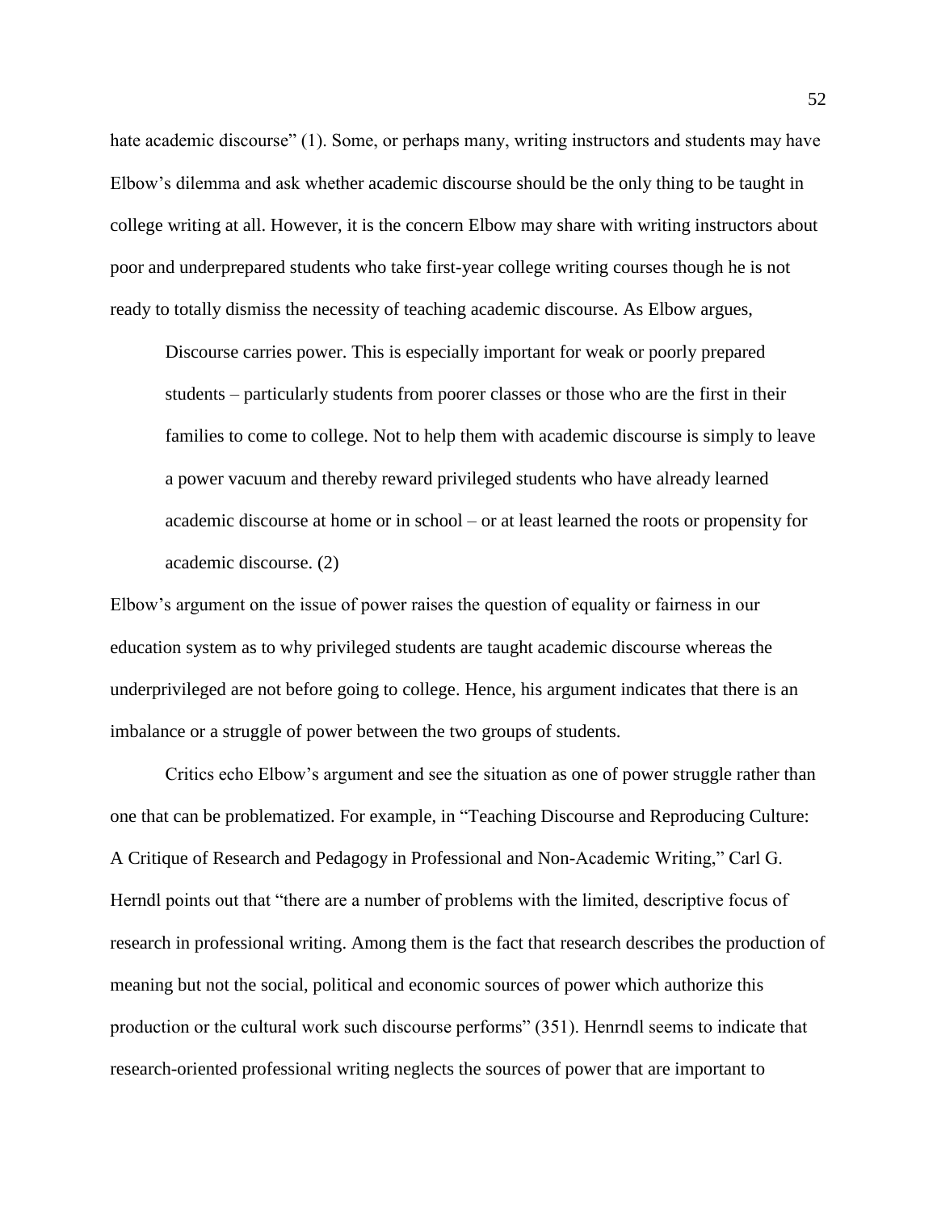hate academic discourse" (1). Some, or perhaps many, writing instructors and students may have Elbow's dilemma and ask whether academic discourse should be the only thing to be taught in college writing at all. However, it is the concern Elbow may share with writing instructors about poor and underprepared students who take first-year college writing courses though he is not ready to totally dismiss the necessity of teaching academic discourse. As Elbow argues,

> Discourse carries power. This is especially important for weak or poorly prepared students – particularly students from poorer classes or those who are the first in their families to come to college. Not to help them with academic discourse is simply to leave a power vacuum and thereby reward privileged students who have already learned academic discourse at home or in school – or at least learned the roots or propensity for academic discourse. (2)

Elbow's argument on the issue of power raises the question of equality or fairness in our education system as to why privileged students are taught academic discourse whereas the underprivileged are not before going to college. Hence, his argument indicates that there is an imbalance or a struggle of power between the two groups of students.

Critics echo Elbow's argument and see the situation as one of power struggle rather than one that can be problematized. For example, in "Teaching Discourse and Reproducing Culture: A Critique of Research and Pedagogy in Professional and Non-Academic Writing," Carl G. Herndl points out that "there are a number of problems with the limited, descriptive focus of research in professional writing. Among them is the fact that research describes the production of meaning but not the social, political and economic sources of power which authorize this production or the cultural work such discourse performs" (351). Henrndl seems to indicate that research-oriented professional writing neglects the sources of power that are important to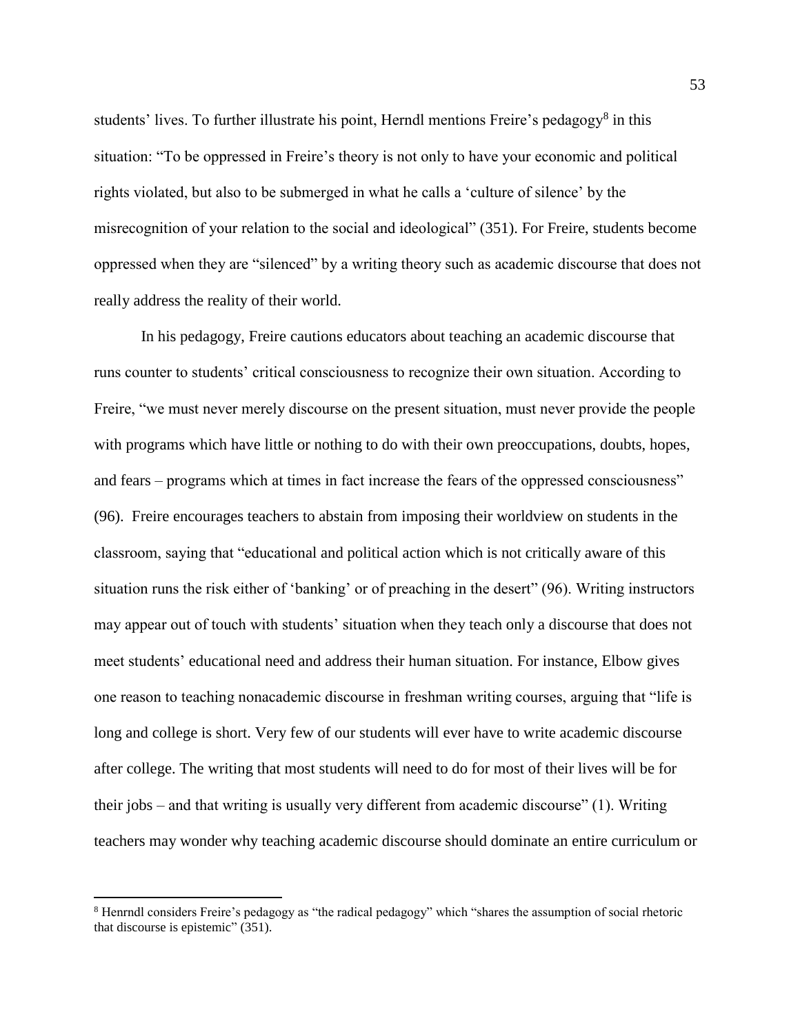students' lives. To further illustrate his point, Herndl mentions Freire's pedagogy[8] in this situation: "To be oppressed in Freire's theory is not only to have your economic and political rights violated, but also to be submerged in what he calls a 'culture of silence' by the misrecognition of your relation to the social and ideological" (351). For Freire, students become oppressed when they are "silenced" by a writing theory such as academic discourse that does not really address the reality of their world.

In his pedagogy, Freire cautions educators about teaching an academic discourse that runs counter to students' critical consciousness to recognize their own situation. According to Freire, "we must never merely discourse on the present situation, must never provide the people with programs which have little or nothing to do with their own preoccupations, doubts, hopes, and fears – programs which at times in fact increase the fears of the oppressed consciousness" (96). Freire encourages teachers to abstain from imposing their worldview on students in the classroom, saying that "educational and political action which is not critically aware of this situation runs the risk either of 'banking' or of preaching in the desert" (96). Writing instructors may appear out of touch with students' situation when they teach only a discourse that does not meet students' educational need and address their human situation. For instance, Elbow gives one reason to teaching nonacademic discourse in freshman writing courses, arguing that "life is long and college is short. Very few of our students will ever have to write academic discourse after college. The writing that most students will need to do for most of their lives will be for their jobs – and that writing is usually very different from academic discourse" (1). Writing teachers may wonder why teaching academic discourse should dominate an entire curriculum or

---

[8] Henrndl considers Freire's pedagogy as "the radical pedagogy" which "shares the assumption of social rhetoric that discourse is epistemic" (351).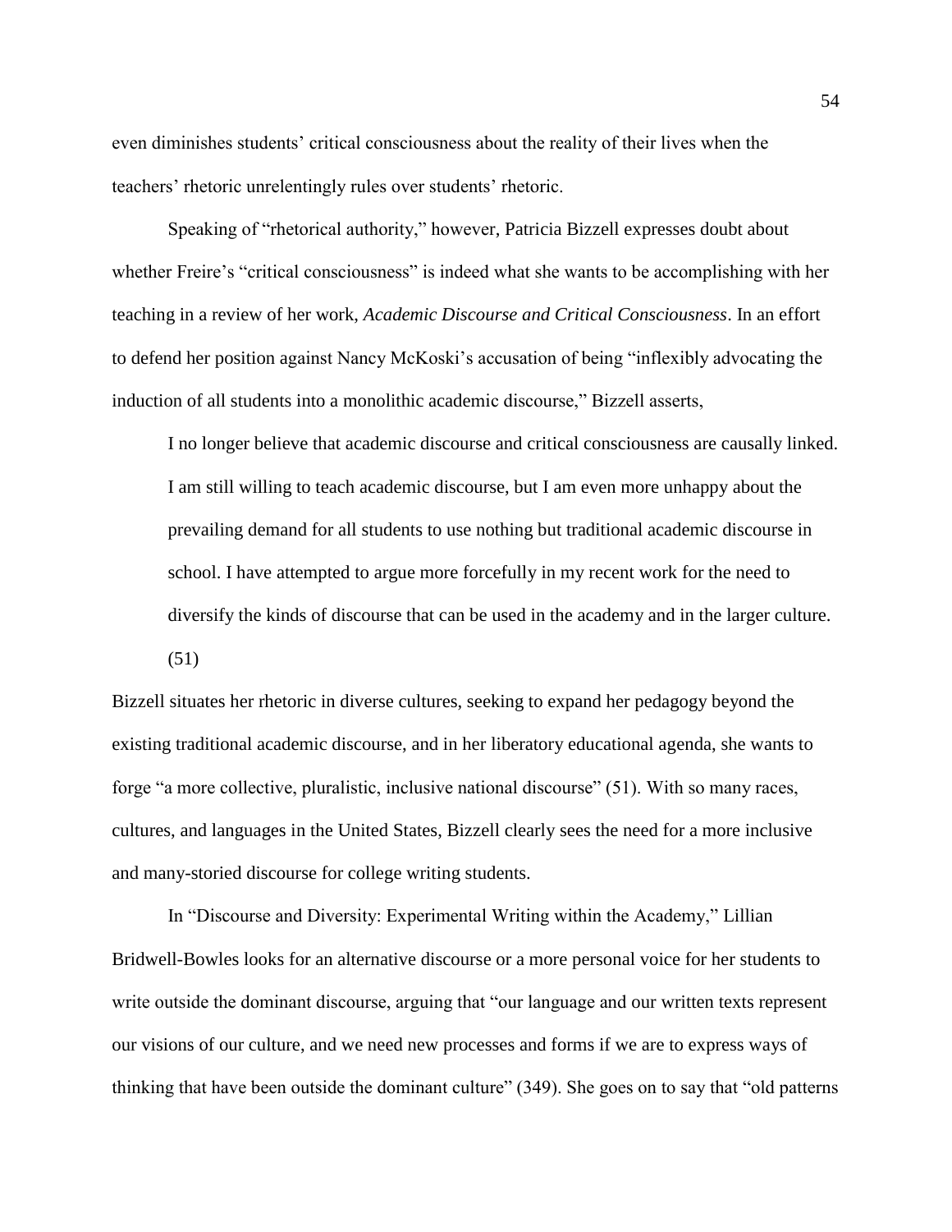even diminishes students' critical consciousness about the reality of their lives when the teachers' rhetoric unrelentingly rules over students' rhetoric.

Speaking of "rhetorical authority," however, Patricia Bizzell expresses doubt about whether Freire's "critical consciousness" is indeed what she wants to be accomplishing with her teaching in a review of her work, *Academic Discourse and Critical Consciousness*. In an effort to defend her position against Nancy McKoski's accusation of being "inflexibly advocating the induction of all students into a monolithic academic discourse," Bizzell asserts,

> I no longer believe that academic discourse and critical consciousness are causally linked. I am still willing to teach academic discourse, but I am even more unhappy about the prevailing demand for all students to use nothing but traditional academic discourse in school. I have attempted to argue more forcefully in my recent work for the need to diversify the kinds of discourse that can be used in the academy and in the larger culture. (51)

Bizzell situates her rhetoric in diverse cultures, seeking to expand her pedagogy beyond the existing traditional academic discourse, and in her liberatory educational agenda, she wants to forge "a more collective, pluralistic, inclusive national discourse" (51). With so many races, cultures, and languages in the United States, Bizzell clearly sees the need for a more inclusive and many-storied discourse for college writing students.

In "Discourse and Diversity: Experimental Writing within the Academy," Lillian Bridwell-Bowles looks for an alternative discourse or a more personal voice for her students to write outside the dominant discourse, arguing that "our language and our written texts represent our visions of our culture, and we need new processes and forms if we are to express ways of thinking that have been outside the dominant culture" (349). She goes on to say that "old patterns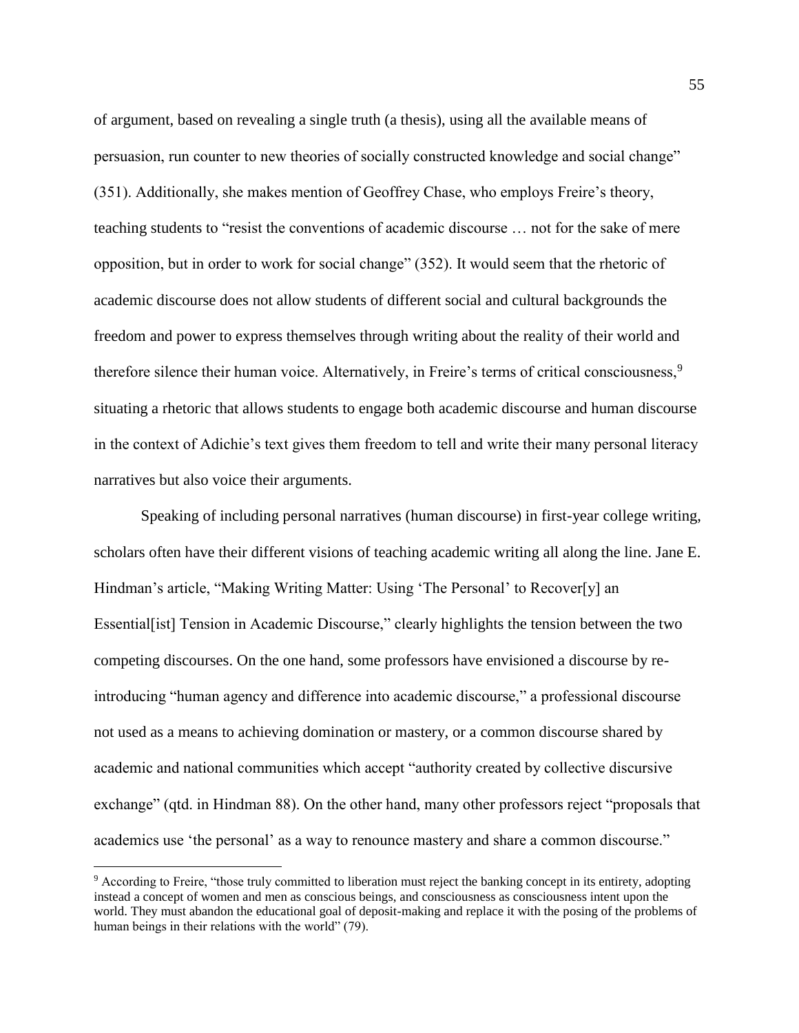of argument, based on revealing a single truth (a thesis), using all the available means of persuasion, run counter to new theories of socially constructed knowledge and social change" (351). Additionally, she makes mention of Geoffrey Chase, who employs Freire's theory, teaching students to "resist the conventions of academic discourse … not for the sake of mere opposition, but in order to work for social change" (352). It would seem that the rhetoric of academic discourse does not allow students of different social and cultural backgrounds the freedom and power to express themselves through writing about the reality of their world and therefore silence their human voice. Alternatively, in Freire's terms of critical consciousness,[9] situating a rhetoric that allows students to engage both academic discourse and human discourse in the context of Adichie's text gives them freedom to tell and write their many personal literacy narratives but also voice their arguments.

Speaking of including personal narratives (human discourse) in first-year college writing, scholars often have their different visions of teaching academic writing all along the line. Jane E. Hindman's article, "Making Writing Matter: Using 'The Personal' to Recover[y] an Essential[ist] Tension in Academic Discourse," clearly highlights the tension between the two competing discourses. On the one hand, some professors have envisioned a discourse by re-introducing "human agency and difference into academic discourse," a professional discourse not used as a means to achieving domination or mastery, or a common discourse shared by academic and national communities which accept "authority created by collective discursive exchange" (qtd. in Hindman 88). On the other hand, many other professors reject "proposals that academics use 'the personal' as a way to renounce mastery and share a common discourse."

---

[9] According to Freire, "those truly committed to liberation must reject the banking concept in its entirety, adopting instead a concept of women and men as conscious beings, and consciousness as consciousness intent upon the world. They must abandon the educational goal of deposit-making and replace it with the posing of the problems of human beings in their relations with the world" (79).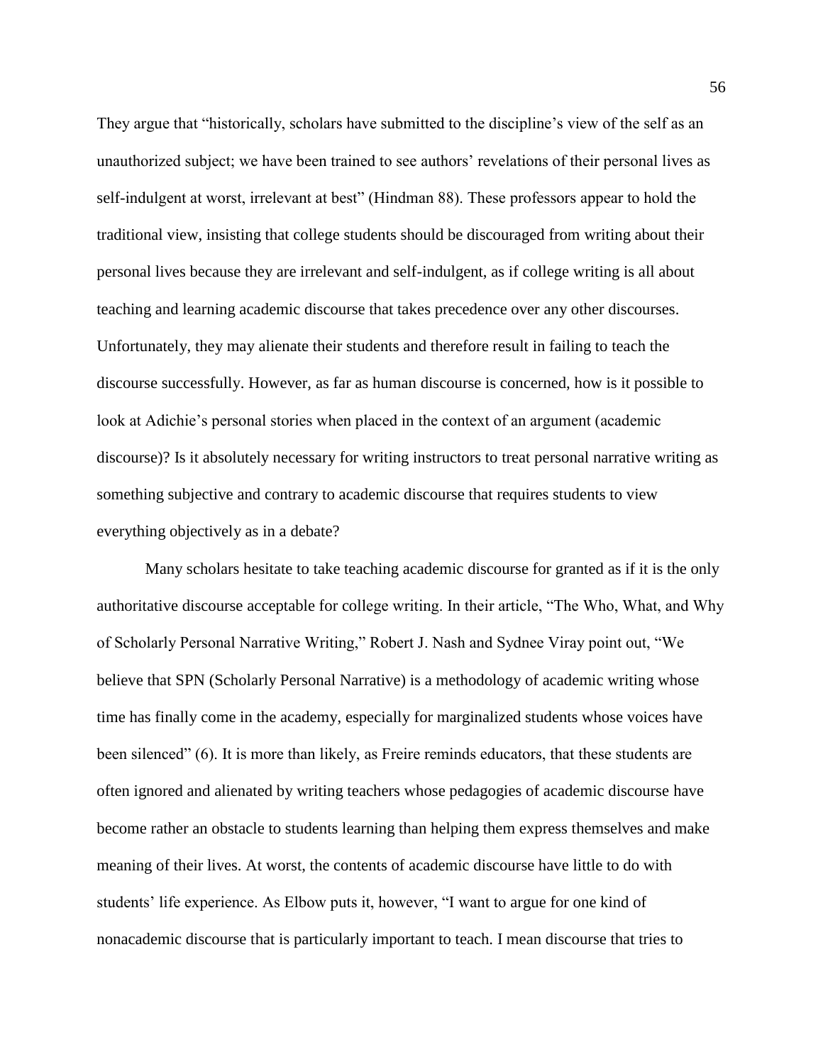They argue that "historically, scholars have submitted to the discipline's view of the self as an unauthorized subject; we have been trained to see authors' revelations of their personal lives as self-indulgent at worst, irrelevant at best" (Hindman 88). These professors appear to hold the traditional view, insisting that college students should be discouraged from writing about their personal lives because they are irrelevant and self-indulgent, as if college writing is all about teaching and learning academic discourse that takes precedence over any other discourses. Unfortunately, they may alienate their students and therefore result in failing to teach the discourse successfully. However, as far as human discourse is concerned, how is it possible to look at Adichie's personal stories when placed in the context of an argument (academic discourse)? Is it absolutely necessary for writing instructors to treat personal narrative writing as something subjective and contrary to academic discourse that requires students to view everything objectively as in a debate?

Many scholars hesitate to take teaching academic discourse for granted as if it is the only authoritative discourse acceptable for college writing. In their article, "The Who, What, and Why of Scholarly Personal Narrative Writing," Robert J. Nash and Sydnee Viray point out, "We believe that SPN (Scholarly Personal Narrative) is a methodology of academic writing whose time has finally come in the academy, especially for marginalized students whose voices have been silenced" (6). It is more than likely, as Freire reminds educators, that these students are often ignored and alienated by writing teachers whose pedagogies of academic discourse have become rather an obstacle to students learning than helping them express themselves and make meaning of their lives. At worst, the contents of academic discourse have little to do with students' life experience. As Elbow puts it, however, "I want to argue for one kind of nonacademic discourse that is particularly important to teach. I mean discourse that tries to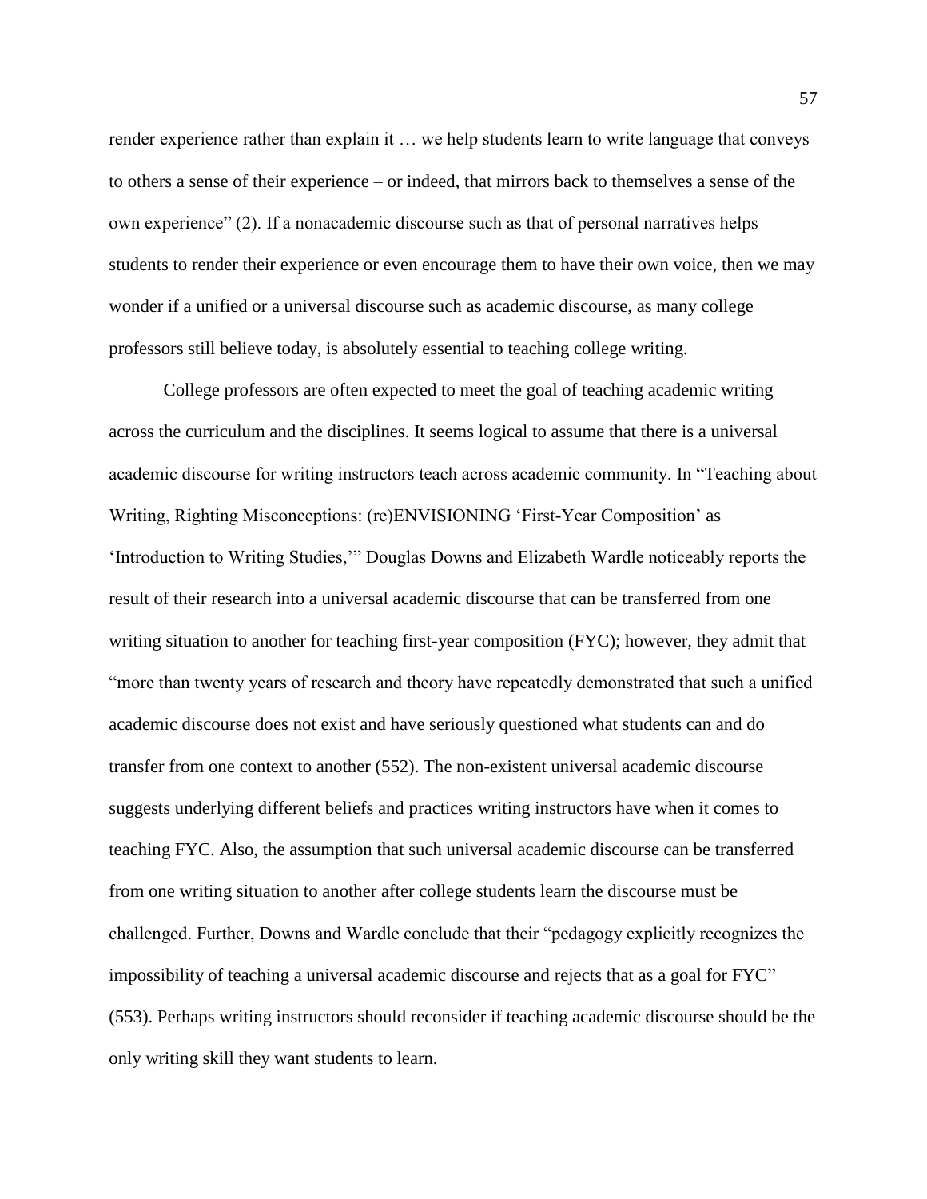render experience rather than explain it … we help students learn to write language that conveys to others a sense of their experience – or indeed, that mirrors back to themselves a sense of the own experience" (2). If a nonacademic discourse such as that of personal narratives helps students to render their experience or even encourage them to have their own voice, then we may wonder if a unified or a universal discourse such as academic discourse, as many college professors still believe today, is absolutely essential to teaching college writing.

College professors are often expected to meet the goal of teaching academic writing across the curriculum and the disciplines. It seems logical to assume that there is a universal academic discourse for writing instructors teach across academic community. In "Teaching about Writing, Righting Misconceptions: (re)ENVISIONING 'First-Year Composition' as 'Introduction to Writing Studies,'" Douglas Downs and Elizabeth Wardle noticeably reports the result of their research into a universal academic discourse that can be transferred from one writing situation to another for teaching first-year composition (FYC); however, they admit that "more than twenty years of research and theory have repeatedly demonstrated that such a unified academic discourse does not exist and have seriously questioned what students can and do transfer from one context to another (552). The non-existent universal academic discourse suggests underlying different beliefs and practices writing instructors have when it comes to teaching FYC. Also, the assumption that such universal academic discourse can be transferred from one writing situation to another after college students learn the discourse must be challenged. Further, Downs and Wardle conclude that their "pedagogy explicitly recognizes the impossibility of teaching a universal academic discourse and rejects that as a goal for FYC" (553). Perhaps writing instructors should reconsider if teaching academic discourse should be the only writing skill they want students to learn.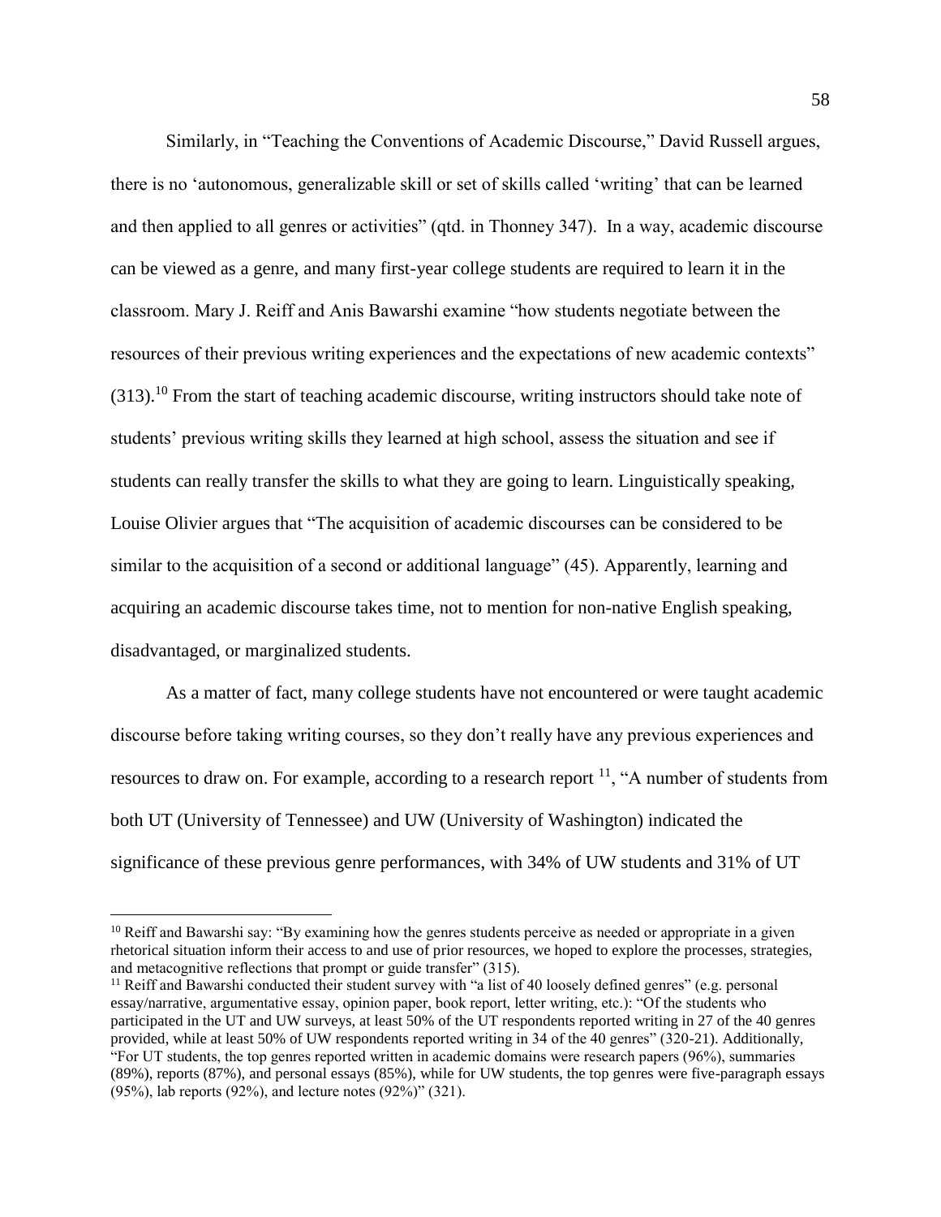Similarly, in "Teaching the Conventions of Academic Discourse," David Russell argues, there is no 'autonomous, generalizable skill or set of skills called 'writing' that can be learned and then applied to all genres or activities" (qtd. in Thonney 347). In a way, academic discourse can be viewed as a genre, and many first-year college students are required to learn it in the classroom. Mary J. Reiff and Anis Bawarshi examine "how students negotiate between the resources of their previous writing experiences and the expectations of new academic contexts" (313).[10] From the start of teaching academic discourse, writing instructors should take note of students' previous writing skills they learned at high school, assess the situation and see if students can really transfer the skills to what they are going to learn. Linguistically speaking, Louise Olivier argues that "The acquisition of academic discourses can be considered to be similar to the acquisition of a second or additional language" (45). Apparently, learning and acquiring an academic discourse takes time, not to mention for non-native English speaking, disadvantaged, or marginalized students.

As a matter of fact, many college students have not encountered or were taught academic discourse before taking writing courses, so they don't really have any previous experiences and resources to draw on. For example, according to a research report [11], "A number of students from both UT (University of Tennessee) and UW (University of Washington) indicated the significance of these previous genre performances, with 34% of UW students and 31% of UT

---

[10] Reiff and Bawarshi say: "By examining how the genres students perceive as needed or appropriate in a given rhetorical situation inform their access to and use of prior resources, we hoped to explore the processes, strategies, and metacognitive reflections that prompt or guide transfer" (315).

[11] Reiff and Bawarshi conducted their student survey with "a list of 40 loosely defined genres" (e.g. personal essay/narrative, argumentative essay, opinion paper, book report, letter writing, etc.): "Of the students who participated in the UT and UW surveys, at least 50% of the UT respondents reported writing in 27 of the 40 genres provided, while at least 50% of UW respondents reported writing in 34 of the 40 genres" (320-21). Additionally, "For UT students, the top genres reported written in academic domains were research papers (96%), summaries (89%), reports (87%), and personal essays (85%), while for UW students, the top genres were five-paragraph essays (95%), lab reports (92%), and lecture notes (92%)" (321).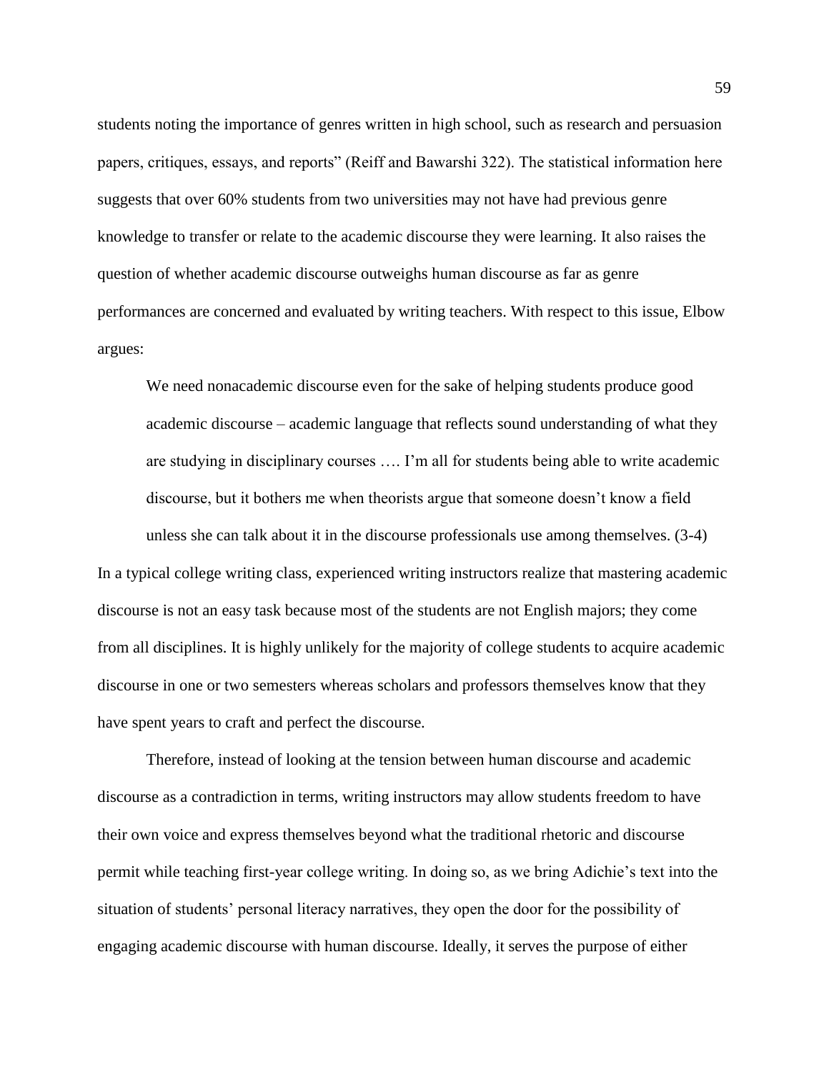students noting the importance of genres written in high school, such as research and persuasion papers, critiques, essays, and reports" (Reiff and Bawarshi 322). The statistical information here suggests that over 60% students from two universities may not have had previous genre knowledge to transfer or relate to the academic discourse they were learning. It also raises the question of whether academic discourse outweighs human discourse as far as genre performances are concerned and evaluated by writing teachers. With respect to this issue, Elbow argues:

> We need nonacademic discourse even for the sake of helping students produce good academic discourse – academic language that reflects sound understanding of what they are studying in disciplinary courses …. I'm all for students being able to write academic discourse, but it bothers me when theorists argue that someone doesn't know a field unless she can talk about it in the discourse professionals use among themselves. (3-4)

In a typical college writing class, experienced writing instructors realize that mastering academic discourse is not an easy task because most of the students are not English majors; they come from all disciplines. It is highly unlikely for the majority of college students to acquire academic discourse in one or two semesters whereas scholars and professors themselves know that they have spent years to craft and perfect the discourse.

Therefore, instead of looking at the tension between human discourse and academic discourse as a contradiction in terms, writing instructors may allow students freedom to have their own voice and express themselves beyond what the traditional rhetoric and discourse permit while teaching first-year college writing. In doing so, as we bring Adichie's text into the situation of students' personal literacy narratives, they open the door for the possibility of engaging academic discourse with human discourse. Ideally, it serves the purpose of either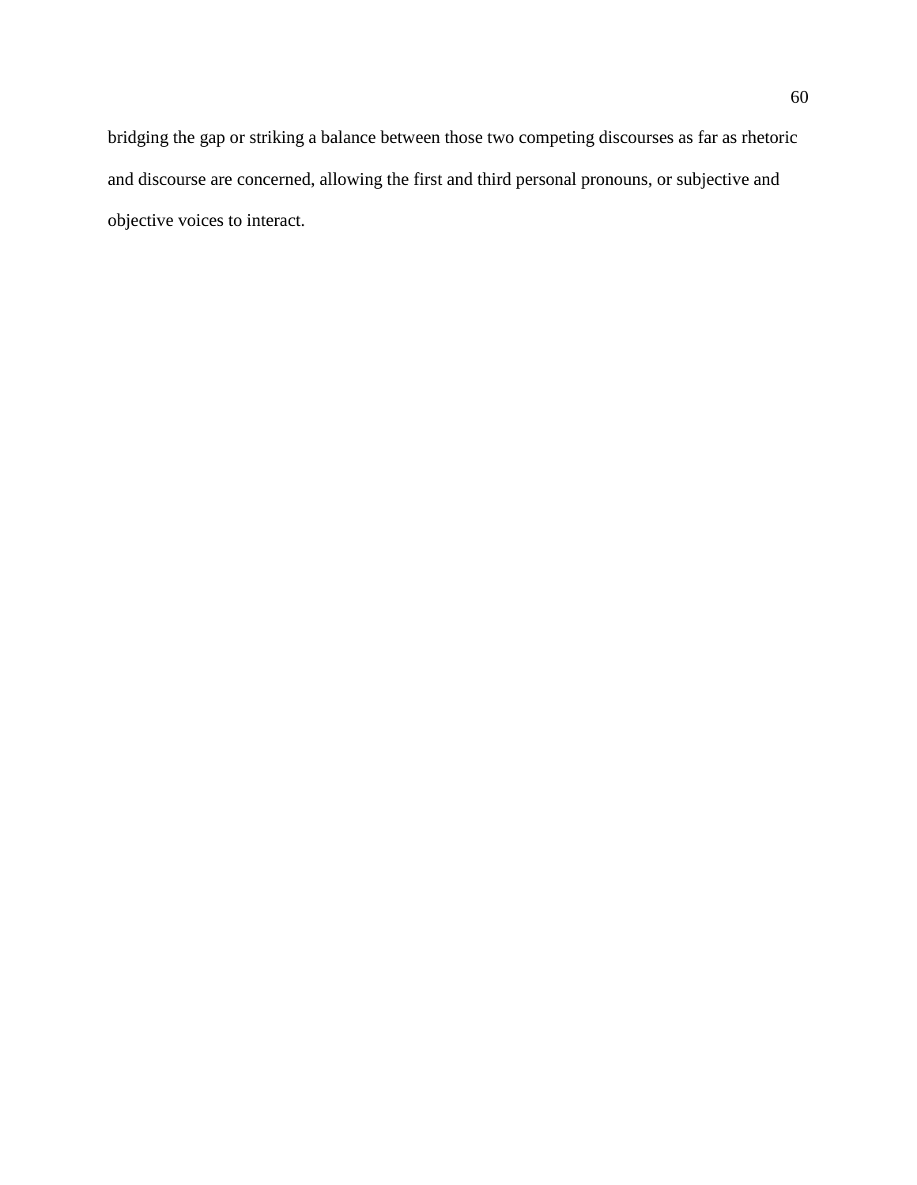bridging the gap or striking a balance between those two competing discourses as far as rhetoric and discourse are concerned, allowing the first and third personal pronouns, or subjective and objective voices to interact.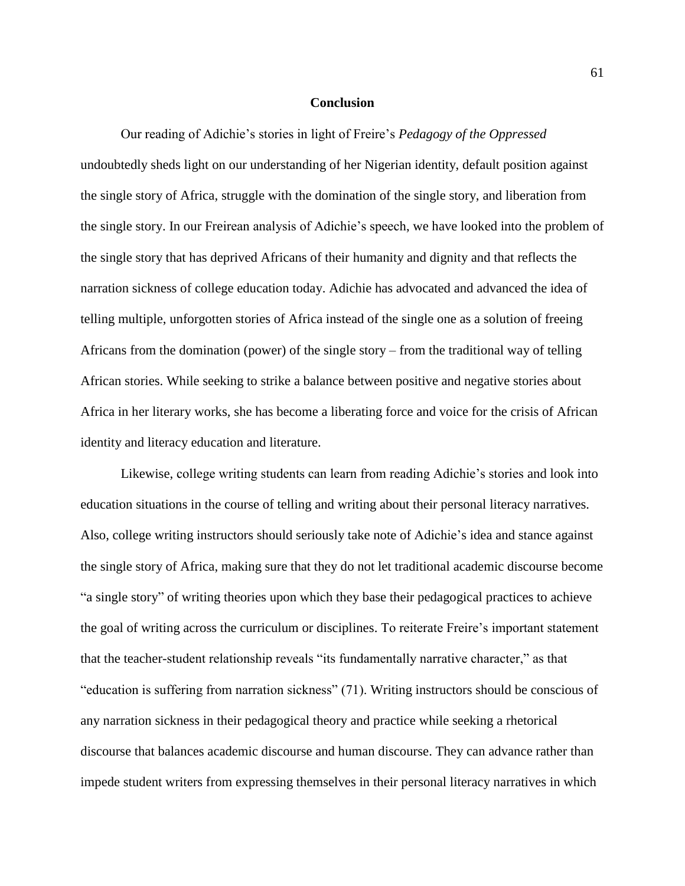## Conclusion

Our reading of Adichie's stories in light of Freire's *Pedagogy of the Oppressed* undoubtedly sheds light on our understanding of her Nigerian identity, default position against the single story of Africa, struggle with the domination of the single story, and liberation from the single story. In our Freirean analysis of Adichie's speech, we have looked into the problem of the single story that has deprived Africans of their humanity and dignity and that reflects the narration sickness of college education today. Adichie has advocated and advanced the idea of telling multiple, unforgotten stories of Africa instead of the single one as a solution of freeing Africans from the domination (power) of the single story – from the traditional way of telling African stories. While seeking to strike a balance between positive and negative stories about Africa in her literary works, she has become a liberating force and voice for the crisis of African identity and literacy education and literature.

Likewise, college writing students can learn from reading Adichie's stories and look into education situations in the course of telling and writing about their personal literacy narratives. Also, college writing instructors should seriously take note of Adichie's idea and stance against the single story of Africa, making sure that they do not let traditional academic discourse become "a single story" of writing theories upon which they base their pedagogical practices to achieve the goal of writing across the curriculum or disciplines. To reiterate Freire's important statement that the teacher-student relationship reveals "its fundamentally narrative character," as that "education is suffering from narration sickness" (71). Writing instructors should be conscious of any narration sickness in their pedagogical theory and practice while seeking a rhetorical discourse that balances academic discourse and human discourse. They can advance rather than impede student writers from expressing themselves in their personal literacy narratives in which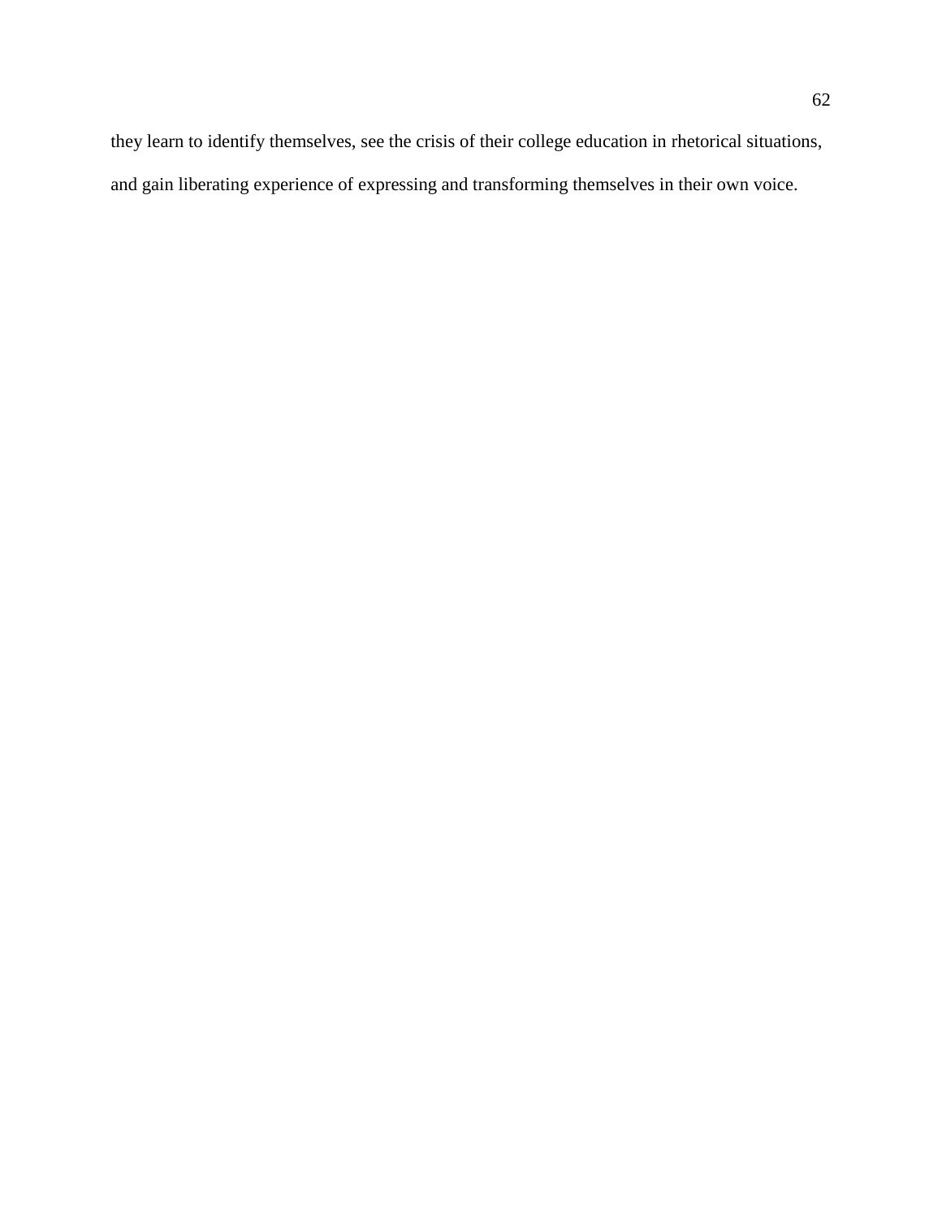they learn to identify themselves, see the crisis of their college education in rhetorical situations, and gain liberating experience of expressing and transforming themselves in their own voice.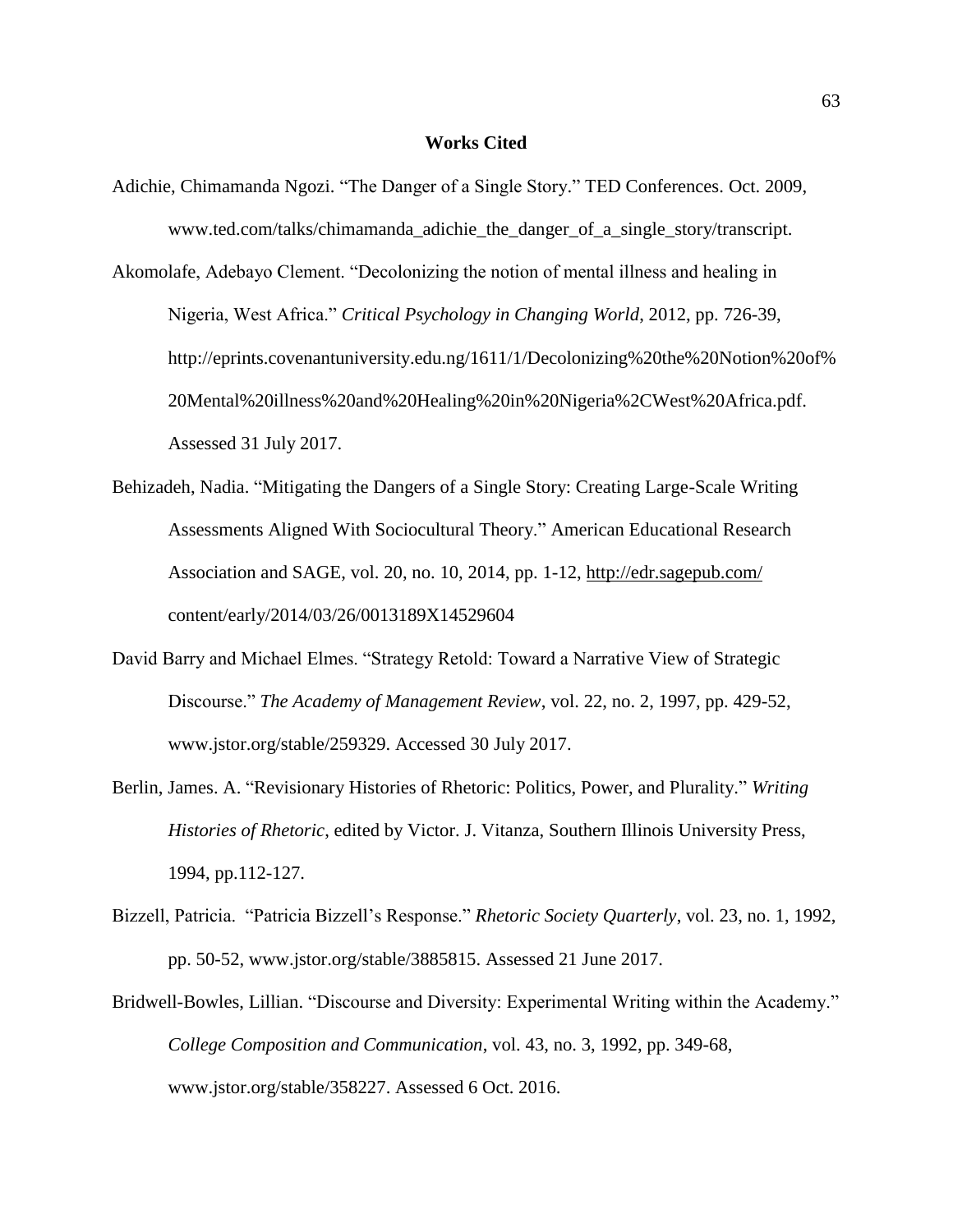**Works Cited**

Adichie, Chimamanda Ngozi. “The Danger of a Single Story.” TED Conferences. Oct. 2009, www.ted.com/talks/chimamanda_adichie_the_danger_of_a_single_story/transcript.

Akomolafe, Adebayo Clement. “Decolonizing the notion of mental illness and healing in Nigeria, West Africa.” *Critical Psychology in Changing World*, 2012, pp. 726-39, http://eprints.covenantuniversity.edu.ng/1611/1/Decolonizing%20the%20Notion%20of%20Mental%20illness%20and%20Healing%20in%20Nigeria%2CWest%20Africa.pdf. Assessed 31 July 2017.

Behizadeh, Nadia. “Mitigating the Dangers of a Single Story: Creating Large-Scale Writing Assessments Aligned With Sociocultural Theory.” American Educational Research Association and SAGE, vol. 20, no. 10, 2014, pp. 1-12, http://edr.sagepub.com/content/early/2014/03/26/0013189X14529604

David Barry and Michael Elmes. “Strategy Retold: Toward a Narrative View of Strategic Discourse.” *The Academy of Management Review*, vol. 22, no. 2, 1997, pp. 429-52, www.jstor.org/stable/259329. Accessed 30 July 2017.

Berlin, James. A. “Revisionary Histories of Rhetoric: Politics, Power, and Plurality.” *Writing Histories of Rhetoric*, edited by Victor. J. Vitanza, Southern Illinois University Press, 1994, pp.112-127.

Bizzell, Patricia. “Patricia Bizzell’s Response.” *Rhetoric Society Quarterly*, vol. 23, no. 1, 1992, pp. 50-52, www.jstor.org/stable/3885815. Assessed 21 June 2017.

Bridwell-Bowles, Lillian. “Discourse and Diversity: Experimental Writing within the Academy.” *College Composition and Communication*, vol. 43, no. 3, 1992, pp. 349-68, www.jstor.org/stable/358227. Assessed 6 Oct. 2016.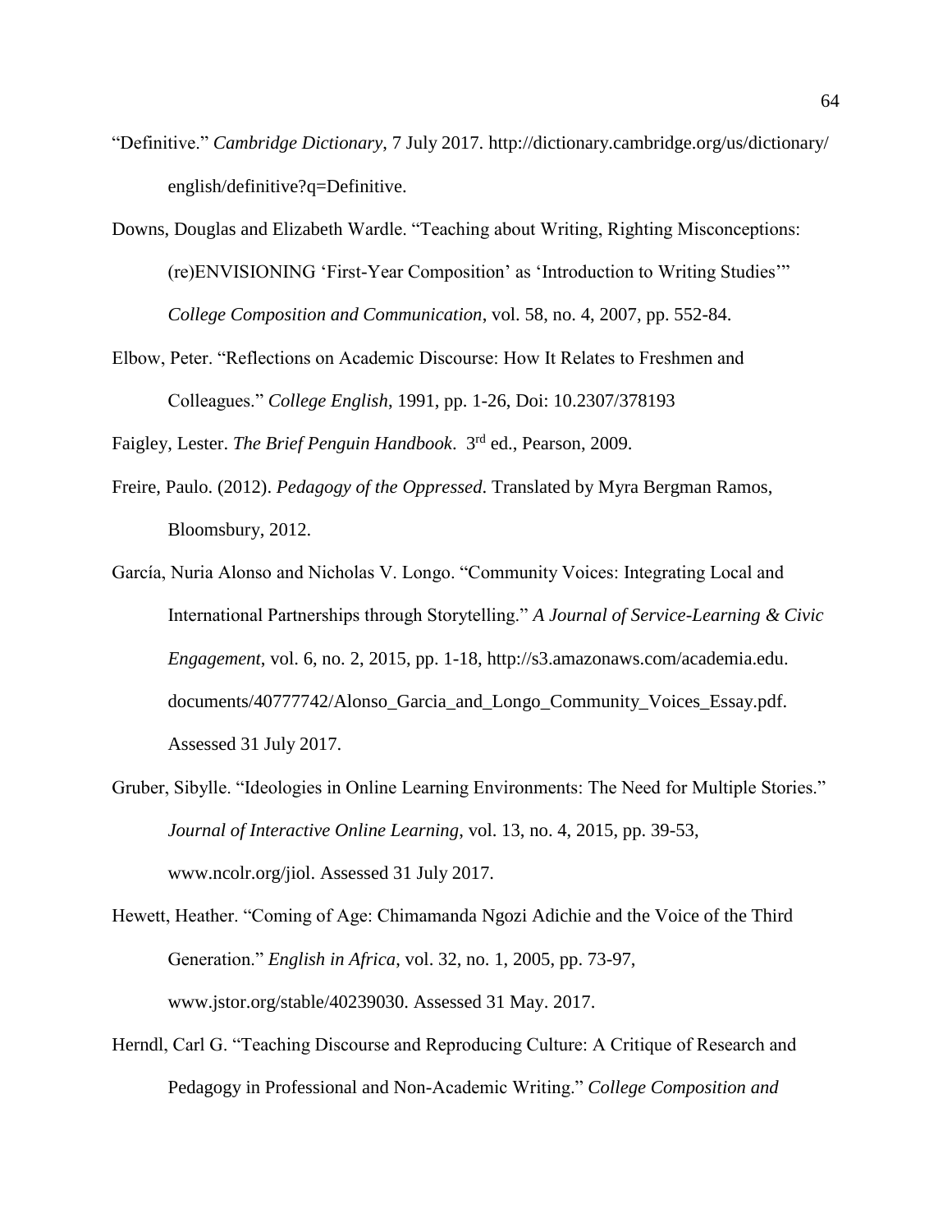"Definitive." *Cambridge Dictionary*, 7 July 2017. http://dictionary.cambridge.org/us/dictionary/english/definitive?q=Definitive.

Downs, Douglas and Elizabeth Wardle. "Teaching about Writing, Righting Misconceptions: (re)ENVISIONING 'First-Year Composition' as 'Introduction to Writing Studies'" *College Composition and Communication*, vol. 58, no. 4, 2007, pp. 552-84.

Elbow, Peter. "Reflections on Academic Discourse: How It Relates to Freshmen and Colleagues." *College English*, 1991, pp. 1-26, Doi: 10.2307/378193

Faigley, Lester. *The Brief Penguin Handbook*. 3rd ed., Pearson, 2009.

Freire, Paulo. (2012). *Pedagogy of the Oppressed*. Translated by Myra Bergman Ramos, Bloomsbury, 2012.

García, Nuria Alonso and Nicholas V. Longo. "Community Voices: Integrating Local and International Partnerships through Storytelling." *A Journal of Service-Learning & Civic Engagement*, vol. 6, no. 2, 2015, pp. 1-18, http://s3.amazonaws.com/academia.edu.documents/40777742/Alonso_Garcia_and_Longo_Community_Voices_Essay.pdf. Assessed 31 July 2017.

Gruber, Sibylle. "Ideologies in Online Learning Environments: The Need for Multiple Stories." *Journal of Interactive Online Learning*, vol. 13, no. 4, 2015, pp. 39-53, www.ncolr.org/jiol. Assessed 31 July 2017.

Hewett, Heather. "Coming of Age: Chimamanda Ngozi Adichie and the Voice of the Third Generation." *English in Africa*, vol. 32, no. 1, 2005, pp. 73-97, www.jstor.org/stable/40239030. Assessed 31 May. 2017.

Herndl, Carl G. "Teaching Discourse and Reproducing Culture: A Critique of Research and Pedagogy in Professional and Non-Academic Writing." *College Composition and*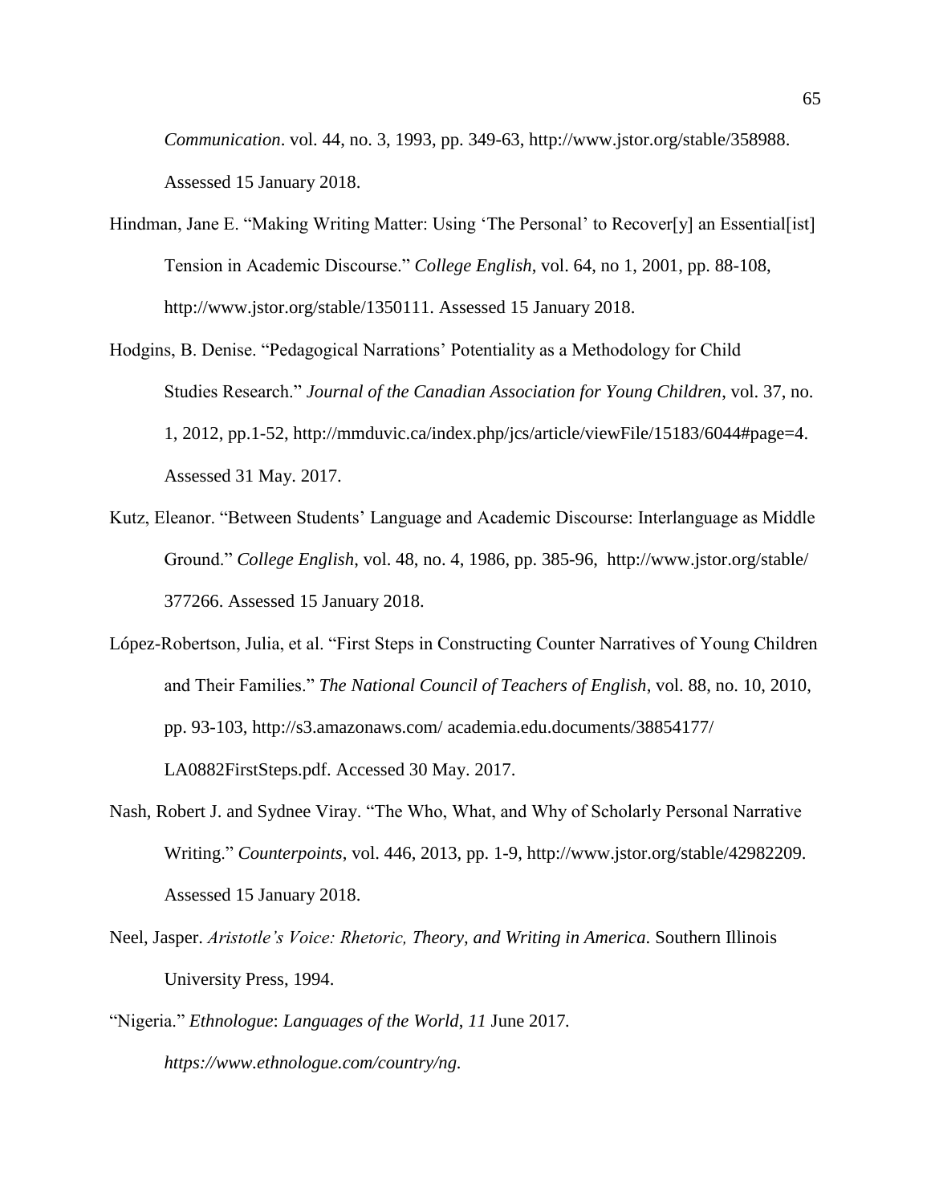*Communication*. vol. 44, no. 3, 1993, pp. 349-63, http://www.jstor.org/stable/358988. Assessed 15 January 2018.

Hindman, Jane E. "Making Writing Matter: Using 'The Personal' to Recover[y] an Essential[ist] Tension in Academic Discourse." *College English*, vol. 64, no 1, 2001, pp. 88-108, http://www.jstor.org/stable/1350111. Assessed 15 January 2018.

Hodgins, B. Denise. "Pedagogical Narrations' Potentiality as a Methodology for Child Studies Research." *Journal of the Canadian Association for Young Children*, vol. 37, no. 1, 2012, pp.1-52, http://mmduvic.ca/index.php/jcs/article/viewFile/15183/6044#page=4. Assessed 31 May. 2017.

Kutz, Eleanor. "Between Students' Language and Academic Discourse: Interlanguage as Middle Ground." *College English*, vol. 48, no. 4, 1986, pp. 385-96, http://www.jstor.org/stable/ 377266. Assessed 15 January 2018.

López-Robertson, Julia, et al. "First Steps in Constructing Counter Narratives of Young Children and Their Families." *The National Council of Teachers of English*, vol. 88, no. 10, 2010, pp. 93-103, http://s3.amazonaws.com/ academia.edu.documents/38854177/ LA0882FirstSteps.pdf. Accessed 30 May. 2017.

Nash, Robert J. and Sydnee Viray. "The Who, What, and Why of Scholarly Personal Narrative Writing." *Counterpoints*, vol. 446, 2013, pp. 1-9, http://www.jstor.org/stable/42982209. Assessed 15 January 2018.

Neel, Jasper. *Aristotle's Voice: Rhetoric, Theory, and Writing in America*. Southern Illinois University Press, 1994.

"Nigeria." *Ethnologue*: *Languages of the World*, *11* June 2017. *https://www.ethnologue.com/country/ng.*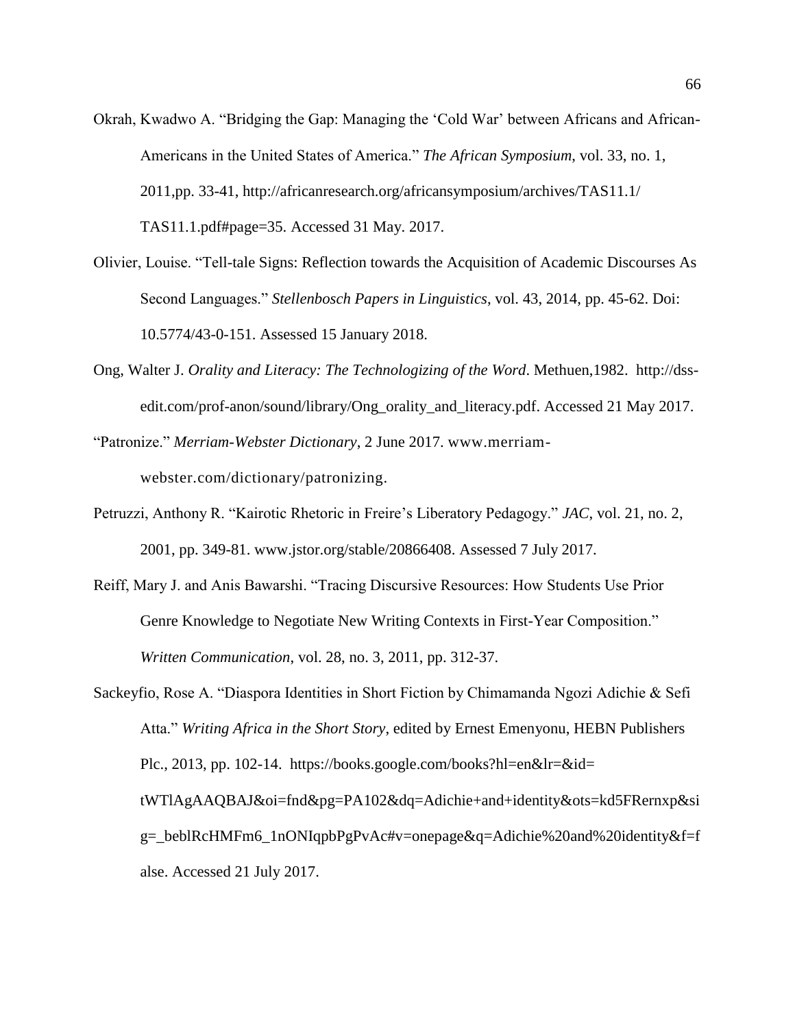Okrah, Kwadwo A. "Bridging the Gap: Managing the 'Cold War' between Africans and African-Americans in the United States of America." *The African Symposium*, vol. 33, no. 1, 2011,pp. 33-41, http://africanresearch.org/africansymposium/archives/TAS11.1/TAS11.1.pdf#page=35. Accessed 31 May. 2017.

Olivier, Louise. "Tell-tale Signs: Reflection towards the Acquisition of Academic Discourses As Second Languages." *Stellenbosch Papers in Linguistics*, vol. 43, 2014, pp. 45-62. Doi: 10.5774/43-0-151. Assessed 15 January 2018.

Ong, Walter J. *Orality and Literacy: The Technologizing of the Word*. Methuen,1982. http://dss-edit.com/prof-anon/sound/library/Ong_orality_and_literacy.pdf. Accessed 21 May 2017.

"Patronize." *Merriam-Webster Dictionary*, 2 June 2017. www.merriam-webster.com/dictionary/patronizing.

Petruzzi, Anthony R. "Kairotic Rhetoric in Freire's Liberatory Pedagogy." *JAC*, vol. 21, no. 2, 2001, pp. 349-81. www.jstor.org/stable/20866408. Assessed 7 July 2017.

Reiff, Mary J. and Anis Bawarshi. "Tracing Discursive Resources: How Students Use Prior Genre Knowledge to Negotiate New Writing Contexts in First-Year Composition." *Written Communication*, vol. 28, no. 3, 2011, pp. 312-37.

Sackeyfio, Rose A. "Diaspora Identities in Short Fiction by Chimamanda Ngozi Adichie & Sefi Atta." *Writing Africa in the Short Story*, edited by Ernest Emenyonu, HEBN Publishers Plc., 2013, pp. 102-14. https://books.google.com/books?hl=en&lr=&id=tWTlAgAAQBAJ&oi=fnd&pg=PA102&dq=Adichie+and+identity&ots=kd5FRernxp&sig=_beblRcHMFm6_1nONIqpbPgPvAc#v=onepage&q=Adichie%20and%20identity&f=false. Accessed 21 July 2017.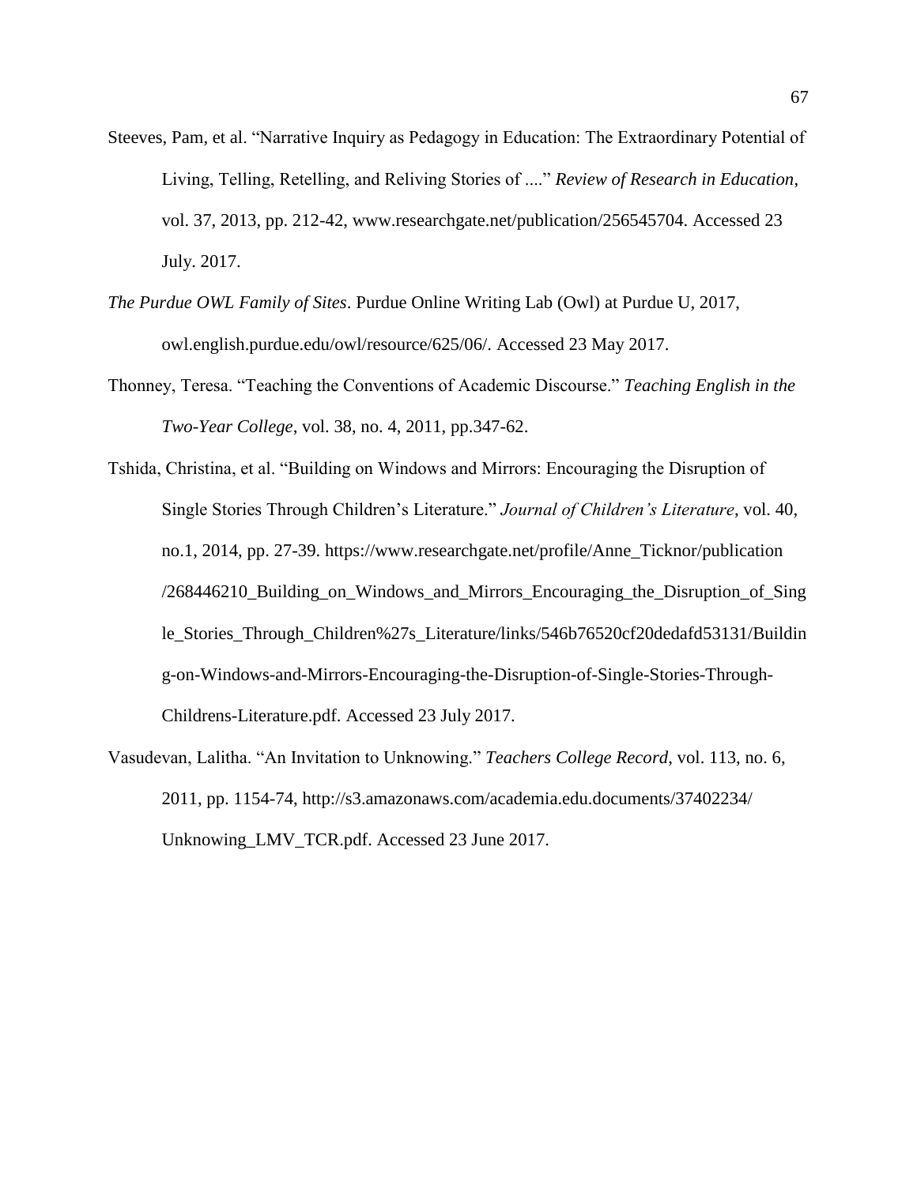Steeves, Pam, et al. "Narrative Inquiry as Pedagogy in Education: The Extraordinary Potential of Living, Telling, Retelling, and Reliving Stories of ...." *Review of Research in Education*, vol. 37, 2013, pp. 212-42, www.researchgate.net/publication/256545704. Accessed 23 July. 2017.

*The Purdue OWL Family of Sites*. Purdue Online Writing Lab (Owl) at Purdue U, 2017, owl.english.purdue.edu/owl/resource/625/06/. Accessed 23 May 2017.

Thonney, Teresa. "Teaching the Conventions of Academic Discourse." *Teaching English in the Two-Year College*, vol. 38, no. 4, 2011, pp.347-62.

Tshida, Christina, et al. "Building on Windows and Mirrors: Encouraging the Disruption of Single Stories Through Children's Literature." *Journal of Children's Literature*, vol. 40, no.1, 2014, pp. 27-39. https://www.researchgate.net/profile/Anne_Ticknor/publication/268446210_Building_on_Windows_and_Mirrors_Encouraging_the_Disruption_of_Single_Stories_Through_Children%27s_Literature/links/546b76520cf20dedafd53131/Building-on-Windows-and-Mirrors-Encouraging-the-Disruption-of-Single-Stories-Through-Childrens-Literature.pdf. Accessed 23 July 2017.

Vasudevan, Lalitha. "An Invitation to Unknowing." *Teachers College Record*, vol. 113, no. 6, 2011, pp. 1154-74, http://s3.amazonaws.com/academia.edu.documents/37402234/Unknowing_LMV_TCR.pdf. Accessed 23 June 2017.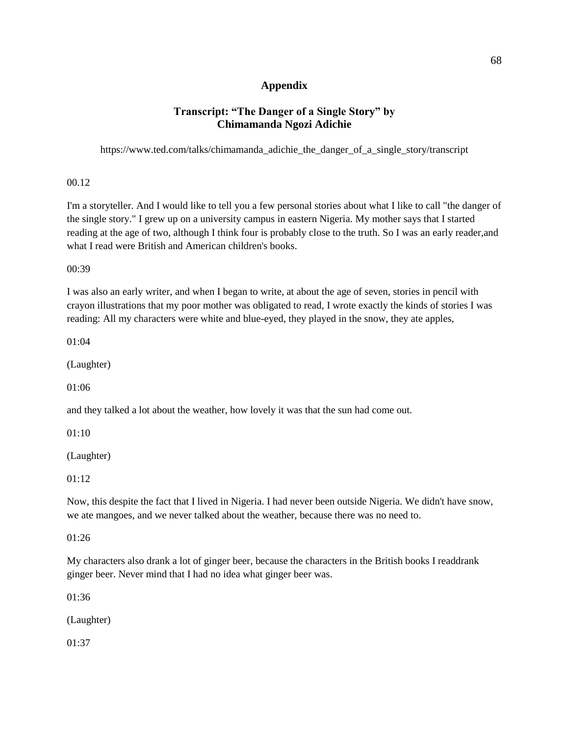# Appendix

## Transcript: "The Danger of a Single Story" by Chimamanda Ngozi Adichie

https://www.ted.com/talks/chimamanda_adichie_the_danger_of_a_single_story/transcript

00.12

I'm a storyteller. And I would like to tell you a few personal stories about what I like to call "the danger of the single story." I grew up on a university campus in eastern Nigeria. My mother says that I started reading at the age of two, although I think four is probably close to the truth. So I was an early reader,and what I read were British and American children's books.

00:39

I was also an early writer, and when I began to write, at about the age of seven, stories in pencil with crayon illustrations that my poor mother was obligated to read, I wrote exactly the kinds of stories I was reading: All my characters were white and blue-eyed, they played in the snow, they ate apples,

01:04

(Laughter)

01:06

and they talked a lot about the weather, how lovely it was that the sun had come out.

01:10

(Laughter)

01:12

Now, this despite the fact that I lived in Nigeria. I had never been outside Nigeria. We didn't have snow, we ate mangoes, and we never talked about the weather, because there was no need to.

01:26

My characters also drank a lot of ginger beer, because the characters in the British books I readdrank ginger beer. Never mind that I had no idea what ginger beer was.

01:36

(Laughter)

01:37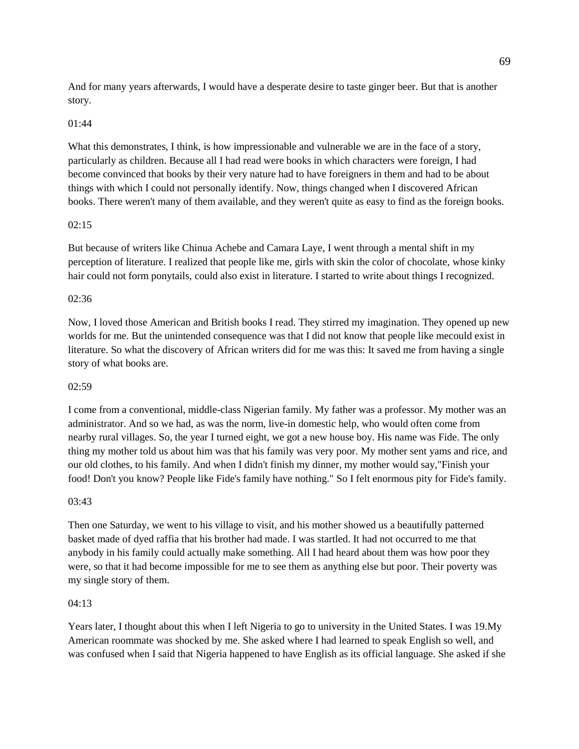And for many years afterwards, I would have a desperate desire to taste ginger beer. But that is another story.

01:44

What this demonstrates, I think, is how impressionable and vulnerable we are in the face of a story, particularly as children. Because all I had read were books in which characters were foreign, I had become convinced that books by their very nature had to have foreigners in them and had to be about things with which I could not personally identify. Now, things changed when I discovered African books. There weren't many of them available, and they weren't quite as easy to find as the foreign books.

02:15

But because of writers like Chinua Achebe and Camara Laye, I went through a mental shift in my perception of literature. I realized that people like me, girls with skin the color of chocolate, whose kinky hair could not form ponytails, could also exist in literature. I started to write about things I recognized.

02:36

Now, I loved those American and British books I read. They stirred my imagination. They opened up new worlds for me. But the unintended consequence was that I did not know that people like mecould exist in literature. So what the discovery of African writers did for me was this: It saved me from having a single story of what books are.

02:59

I come from a conventional, middle-class Nigerian family. My father was a professor. My mother was an administrator. And so we had, as was the norm, live-in domestic help, who would often come from nearby rural villages. So, the year I turned eight, we got a new house boy. His name was Fide. The only thing my mother told us about him was that his family was very poor. My mother sent yams and rice, and our old clothes, to his family. And when I didn't finish my dinner, my mother would say,"Finish your food! Don't you know? People like Fide's family have nothing." So I felt enormous pity for Fide's family.

03:43

Then one Saturday, we went to his village to visit, and his mother showed us a beautifully patterned basket made of dyed raffia that his brother had made. I was startled. It had not occurred to me that anybody in his family could actually make something. All I had heard about them was how poor they were, so that it had become impossible for me to see them as anything else but poor. Their poverty was my single story of them.

04:13

Years later, I thought about this when I left Nigeria to go to university in the United States. I was 19.My American roommate was shocked by me. She asked where I had learned to speak English so well, and was confused when I said that Nigeria happened to have English as its official language. She asked if she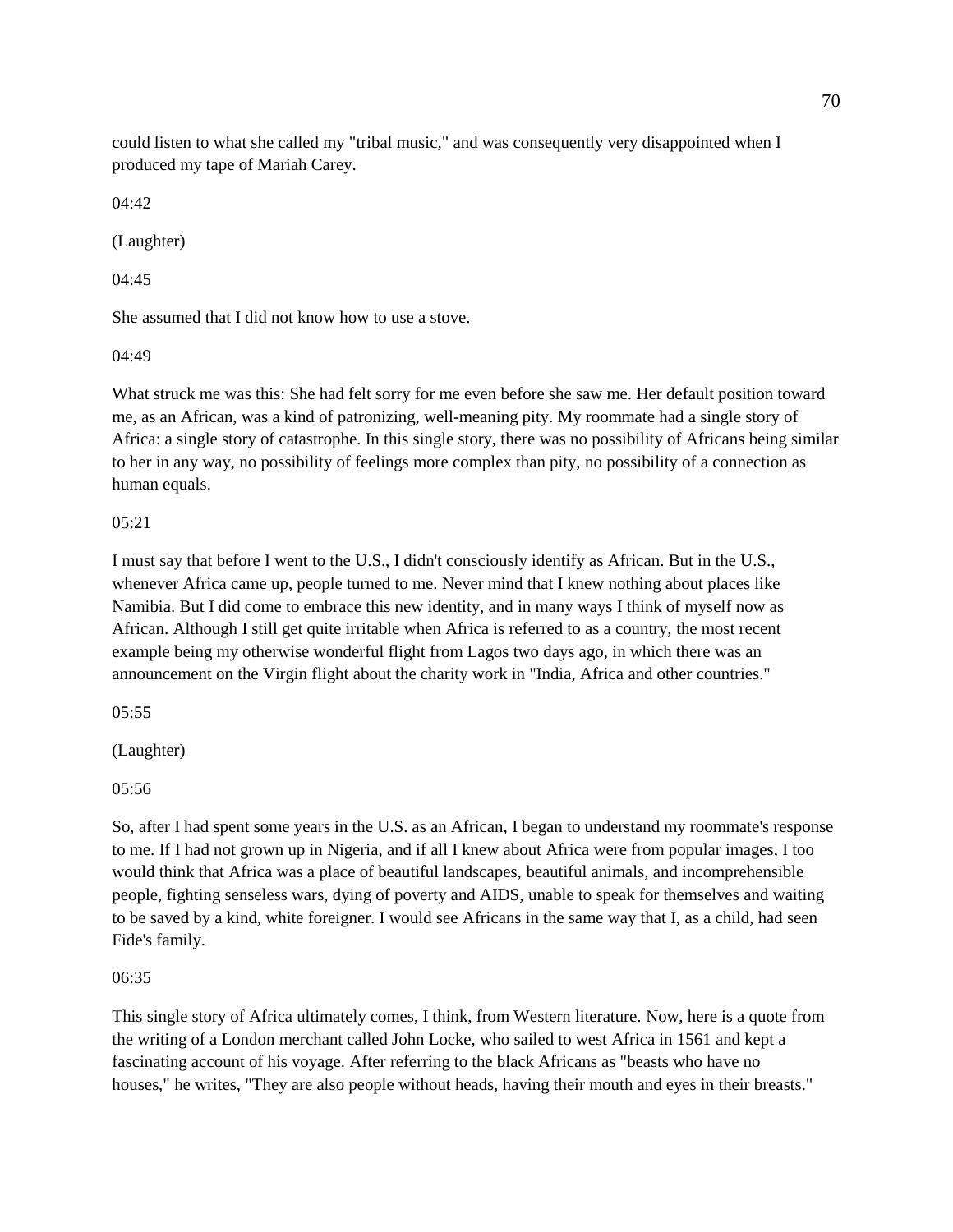could listen to what she called my "tribal music," and was consequently very disappointed when I produced my tape of Mariah Carey.

04:42

(Laughter)

04:45

She assumed that I did not know how to use a stove.

04:49

What struck me was this: She had felt sorry for me even before she saw me. Her default position toward me, as an African, was a kind of patronizing, well-meaning pity. My roommate had a single story of Africa: a single story of catastrophe. In this single story, there was no possibility of Africans being similar to her in any way, no possibility of feelings more complex than pity, no possibility of a connection as human equals.

05:21

I must say that before I went to the U.S., I didn't consciously identify as African. But in the U.S., whenever Africa came up, people turned to me. Never mind that I knew nothing about places like Namibia. But I did come to embrace this new identity, and in many ways I think of myself now as African. Although I still get quite irritable when Africa is referred to as a country, the most recent example being my otherwise wonderful flight from Lagos two days ago, in which there was an announcement on the Virgin flight about the charity work in "India, Africa and other countries."

05:55

(Laughter)

05:56

So, after I had spent some years in the U.S. as an African, I began to understand my roommate's response to me. If I had not grown up in Nigeria, and if all I knew about Africa were from popular images, I too would think that Africa was a place of beautiful landscapes, beautiful animals, and incomprehensible people, fighting senseless wars, dying of poverty and AIDS, unable to speak for themselves and waiting to be saved by a kind, white foreigner. I would see Africans in the same way that I, as a child, had seen Fide's family.

06:35

This single story of Africa ultimately comes, I think, from Western literature. Now, here is a quote from the writing of a London merchant called John Locke, who sailed to west Africa in 1561 and kept a fascinating account of his voyage. After referring to the black Africans as "beasts who have no houses," he writes, "They are also people without heads, having their mouth and eyes in their breasts."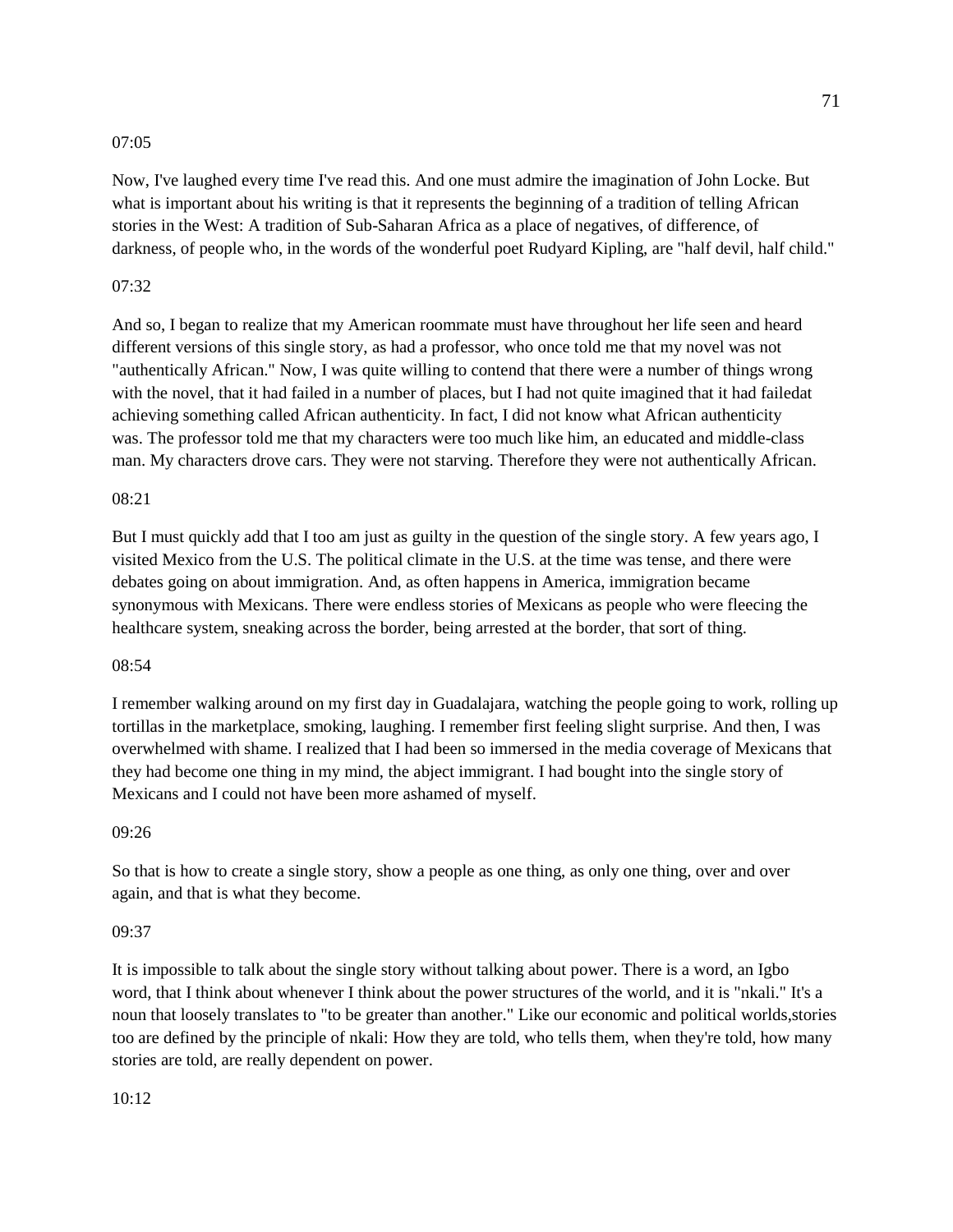07:05

Now, I've laughed every time I've read this. And one must admire the imagination of John Locke. But what is important about his writing is that it represents the beginning of a tradition of telling African stories in the West: A tradition of Sub-Saharan Africa as a place of negatives, of difference, of darkness, of people who, in the words of the wonderful poet Rudyard Kipling, are "half devil, half child."

07:32

And so, I began to realize that my American roommate must have throughout her life seen and heard different versions of this single story, as had a professor, who once told me that my novel was not "authentically African." Now, I was quite willing to contend that there were a number of things wrong with the novel, that it had failed in a number of places, but I had not quite imagined that it had failedat achieving something called African authenticity. In fact, I did not know what African authenticity was. The professor told me that my characters were too much like him, an educated and middle-class man. My characters drove cars. They were not starving. Therefore they were not authentically African.

08:21

But I must quickly add that I too am just as guilty in the question of the single story. A few years ago, I visited Mexico from the U.S. The political climate in the U.S. at the time was tense, and there were debates going on about immigration. And, as often happens in America, immigration became synonymous with Mexicans. There were endless stories of Mexicans as people who were fleecing the healthcare system, sneaking across the border, being arrested at the border, that sort of thing.

08:54

I remember walking around on my first day in Guadalajara, watching the people going to work, rolling up tortillas in the marketplace, smoking, laughing. I remember first feeling slight surprise. And then, I was overwhelmed with shame. I realized that I had been so immersed in the media coverage of Mexicans that they had become one thing in my mind, the abject immigrant. I had bought into the single story of Mexicans and I could not have been more ashamed of myself.

09:26

So that is how to create a single story, show a people as one thing, as only one thing, over and over again, and that is what they become.

09:37

It is impossible to talk about the single story without talking about power. There is a word, an Igbo word, that I think about whenever I think about the power structures of the world, and it is "nkali." It's a noun that loosely translates to "to be greater than another." Like our economic and political worlds,stories too are defined by the principle of nkali: How they are told, who tells them, when they're told, how many stories are told, are really dependent on power.

10:12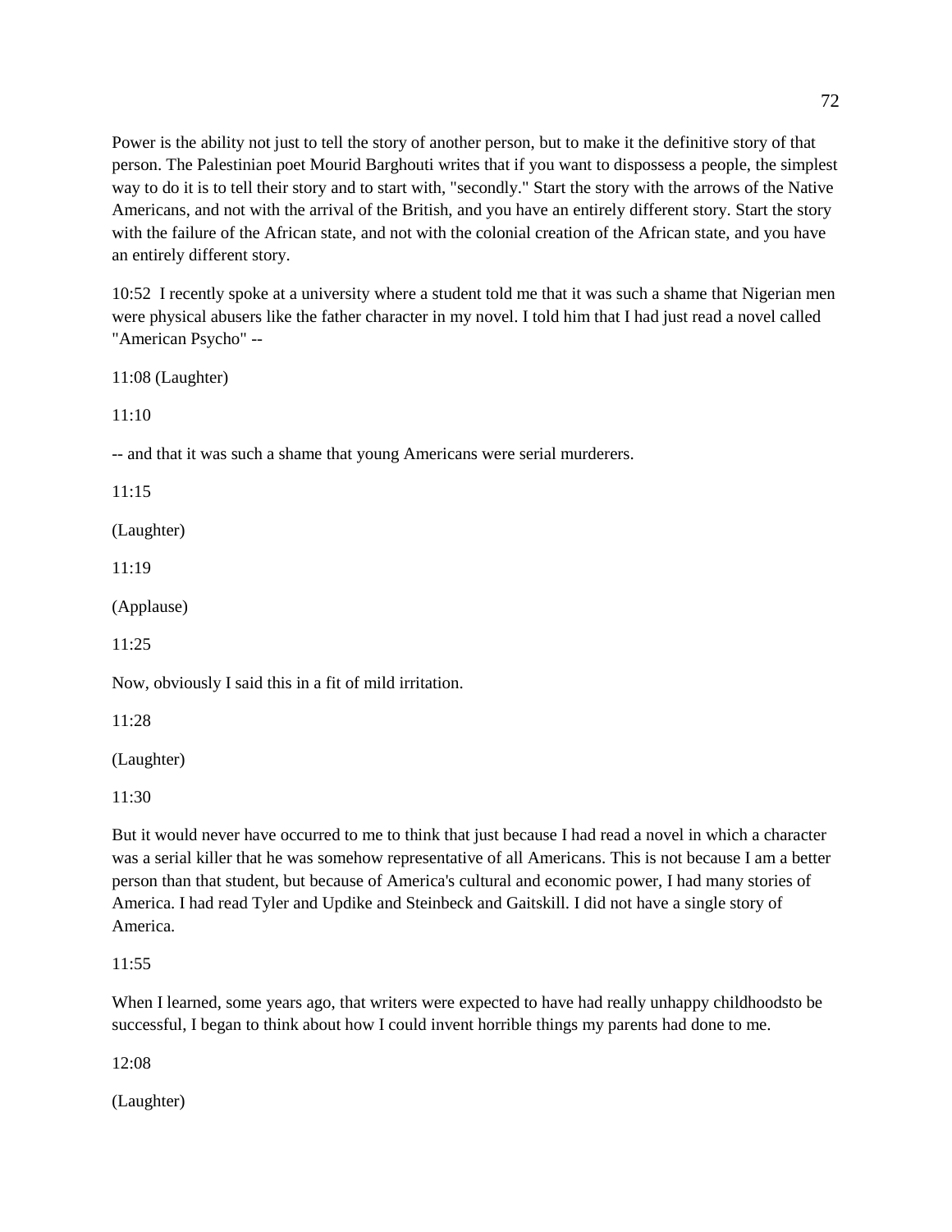Power is the ability not just to tell the story of another person, but to make it the definitive story of that person. The Palestinian poet Mourid Barghouti writes that if you want to dispossess a people, the simplest way to do it is to tell their story and to start with, "secondly." Start the story with the arrows of the Native Americans, and not with the arrival of the British, and you have an entirely different story. Start the story with the failure of the African state, and not with the colonial creation of the African state, and you have an entirely different story.

10:52 I recently spoke at a university where a student told me that it was such a shame that Nigerian men were physical abusers like the father character in my novel. I told him that I had just read a novel called "American Psycho" --

11:08 (Laughter)

11:10

-- and that it was such a shame that young Americans were serial murderers.

11:15

(Laughter)

11:19

(Applause)

11:25

Now, obviously I said this in a fit of mild irritation.

11:28

(Laughter)

11:30

But it would never have occurred to me to think that just because I had read a novel in which a character was a serial killer that he was somehow representative of all Americans. This is not because I am a better person than that student, but because of America's cultural and economic power, I had many stories of America. I had read Tyler and Updike and Steinbeck and Gaitskill. I did not have a single story of America.

11:55

When I learned, some years ago, that writers were expected to have had really unhappy childhoodsto be successful, I began to think about how I could invent horrible things my parents had done to me.

12:08

(Laughter)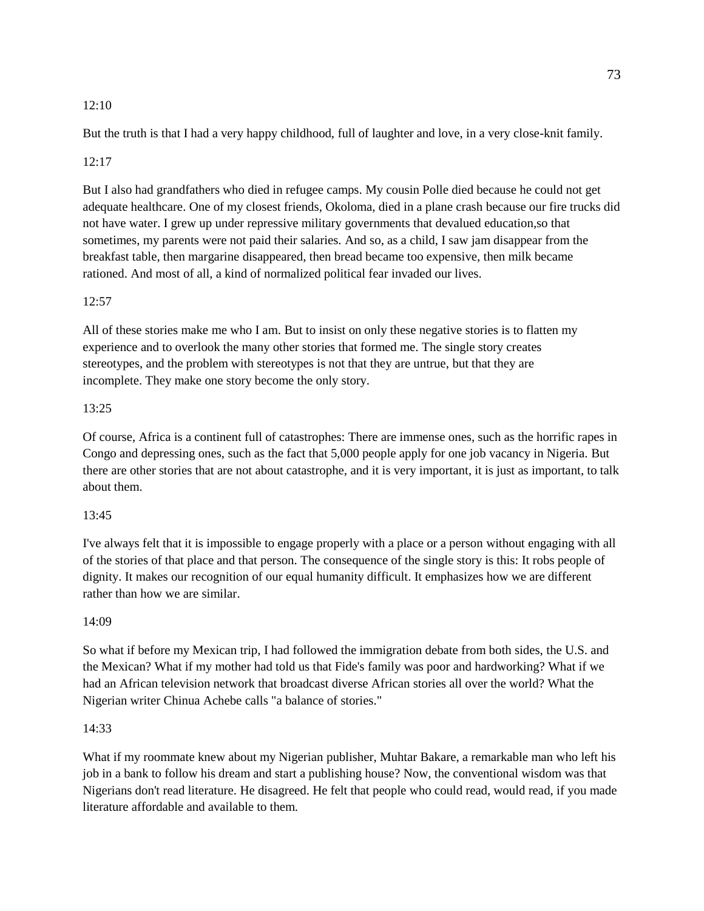12:10

But the truth is that I had a very happy childhood, full of laughter and love, in a very close-knit family.

12:17

But I also had grandfathers who died in refugee camps. My cousin Polle died because he could not get adequate healthcare. One of my closest friends, Okoloma, died in a plane crash because our fire trucks did not have water. I grew up under repressive military governments that devalued education,so that sometimes, my parents were not paid their salaries. And so, as a child, I saw jam disappear from the breakfast table, then margarine disappeared, then bread became too expensive, then milk became rationed. And most of all, a kind of normalized political fear invaded our lives.

12:57

All of these stories make me who I am. But to insist on only these negative stories is to flatten my experience and to overlook the many other stories that formed me. The single story creates stereotypes, and the problem with stereotypes is not that they are untrue, but that they are incomplete. They make one story become the only story.

13:25

Of course, Africa is a continent full of catastrophes: There are immense ones, such as the horrific rapes in Congo and depressing ones, such as the fact that 5,000 people apply for one job vacancy in Nigeria. But there are other stories that are not about catastrophe, and it is very important, it is just as important, to talk about them.

13:45

I've always felt that it is impossible to engage properly with a place or a person without engaging with all of the stories of that place and that person. The consequence of the single story is this: It robs people of dignity. It makes our recognition of our equal humanity difficult. It emphasizes how we are different rather than how we are similar.

14:09

So what if before my Mexican trip, I had followed the immigration debate from both sides, the U.S. and the Mexican? What if my mother had told us that Fide's family was poor and hardworking? What if we had an African television network that broadcast diverse African stories all over the world? What the Nigerian writer Chinua Achebe calls "a balance of stories."

14:33

What if my roommate knew about my Nigerian publisher, Muhtar Bakare, a remarkable man who left his job in a bank to follow his dream and start a publishing house? Now, the conventional wisdom was that Nigerians don't read literature. He disagreed. He felt that people who could read, would read, if you made literature affordable and available to them.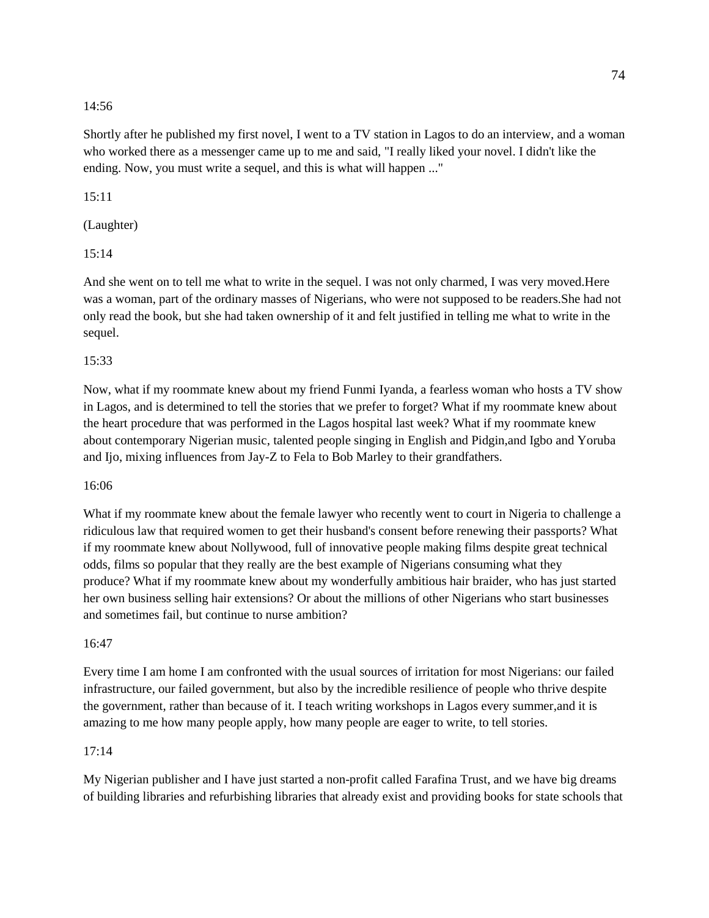14:56

Shortly after he published my first novel, I went to a TV station in Lagos to do an interview, and a woman who worked there as a messenger came up to me and said, "I really liked your novel. I didn't like the ending. Now, you must write a sequel, and this is what will happen ..."

15:11

(Laughter)

15:14

And she went on to tell me what to write in the sequel. I was not only charmed, I was very moved.Here was a woman, part of the ordinary masses of Nigerians, who were not supposed to be readers.She had not only read the book, but she had taken ownership of it and felt justified in telling me what to write in the sequel.

15:33

Now, what if my roommate knew about my friend Funmi Iyanda, a fearless woman who hosts a TV show in Lagos, and is determined to tell the stories that we prefer to forget? What if my roommate knew about the heart procedure that was performed in the Lagos hospital last week? What if my roommate knew about contemporary Nigerian music, talented people singing in English and Pidgin,and Igbo and Yoruba and Ijo, mixing influences from Jay-Z to Fela to Bob Marley to their grandfathers.

16:06

What if my roommate knew about the female lawyer who recently went to court in Nigeria to challenge a ridiculous law that required women to get their husband's consent before renewing their passports? What if my roommate knew about Nollywood, full of innovative people making films despite great technical odds, films so popular that they really are the best example of Nigerians consuming what they produce? What if my roommate knew about my wonderfully ambitious hair braider, who has just started her own business selling hair extensions? Or about the millions of other Nigerians who start businesses and sometimes fail, but continue to nurse ambition?

16:47

Every time I am home I am confronted with the usual sources of irritation for most Nigerians: our failed infrastructure, our failed government, but also by the incredible resilience of people who thrive despite the government, rather than because of it. I teach writing workshops in Lagos every summer,and it is amazing to me how many people apply, how many people are eager to write, to tell stories.

17:14

My Nigerian publisher and I have just started a non-profit called Farafina Trust, and we have big dreams of building libraries and refurbishing libraries that already exist and providing books for state schools that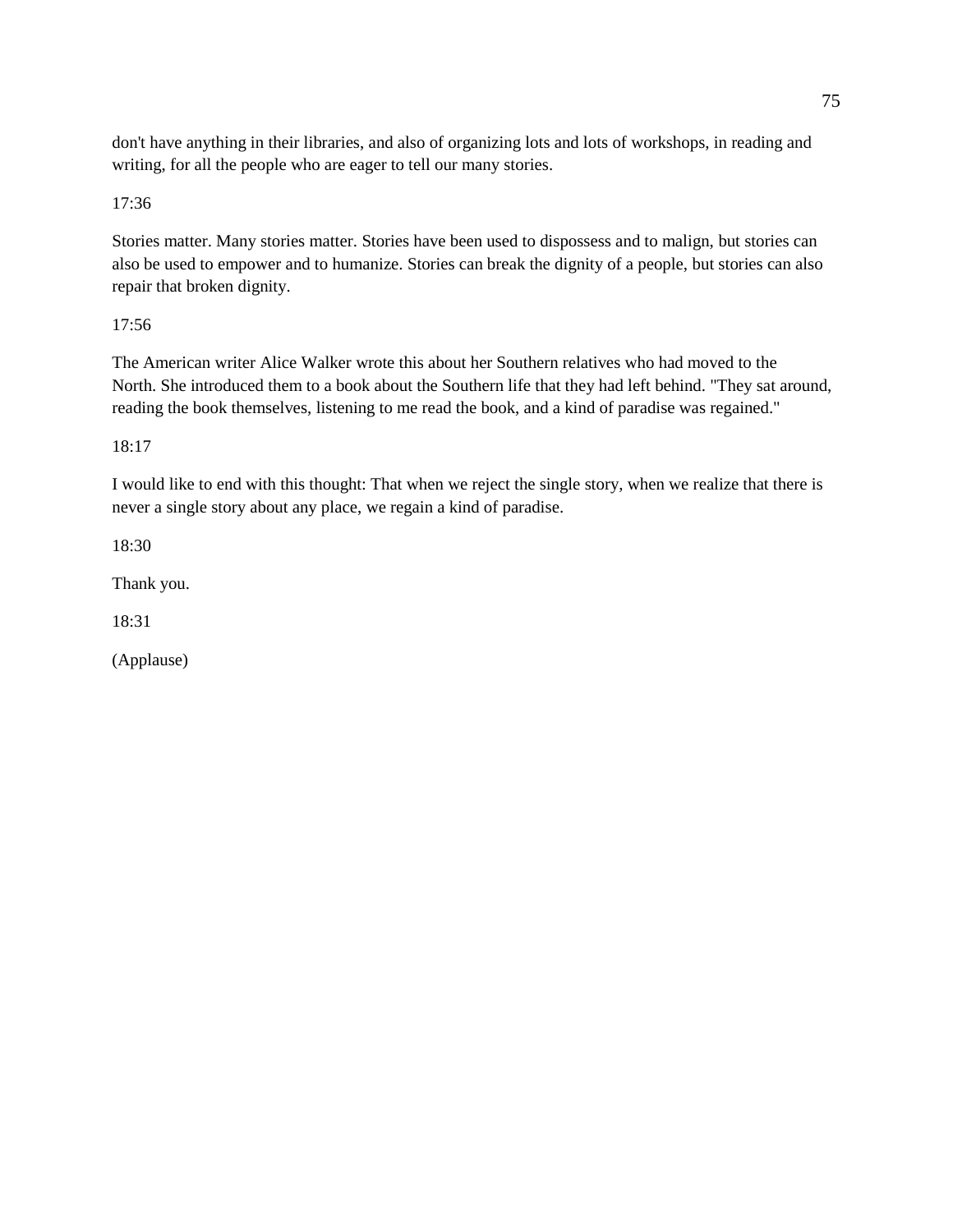don't have anything in their libraries, and also of organizing lots and lots of workshops, in reading and writing, for all the people who are eager to tell our many stories.

17:36

Stories matter. Many stories matter. Stories have been used to dispossess and to malign, but stories can also be used to empower and to humanize. Stories can break the dignity of a people, but stories can also repair that broken dignity.

17:56

The American writer Alice Walker wrote this about her Southern relatives who had moved to the North. She introduced them to a book about the Southern life that they had left behind. "They sat around, reading the book themselves, listening to me read the book, and a kind of paradise was regained."

18:17

I would like to end with this thought: That when we reject the single story, when we realize that there is never a single story about any place, we regain a kind of paradise.

18:30

Thank you.

18:31

(Applause)